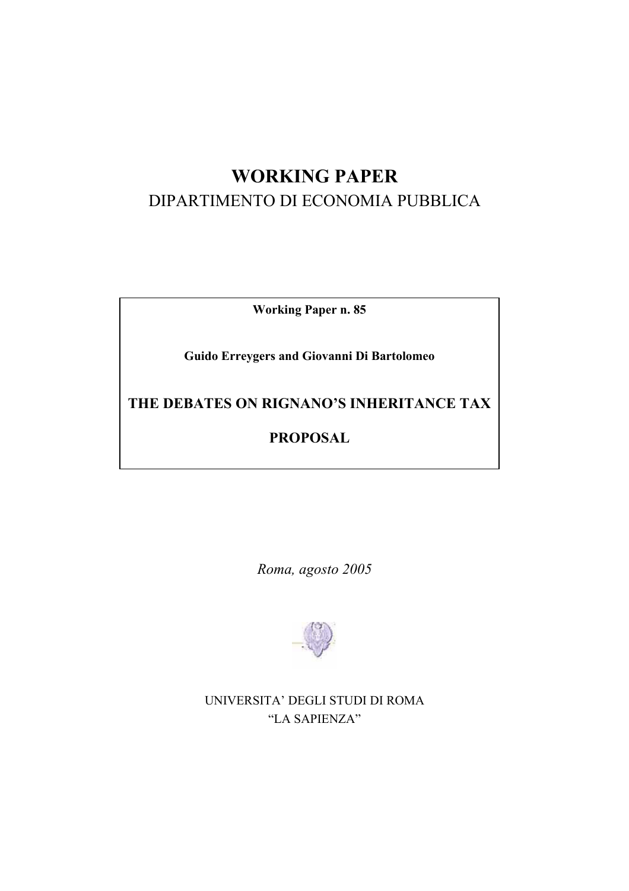# WORKING PAPER

DIPARTIMENTO DI ECONOMIA PUBBLICA

**Working Paper n. 85**

**Guido Erreygers and Giovanni Di Bartolomeo**

**THE DEBATES ON RIGNANO'S INHERITANCE TAX PROPOSAL**

*Roma, agosto 2005*

UNIVERSITA' DEGLI STUDI DI ROMA
"LA SAPIENZA"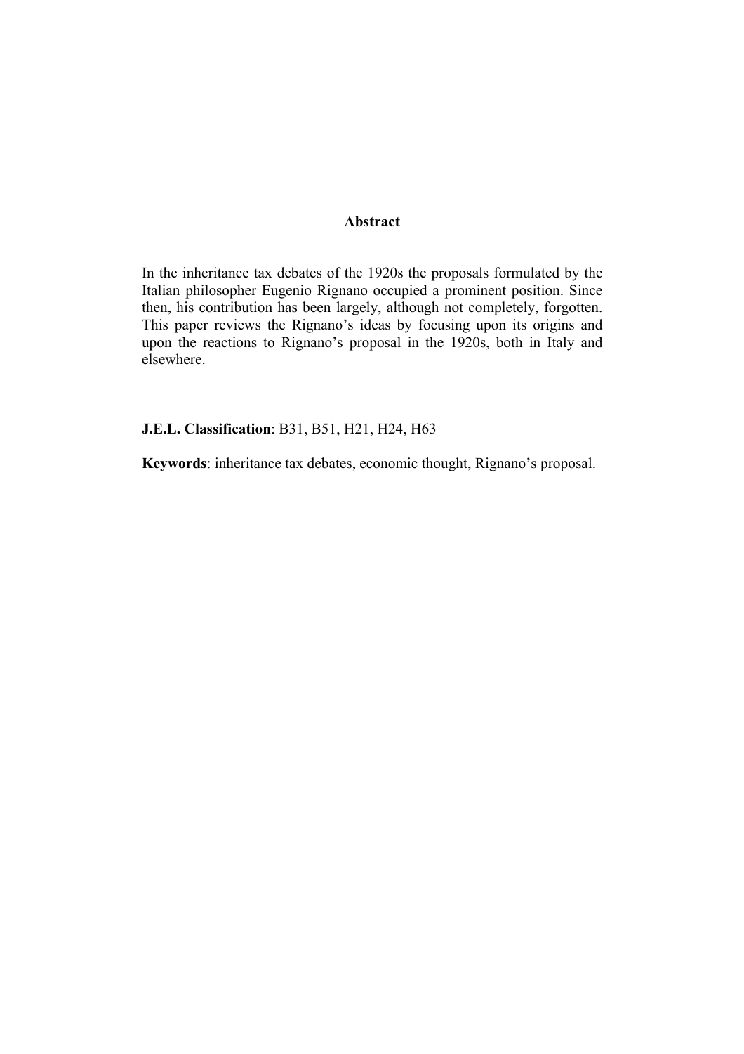## Abstract

In the inheritance tax debates of the 1920s the proposals formulated by the Italian philosopher Eugenio Rignano occupied a prominent position. Since then, his contribution has been largely, although not completely, forgotten. This paper reviews the Rignano's ideas by focusing upon its origins and upon the reactions to Rignano's proposal in the 1920s, both in Italy and elsewhere.

**J.E.L. Classification**: B31, B51, H21, H24, H63

**Keywords**: inheritance tax debates, economic thought, Rignano's proposal.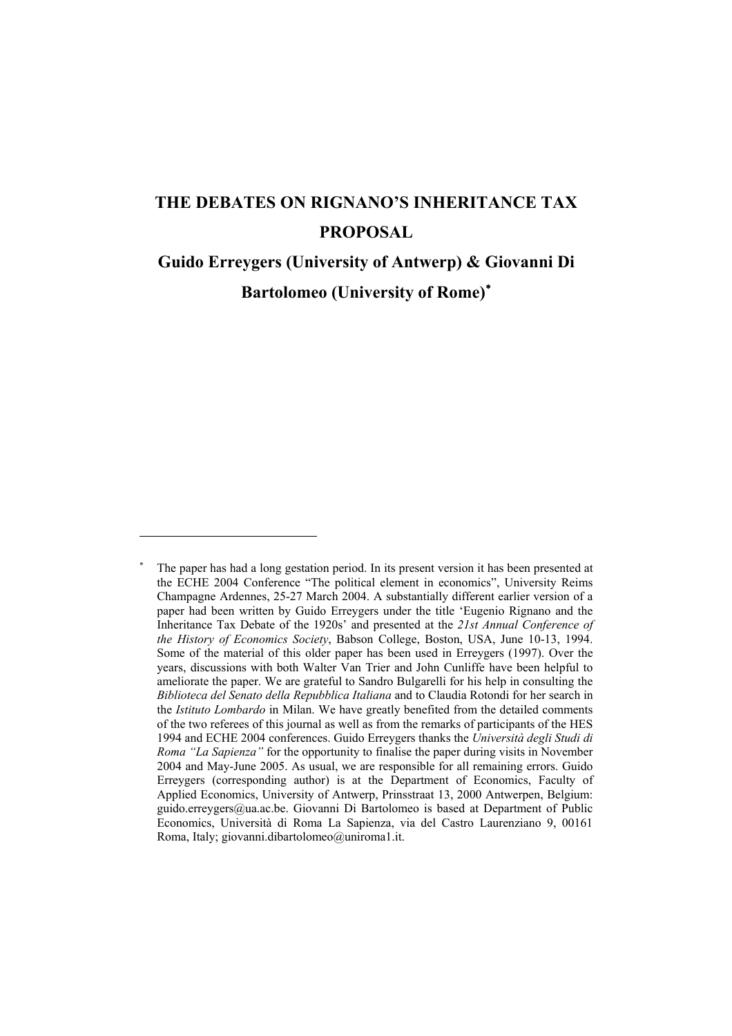# THE DEBATES ON RIGNANO'S INHERITANCE TAX PROPOSAL

**Guido Erreygers (University of Antwerp) & Giovanni Di Bartolomeo (University of Rome)**[*]

---

[*] The paper has had a long gestation period. In its present version it has been presented at the ECHE 2004 Conference "The political element in economics", University Reims Champagne Ardennes, 25-27 March 2004. A substantially different earlier version of a paper had been written by Guido Erreygers under the title 'Eugenio Rignano and the Inheritance Tax Debate of the 1920s' and presented at the *21st Annual Conference of the History of Economics Society*, Babson College, Boston, USA, June 10-13, 1994. Some of the material of this older paper has been used in Erreygers (1997). Over the years, discussions with both Walter Van Trier and John Cunliffe have been helpful to ameliorate the paper. We are grateful to Sandro Bulgarelli for his help in consulting the *Biblioteca del Senato della Repubblica Italiana* and to Claudia Rotondi for her search in the *Istituto Lombardo* in Milan. We have greatly benefited from the detailed comments of the two referees of this journal as well as from the remarks of participants of the HES 1994 and ECHE 2004 conferences. Guido Erreygers thanks the *Università degli Studi di Roma "La Sapienza"* for the opportunity to finalise the paper during visits in November 2004 and May-June 2005. As usual, we are responsible for all remaining errors. Guido Erreygers (corresponding author) is at the Department of Economics, Faculty of Applied Economics, University of Antwerp, Prinsstraat 13, 2000 Antwerpen, Belgium: guido.erreygers@ua.ac.be. Giovanni Di Bartolomeo is based at Department of Public Economics, Università di Roma La Sapienza, via del Castro Laurenziano 9, 00161 Roma, Italy; giovanni.dibartolomeo@uniroma1.it.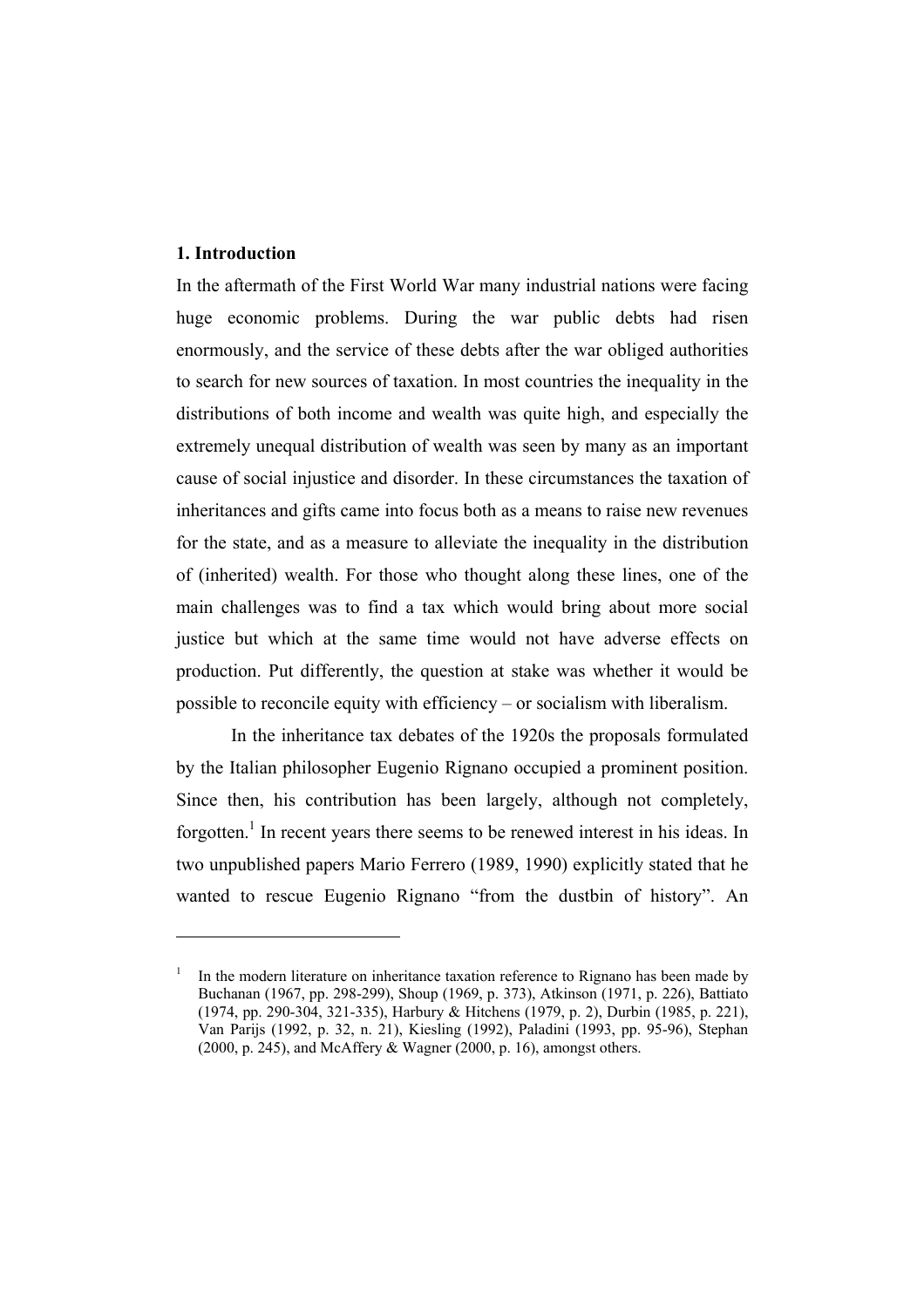## 1. Introduction

In the aftermath of the First World War many industrial nations were facing huge economic problems. During the war public debts had risen enormously, and the service of these debts after the war obliged authorities to search for new sources of taxation. In most countries the inequality in the distributions of both income and wealth was quite high, and especially the extremely unequal distribution of wealth was seen by many as an important cause of social injustice and disorder. In these circumstances the taxation of inheritances and gifts came into focus both as a means to raise new revenues for the state, and as a measure to alleviate the inequality in the distribution of (inherited) wealth. For those who thought along these lines, one of the main challenges was to find a tax which would bring about more social justice but which at the same time would not have adverse effects on production. Put differently, the question at stake was whether it would be possible to reconcile equity with efficiency – or socialism with liberalism.

In the inheritance tax debates of the 1920s the proposals formulated by the Italian philosopher Eugenio Rignano occupied a prominent position. Since then, his contribution has been largely, although not completely, forgotten.[1] In recent years there seems to be renewed interest in his ideas. In two unpublished papers Mario Ferrero (1989, 1990) explicitly stated that he wanted to rescue Eugenio Rignano "from the dustbin of history". An

---

[1] In the modern literature on inheritance taxation reference to Rignano has been made by Buchanan (1967, pp. 298-299), Shoup (1969, p. 373), Atkinson (1971, p. 226), Battiato (1974, pp. 290-304, 321-335), Harbury & Hitchens (1979, p. 2), Durbin (1985, p. 221), Van Parijs (1992, p. 32, n. 21), Kiesling (1992), Paladini (1993, pp. 95-96), Stephan (2000, p. 245), and McAffery & Wagner (2000, p. 16), amongst others.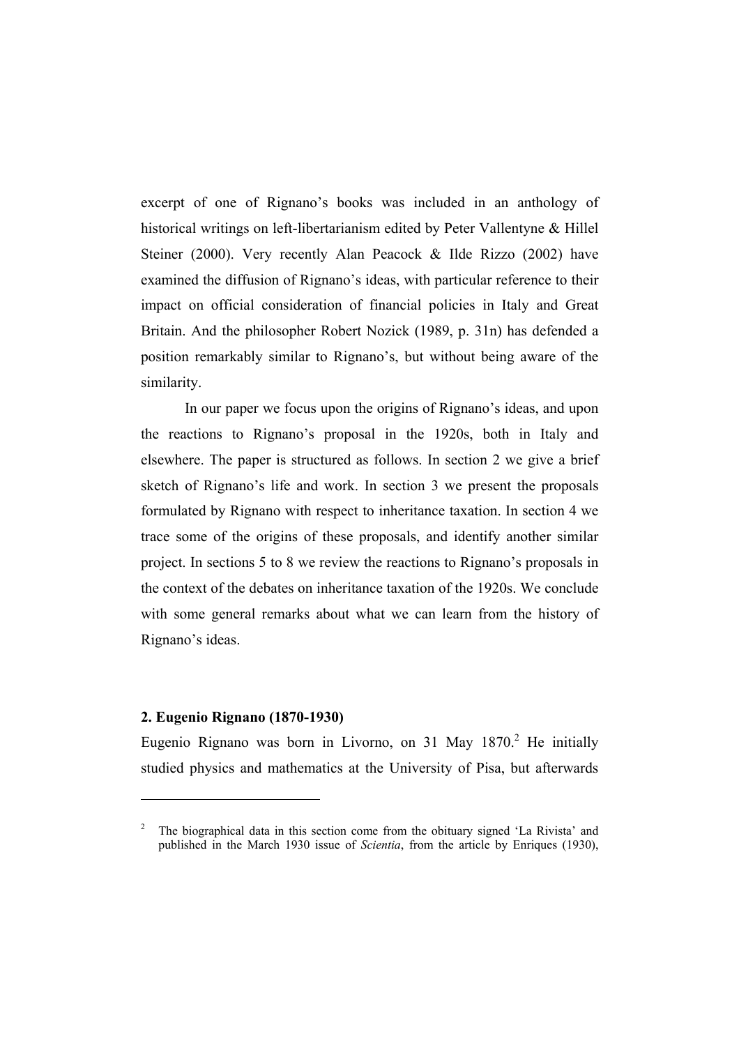excerpt of one of Rignano's books was included in an anthology of historical writings on left-libertarianism edited by Peter Vallentyne & Hillel Steiner (2000). Very recently Alan Peacock & Ilde Rizzo (2002) have examined the diffusion of Rignano's ideas, with particular reference to their impact on official consideration of financial policies in Italy and Great Britain. And the philosopher Robert Nozick (1989, p. 31n) has defended a position remarkably similar to Rignano's, but without being aware of the similarity.

In our paper we focus upon the origins of Rignano's ideas, and upon the reactions to Rignano's proposal in the 1920s, both in Italy and elsewhere. The paper is structured as follows. In section 2 we give a brief sketch of Rignano's life and work. In section 3 we present the proposals formulated by Rignano with respect to inheritance taxation. In section 4 we trace some of the origins of these proposals, and identify another similar project. In sections 5 to 8 we review the reactions to Rignano's proposals in the context of the debates on inheritance taxation of the 1920s. We conclude with some general remarks about what we can learn from the history of Rignano's ideas.

## 2. Eugenio Rignano (1870-1930)

Eugenio Rignano was born in Livorno, on 31 May 1870.[2] He initially studied physics and mathematics at the University of Pisa, but afterwards

---

[2] The biographical data in this section come from the obituary signed 'La Rivista' and published in the March 1930 issue of *Scientia*, from the article by Enriques (1930),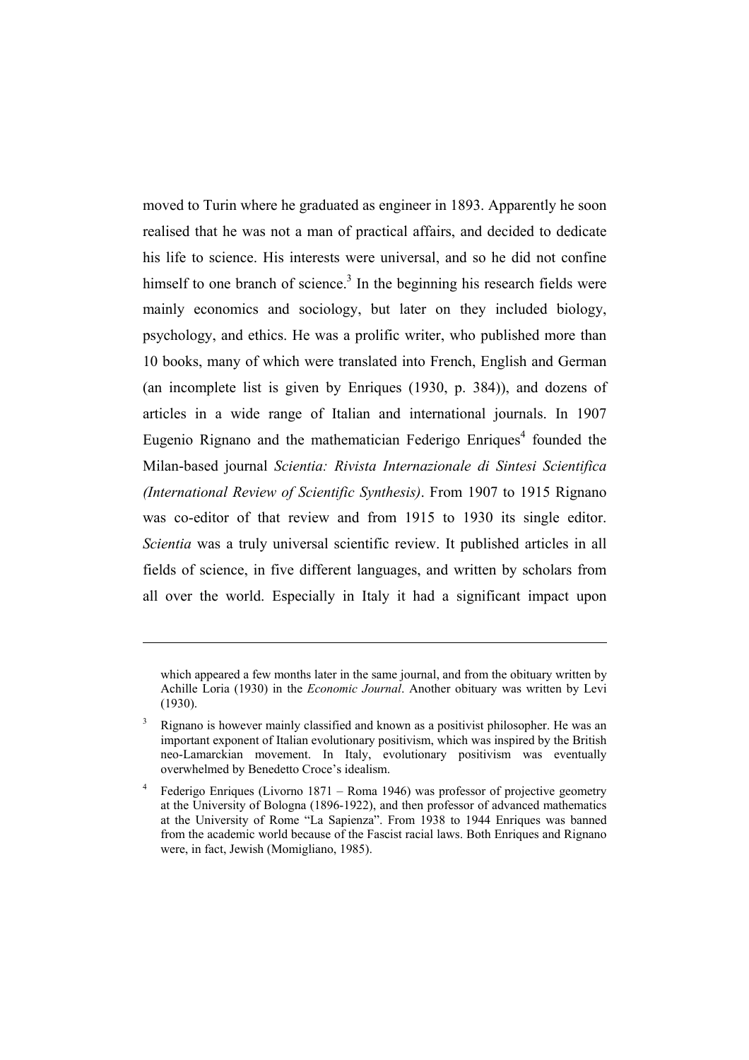moved to Turin where he graduated as engineer in 1893. Apparently he soon realised that he was not a man of practical affairs, and decided to dedicate his life to science. His interests were universal, and so he did not confine himself to one branch of science.[3] In the beginning his research fields were mainly economics and sociology, but later on they included biology, psychology, and ethics. He was a prolific writer, who published more than 10 books, many of which were translated into French, English and German (an incomplete list is given by Enriques (1930, p. 384)), and dozens of articles in a wide range of Italian and international journals. In 1907 Eugenio Rignano and the mathematician Federigo Enriques[4] founded the Milan-based journal *Scientia: Rivista Internazionale di Sintesi Scientifica (International Review of Scientific Synthesis)*. From 1907 to 1915 Rignano was co-editor of that review and from 1915 to 1930 its single editor. *Scientia* was a truly universal scientific review. It published articles in all fields of science, in five different languages, and written by scholars from all over the world. Especially in Italy it had a significant impact upon

---

which appeared a few months later in the same journal, and from the obituary written by Achille Loria (1930) in the *Economic Journal*. Another obituary was written by Levi (1930).

[3] Rignano is however mainly classified and known as a positivist philosopher. He was an important exponent of Italian evolutionary positivism, which was inspired by the British neo-Lamarckian movement. In Italy, evolutionary positivism was eventually overwhelmed by Benedetto Croce's idealism.

[4] Federigo Enriques (Livorno 1871 – Roma 1946) was professor of projective geometry at the University of Bologna (1896-1922), and then professor of advanced mathematics at the University of Rome "La Sapienza". From 1938 to 1944 Enriques was banned from the academic world because of the Fascist racial laws. Both Enriques and Rignano were, in fact, Jewish (Momigliano, 1985).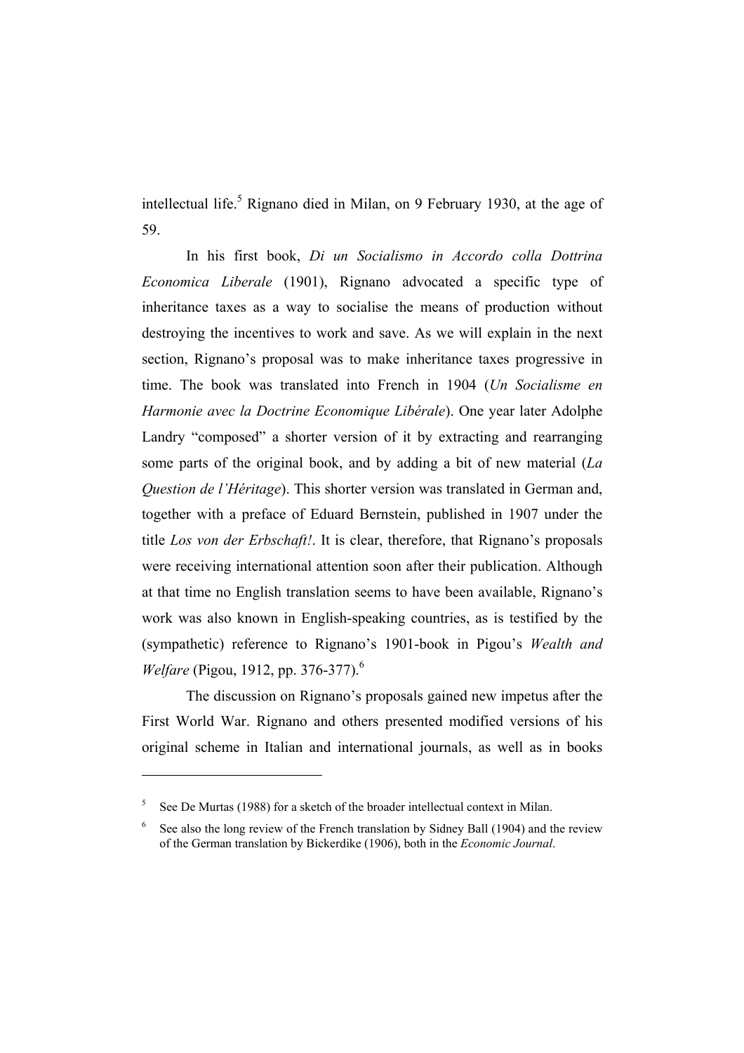intellectual life.[5] Rignano died in Milan, on 9 February 1930, at the age of 59.

In his first book, *Di un Socialismo in Accordo colla Dottrina Economica Liberale* (1901), Rignano advocated a specific type of inheritance taxes as a way to socialise the means of production without destroying the incentives to work and save. As we will explain in the next section, Rignano's proposal was to make inheritance taxes progressive in time. The book was translated into French in 1904 (*Un Socialisme en Harmonie avec la Doctrine Economique Libérale*). One year later Adolphe Landry "composed" a shorter version of it by extracting and rearranging some parts of the original book, and by adding a bit of new material (*La Question de l'Héritage*). This shorter version was translated in German and, together with a preface of Eduard Bernstein, published in 1907 under the title *Los von der Erbschaft!*. It is clear, therefore, that Rignano's proposals were receiving international attention soon after their publication. Although at that time no English translation seems to have been available, Rignano's work was also known in English-speaking countries, as is testified by the (sympathetic) reference to Rignano's 1901-book in Pigou's *Wealth and Welfare* (Pigou, 1912, pp. 376-377).[6]

The discussion on Rignano's proposals gained new impetus after the First World War. Rignano and others presented modified versions of his original scheme in Italian and international journals, as well as in books

---

[5] See De Murtas (1988) for a sketch of the broader intellectual context in Milan.

[6] See also the long review of the French translation by Sidney Ball (1904) and the review of the German translation by Bickerdike (1906), both in the *Economic Journal*.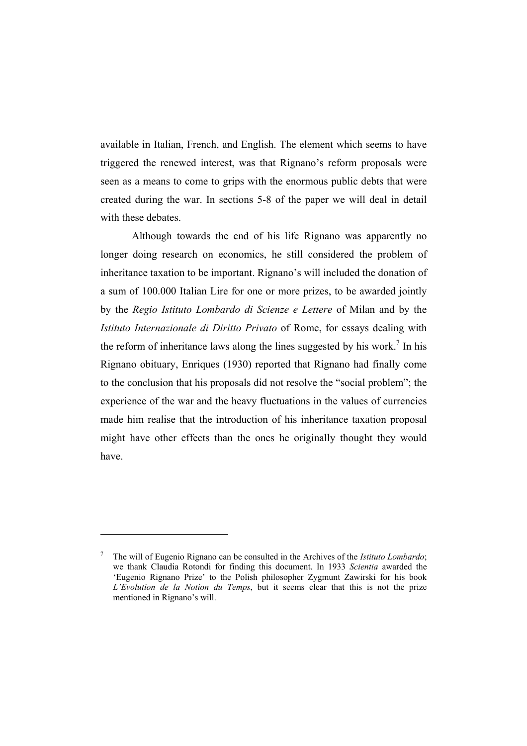available in Italian, French, and English. The element which seems to have triggered the renewed interest, was that Rignano's reform proposals were seen as a means to come to grips with the enormous public debts that were created during the war. In sections 5-8 of the paper we will deal in detail with these debates.

Although towards the end of his life Rignano was apparently no longer doing research on economics, he still considered the problem of inheritance taxation to be important. Rignano's will included the donation of a sum of 100.000 Italian Lire for one or more prizes, to be awarded jointly by the *Regio Istituto Lombardo di Scienze e Lettere* of Milan and by the *Istituto Internazionale di Diritto Privato* of Rome, for essays dealing with the reform of inheritance laws along the lines suggested by his work.[7] In his Rignano obituary, Enriques (1930) reported that Rignano had finally come to the conclusion that his proposals did not resolve the "social problem"; the experience of the war and the heavy fluctuations in the values of currencies made him realise that the introduction of his inheritance taxation proposal might have other effects than the ones he originally thought they would have.

---

[7] The will of Eugenio Rignano can be consulted in the Archives of the *Istituto Lombardo*; we thank Claudia Rotondi for finding this document. In 1933 *Scientia* awarded the 'Eugenio Rignano Prize' to the Polish philosopher Zygmunt Zawirski for his book *L'Evolution de la Notion du Temps*, but it seems clear that this is not the prize mentioned in Rignano's will.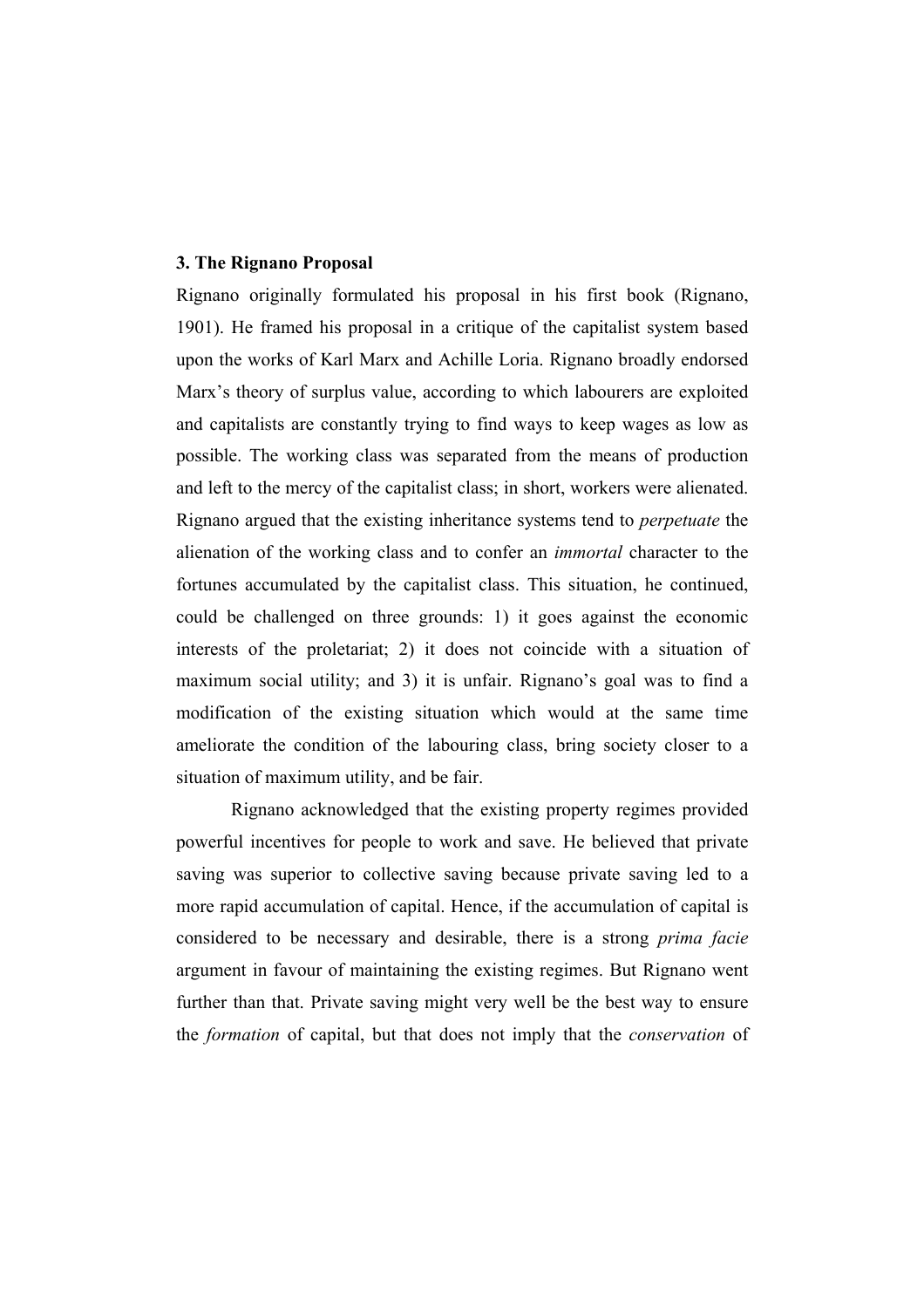**3. The Rignano Proposal**

Rignano originally formulated his proposal in his first book (Rignano, 1901). He framed his proposal in a critique of the capitalist system based upon the works of Karl Marx and Achille Loria. Rignano broadly endorsed Marx's theory of surplus value, according to which labourers are exploited and capitalists are constantly trying to find ways to keep wages as low as possible. The working class was separated from the means of production and left to the mercy of the capitalist class; in short, workers were alienated. Rignano argued that the existing inheritance systems tend to *perpetuate* the alienation of the working class and to confer an *immortal* character to the fortunes accumulated by the capitalist class. This situation, he continued, could be challenged on three grounds: 1) it goes against the economic interests of the proletariat; 2) it does not coincide with a situation of maximum social utility; and 3) it is unfair. Rignano's goal was to find a modification of the existing situation which would at the same time ameliorate the condition of the labouring class, bring society closer to a situation of maximum utility, and be fair.

Rignano acknowledged that the existing property regimes provided powerful incentives for people to work and save. He believed that private saving was superior to collective saving because private saving led to a more rapid accumulation of capital. Hence, if the accumulation of capital is considered to be necessary and desirable, there is a strong *prima facie* argument in favour of maintaining the existing regimes. But Rignano went further than that. Private saving might very well be the best way to ensure the *formation* of capital, but that does not imply that the *conservation* of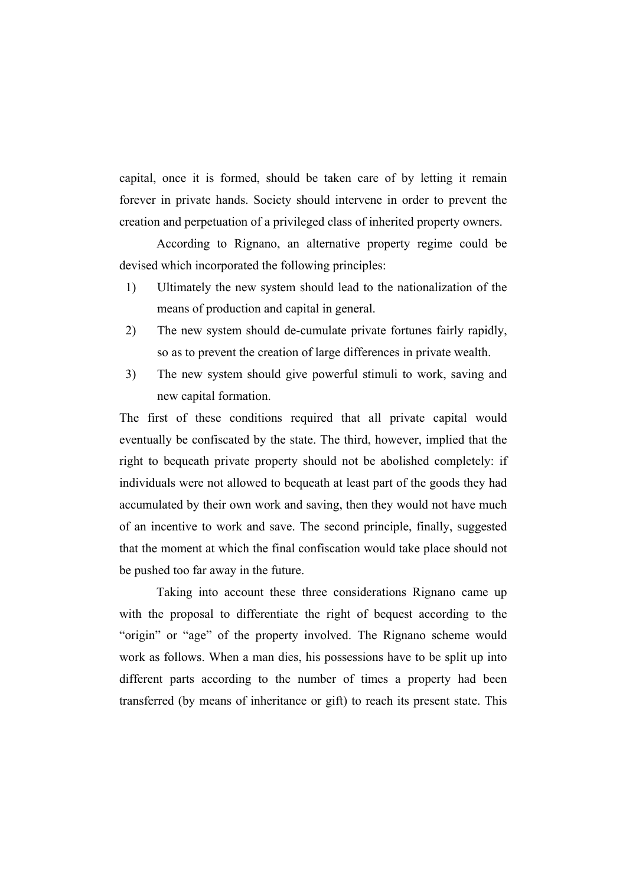capital, once it is formed, should be taken care of by letting it remain forever in private hands. Society should intervene in order to prevent the creation and perpetuation of a privileged class of inherited property owners.

According to Rignano, an alternative property regime could be devised which incorporated the following principles:

1) Ultimately the new system should lead to the nationalization of the means of production and capital in general.
2) The new system should de-cumulate private fortunes fairly rapidly, so as to prevent the creation of large differences in private wealth.
3) The new system should give powerful stimuli to work, saving and new capital formation.

The first of these conditions required that all private capital would eventually be confiscated by the state. The third, however, implied that the right to bequeath private property should not be abolished completely: if individuals were not allowed to bequeath at least part of the goods they had accumulated by their own work and saving, then they would not have much of an incentive to work and save. The second principle, finally, suggested that the moment at which the final confiscation would take place should not be pushed too far away in the future.

Taking into account these three considerations Rignano came up with the proposal to differentiate the right of bequest according to the "origin" or "age" of the property involved. The Rignano scheme would work as follows. When a man dies, his possessions have to be split up into different parts according to the number of times a property had been transferred (by means of inheritance or gift) to reach its present state. This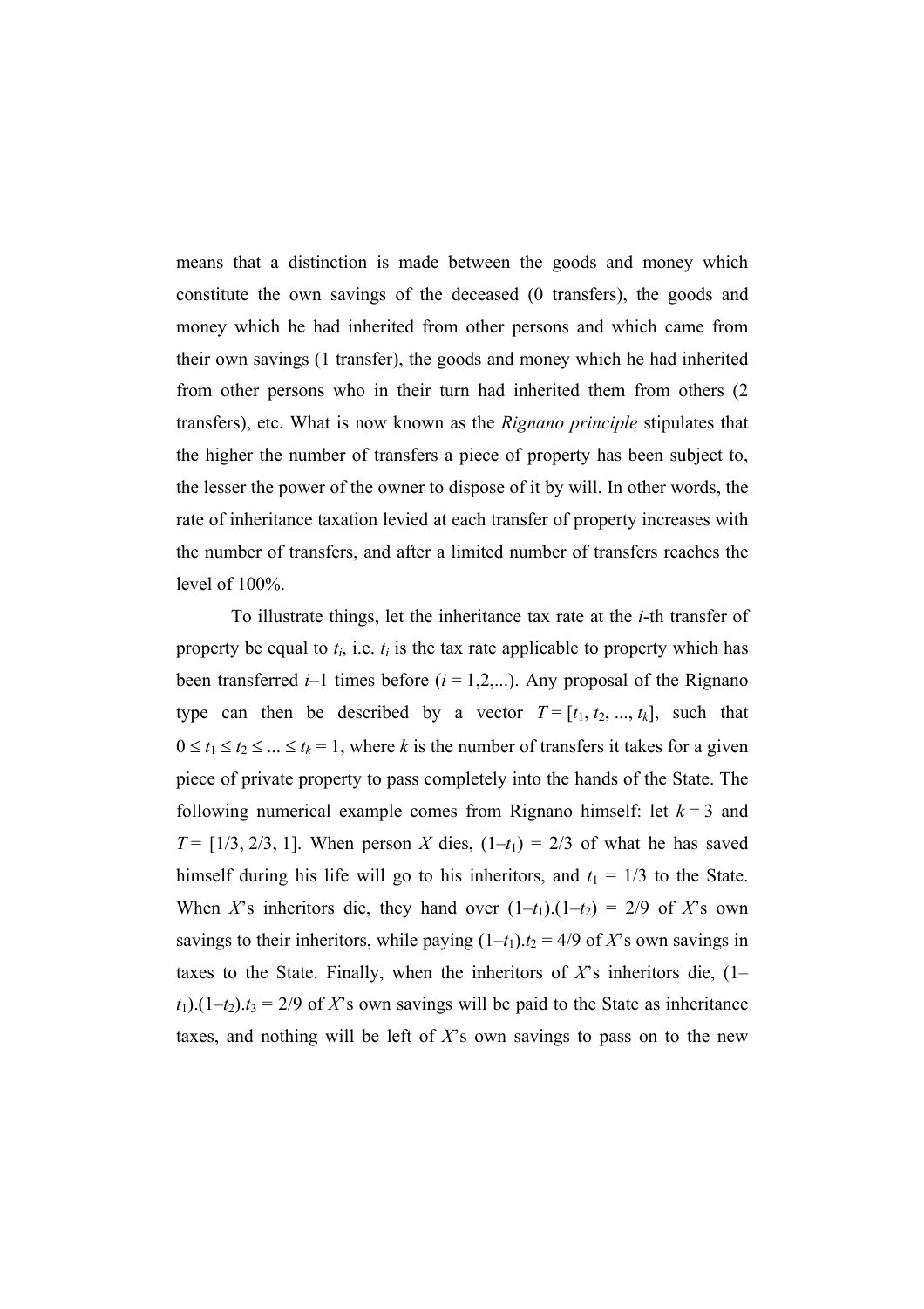means that a distinction is made between the goods and money which constitute the own savings of the deceased (0 transfers), the goods and money which he had inherited from other persons and which came from their own savings (1 transfer), the goods and money which he had inherited from other persons who in their turn had inherited them from others (2 transfers), etc. What is now known as the *Rignano principle* stipulates that the higher the number of transfers a piece of property has been subject to, the lesser the power of the owner to dispose of it by will. In other words, the rate of inheritance taxation levied at each transfer of property increases with the number of transfers, and after a limited number of transfers reaches the level of 100%.

To illustrate things, let the inheritance tax rate at the $i$-th transfer of property be equal to $t_i$, i.e. $t_i$ is the tax rate applicable to property which has been transferred $i$–1 times before ($i = 1,2,...$). Any proposal of the Rignano type can then be described by a vector $T = [t_1, t_2, ..., t_k]$, such that $0 \leq t_1 \leq t_2 \leq ... \leq t_k = 1$, where $k$ is the number of transfers it takes for a given piece of private property to pass completely into the hands of the State. The following numerical example comes from Rignano himself: let $k = 3$ and $T = [1/3, 2/3, 1]$. When person $X$ dies, $(1–t_1) = 2/3$ of what he has saved himself during his life will go to his inheritors, and $t_1 = 1/3$ to the State. When $X$'s inheritors die, they hand over $(1–t_1).(1–t_2) = 2/9$ of $X$'s own savings to their inheritors, while paying $(1–t_1).t_2 = 4/9$ of $X$'s own savings in taxes to the State. Finally, when the inheritors of $X$'s inheritors die, $(1–t_1).(1–t_2).t_3 = 2/9$ of $X$'s own savings will be paid to the State as inheritance taxes, and nothing will be left of $X$'s own savings to pass on to the new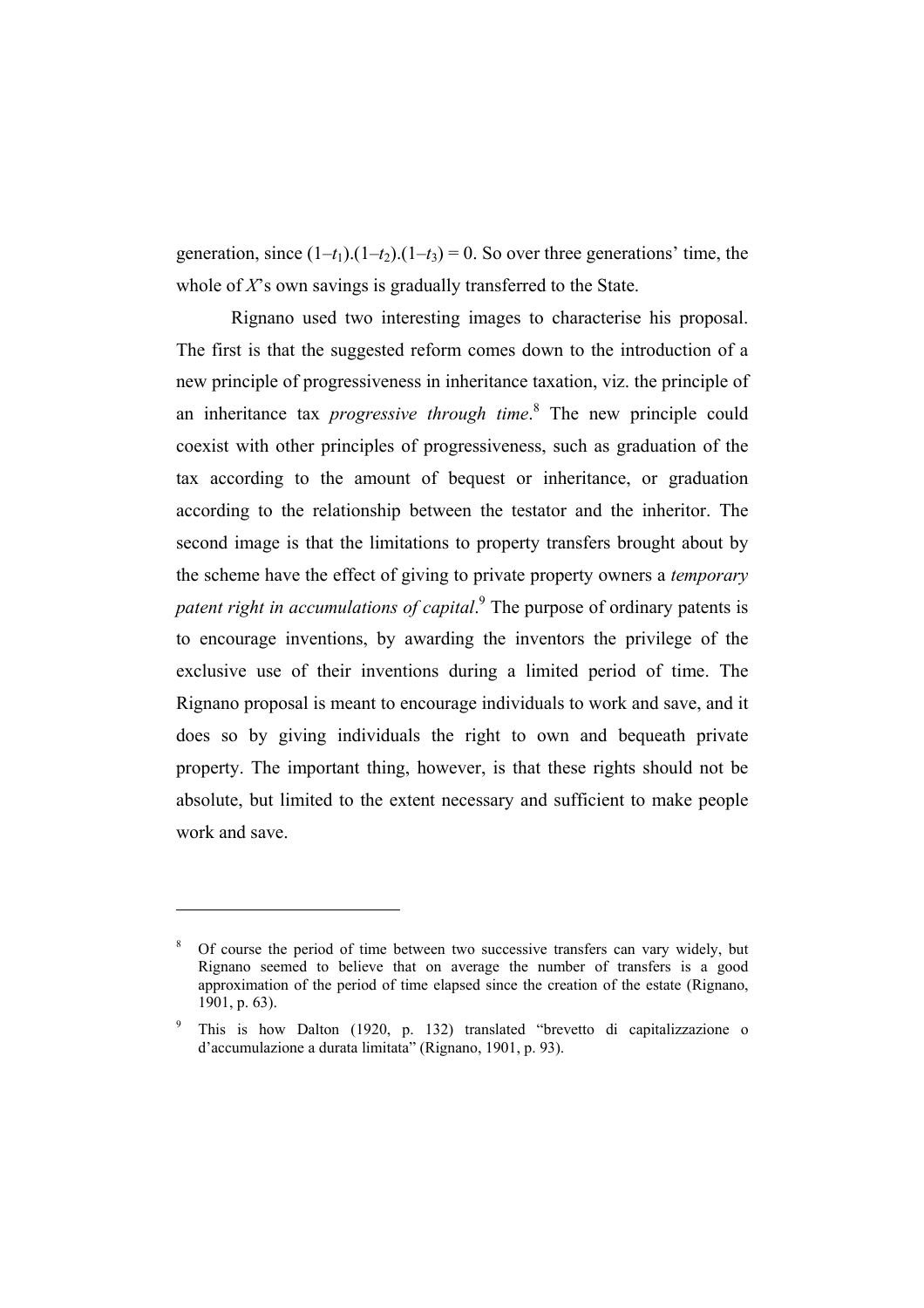generation, since $(1–t_1).(1–t_2).(1–t_3) = 0$. So over three generations' time, the whole of $X$'s own savings is gradually transferred to the State.

Rignano used two interesting images to characterise his proposal. The first is that the suggested reform comes down to the introduction of a new principle of progressiveness in inheritance taxation, viz. the principle of an inheritance tax *progressive through time*.[8] The new principle could coexist with other principles of progressiveness, such as graduation of the tax according to the amount of bequest or inheritance, or graduation according to the relationship between the testator and the inheritor. The second image is that the limitations to property transfers brought about by the scheme have the effect of giving to private property owners a *temporary patent right in accumulations of capital*.[9] The purpose of ordinary patents is to encourage inventions, by awarding the inventors the privilege of the exclusive use of their inventions during a limited period of time. The Rignano proposal is meant to encourage individuals to work and save, and it does so by giving individuals the right to own and bequeath private property. The important thing, however, is that these rights should not be absolute, but limited to the extent necessary and sufficient to make people work and save.

---

[8] Of course the period of time between two successive transfers can vary widely, but Rignano seemed to believe that on average the number of transfers is a good approximation of the period of time elapsed since the creation of the estate (Rignano, 1901, p. 63).

[9] This is how Dalton (1920, p. 132) translated "brevetto di capitalizzazione o d'accumulazione a durata limitata" (Rignano, 1901, p. 93).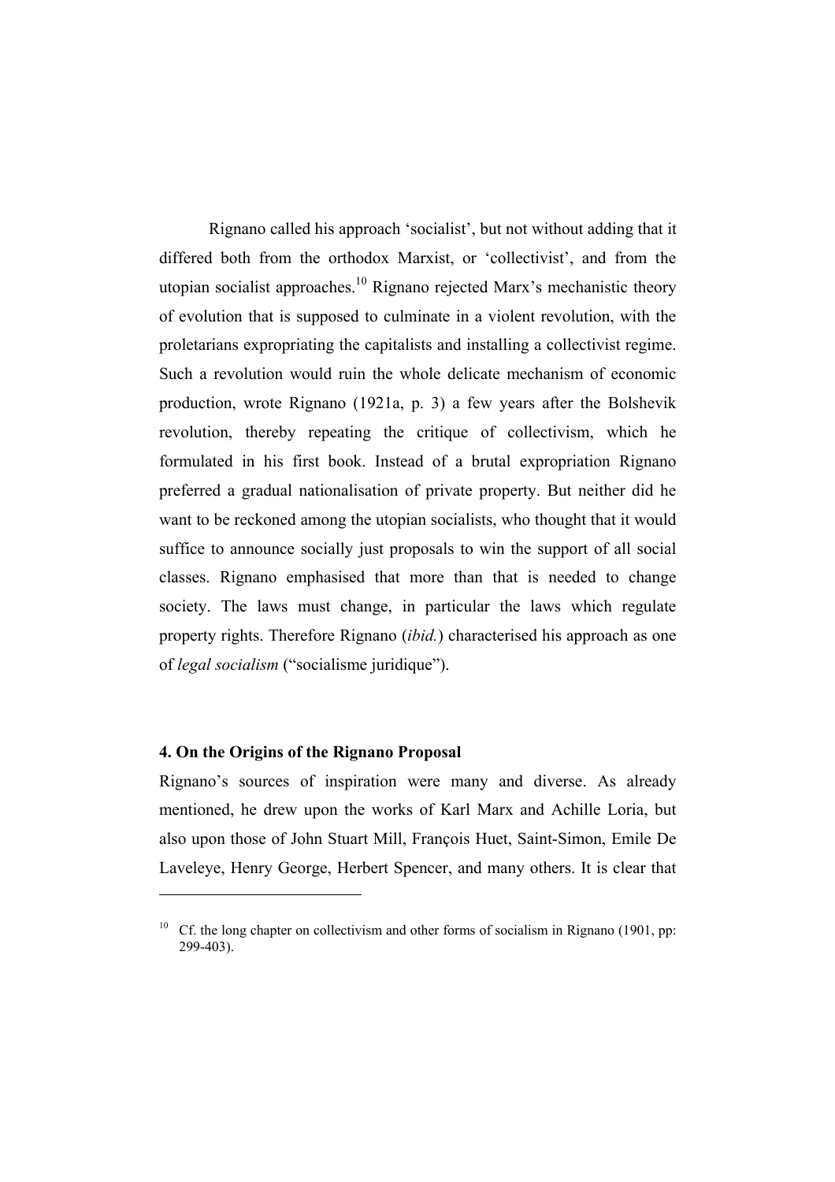Rignano called his approach 'socialist', but not without adding that it differed both from the orthodox Marxist, or 'collectivist', and from the utopian socialist approaches.[10] Rignano rejected Marx's mechanistic theory of evolution that is supposed to culminate in a violent revolution, with the proletarians expropriating the capitalists and installing a collectivist regime. Such a revolution would ruin the whole delicate mechanism of economic production, wrote Rignano (1921a, p. 3) a few years after the Bolshevik revolution, thereby repeating the critique of collectivism, which he formulated in his first book. Instead of a brutal expropriation Rignano preferred a gradual nationalisation of private property. But neither did he want to be reckoned among the utopian socialists, who thought that it would suffice to announce socially just proposals to win the support of all social classes. Rignano emphasised that more than that is needed to change society. The laws must change, in particular the laws which regulate property rights. Therefore Rignano (*ibid.*) characterised his approach as one of *legal socialism* ("socialisme juridique").

## 4. On the Origins of the Rignano Proposal

Rignano's sources of inspiration were many and diverse. As already mentioned, he drew upon the works of Karl Marx and Achille Loria, but also upon those of John Stuart Mill, François Huet, Saint-Simon, Emile De Laveleye, Henry George, Herbert Spencer, and many others. It is clear that

---

[10] Cf. the long chapter on collectivism and other forms of socialism in Rignano (1901, pp: 299-403).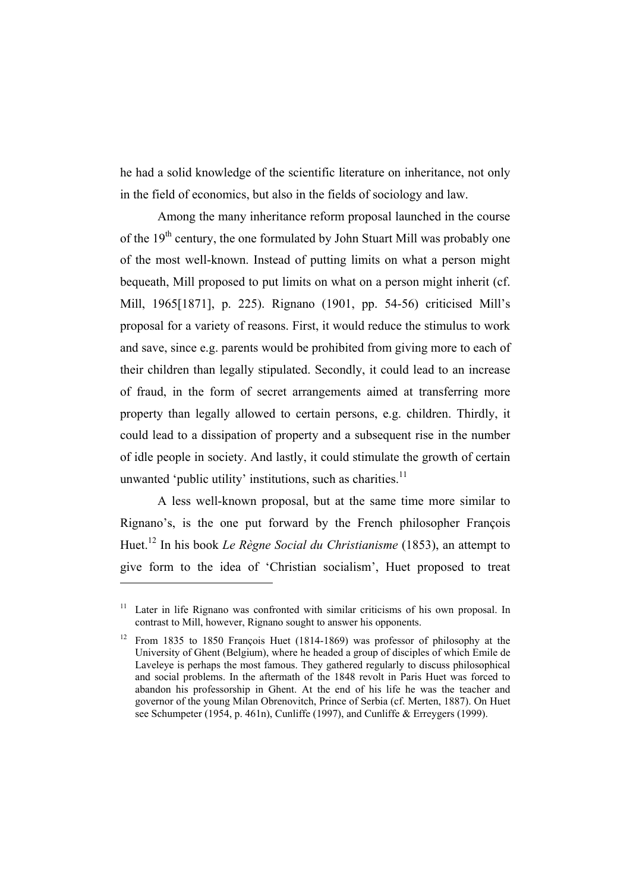he had a solid knowledge of the scientific literature on inheritance, not only in the field of economics, but also in the fields of sociology and law.

Among the many inheritance reform proposal launched in the course of the 19th century, the one formulated by John Stuart Mill was probably one of the most well-known. Instead of putting limits on what a person might bequeath, Mill proposed to put limits on what on a person might inherit (cf. Mill, 1965[1871], p. 225). Rignano (1901, pp. 54-56) criticised Mill's proposal for a variety of reasons. First, it would reduce the stimulus to work and save, since e.g. parents would be prohibited from giving more to each of their children than legally stipulated. Secondly, it could lead to an increase of fraud, in the form of secret arrangements aimed at transferring more property than legally allowed to certain persons, e.g. children. Thirdly, it could lead to a dissipation of property and a subsequent rise in the number of idle people in society. And lastly, it could stimulate the growth of certain unwanted 'public utility' institutions, such as charities.[11]

A less well-known proposal, but at the same time more similar to Rignano's, is the one put forward by the French philosopher François Huet.[12] In his book *Le Règne Social du Christianisme* (1853), an attempt to give form to the idea of 'Christian socialism', Huet proposed to treat

---

[11] Later in life Rignano was confronted with similar criticisms of his own proposal. In contrast to Mill, however, Rignano sought to answer his opponents.

[12] From 1835 to 1850 François Huet (1814-1869) was professor of philosophy at the University of Ghent (Belgium), where he headed a group of disciples of which Emile de Laveleye is perhaps the most famous. They gathered regularly to discuss philosophical and social problems. In the aftermath of the 1848 revolt in Paris Huet was forced to abandon his professorship in Ghent. At the end of his life he was the teacher and governor of the young Milan Obrenovitch, Prince of Serbia (cf. Merten, 1887). On Huet see Schumpeter (1954, p. 461n), Cunliffe (1997), and Cunliffe & Erreygers (1999).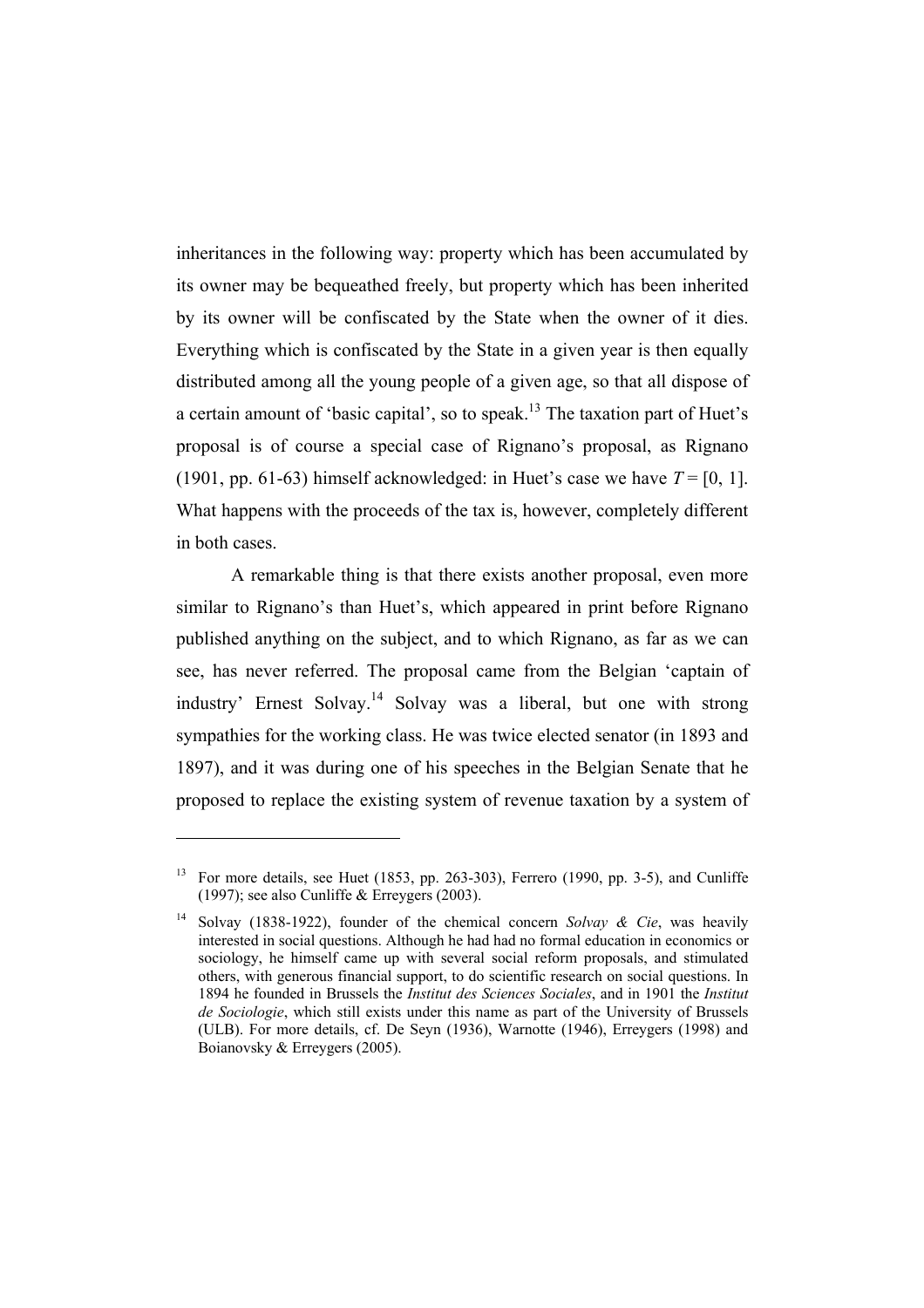inheritances in the following way: property which has been accumulated by its owner may be bequeathed freely, but property which has been inherited by its owner will be confiscated by the State when the owner of it dies. Everything which is confiscated by the State in a given year is then equally distributed among all the young people of a given age, so that all dispose of a certain amount of 'basic capital', so to speak.[13] The taxation part of Huet's proposal is of course a special case of Rignano's proposal, as Rignano (1901, pp. 61-63) himself acknowledged: in Huet's case we have $T = [0, 1]$. What happens with the proceeds of the tax is, however, completely different in both cases.

A remarkable thing is that there exists another proposal, even more similar to Rignano's than Huet's, which appeared in print before Rignano published anything on the subject, and to which Rignano, as far as we can see, has never referred. The proposal came from the Belgian 'captain of industry' Ernest Solvay.[14] Solvay was a liberal, but one with strong sympathies for the working class. He was twice elected senator (in 1893 and 1897), and it was during one of his speeches in the Belgian Senate that he proposed to replace the existing system of revenue taxation by a system of

---

[13] For more details, see Huet (1853, pp. 263-303), Ferrero (1990, pp. 3-5), and Cunliffe (1997); see also Cunliffe & Erreygers (2003).

[14] Solvay (1838-1922), founder of the chemical concern *Solvay & Cie*, was heavily interested in social questions. Although he had had no formal education in economics or sociology, he himself came up with several social reform proposals, and stimulated others, with generous financial support, to do scientific research on social questions. In 1894 he founded in Brussels the *Institut des Sciences Sociales*, and in 1901 the *Institut de Sociologie*, which still exists under this name as part of the University of Brussels (ULB). For more details, cf. De Seyn (1936), Warnotte (1946), Erreygers (1998) and Boianovsky & Erreygers (2005).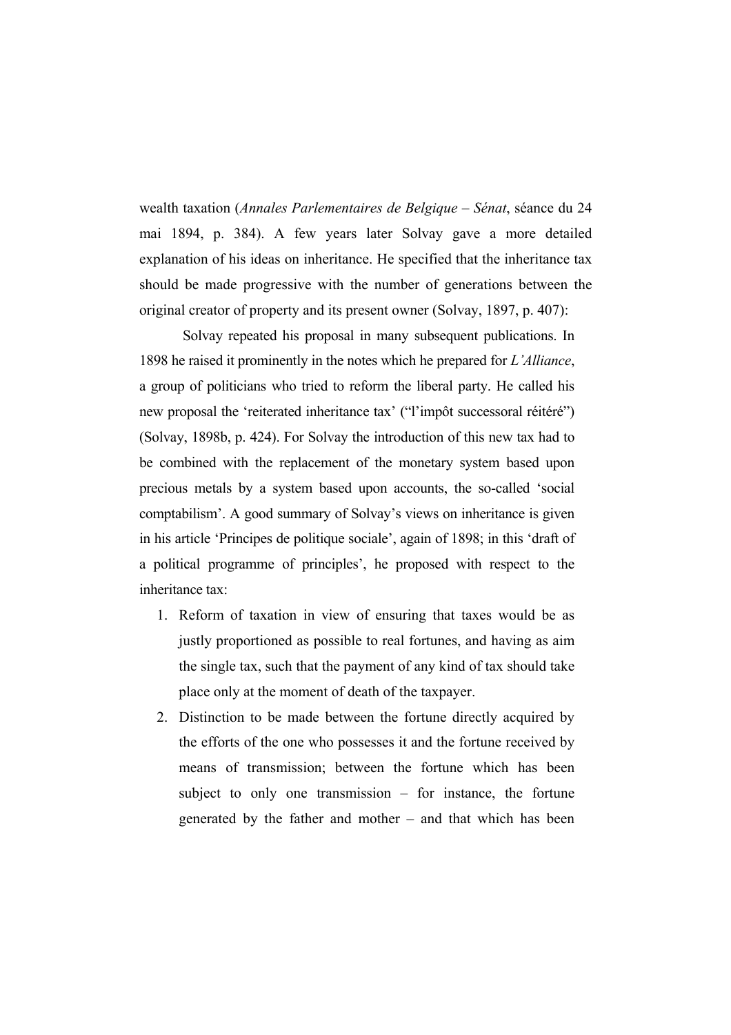wealth taxation (*Annales Parlementaires de Belgique – Sénat*, séance du 24 mai 1894, p. 384). A few years later Solvay gave a more detailed explanation of his ideas on inheritance. He specified that the inheritance tax should be made progressive with the number of generations between the original creator of property and its present owner (Solvay, 1897, p. 407):

Solvay repeated his proposal in many subsequent publications. In 1898 he raised it prominently in the notes which he prepared for *L'Alliance*, a group of politicians who tried to reform the liberal party. He called his new proposal the 'reiterated inheritance tax' ("l'impôt successoral réitéré") (Solvay, 1898b, p. 424). For Solvay the introduction of this new tax had to be combined with the replacement of the monetary system based upon precious metals by a system based upon accounts, the so-called 'social comptabilism'. A good summary of Solvay's views on inheritance is given in his article 'Principes de politique sociale', again of 1898; in this 'draft of a political programme of principles', he proposed with respect to the inheritance tax:

1. Reform of taxation in view of ensuring that taxes would be as justly proportioned as possible to real fortunes, and having as aim the single tax, such that the payment of any kind of tax should take place only at the moment of death of the taxpayer.
2. Distinction to be made between the fortune directly acquired by the efforts of the one who possesses it and the fortune received by means of transmission; between the fortune which has been subject to only one transmission – for instance, the fortune generated by the father and mother – and that which has been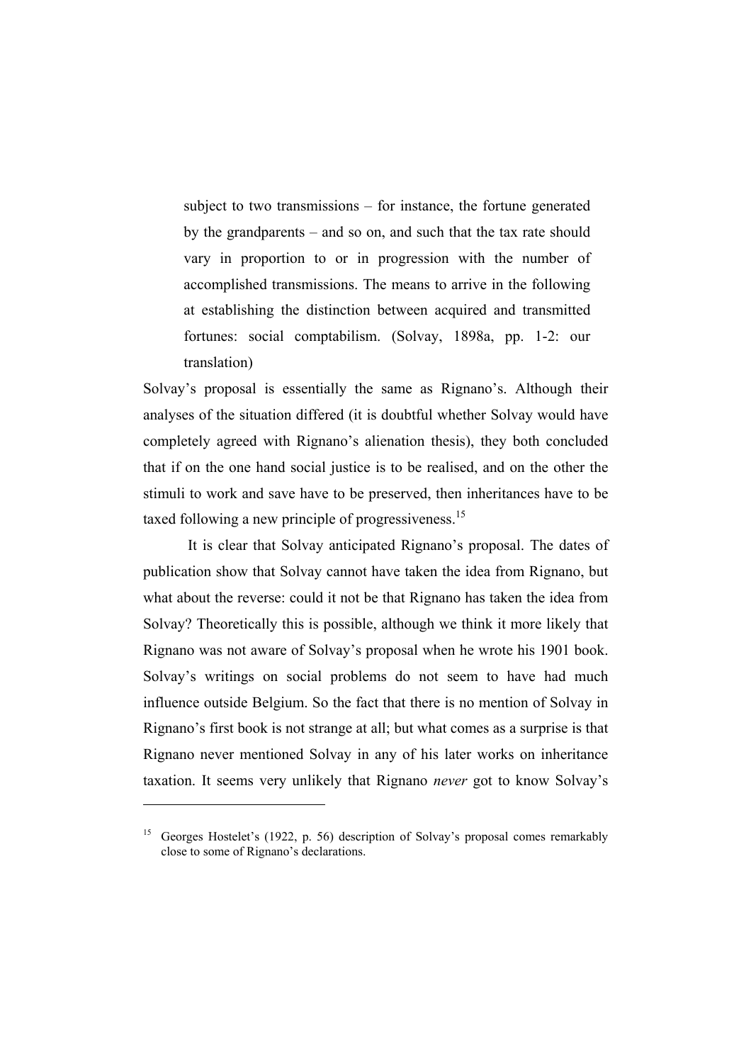> subject to two transmissions – for instance, the fortune generated by the grandparents – and so on, and such that the tax rate should vary in proportion to or in progression with the number of accomplished transmissions. The means to arrive in the following at establishing the distinction between acquired and transmitted fortunes: social comptabilism. (Solvay, 1898a, pp. 1-2: our translation)

Solvay's proposal is essentially the same as Rignano's. Although their analyses of the situation differed (it is doubtful whether Solvay would have completely agreed with Rignano's alienation thesis), they both concluded that if on the one hand social justice is to be realised, and on the other the stimuli to work and save have to be preserved, then inheritances have to be taxed following a new principle of progressiveness.[15]

It is clear that Solvay anticipated Rignano's proposal. The dates of publication show that Solvay cannot have taken the idea from Rignano, but what about the reverse: could it not be that Rignano has taken the idea from Solvay? Theoretically this is possible, although we think it more likely that Rignano was not aware of Solvay's proposal when he wrote his 1901 book. Solvay's writings on social problems do not seem to have had much influence outside Belgium. So the fact that there is no mention of Solvay in Rignano's first book is not strange at all; but what comes as a surprise is that Rignano never mentioned Solvay in any of his later works on inheritance taxation. It seems very unlikely that Rignano *never* got to know Solvay's

---

[15] Georges Hostelet's (1922, p. 56) description of Solvay's proposal comes remarkably close to some of Rignano's declarations.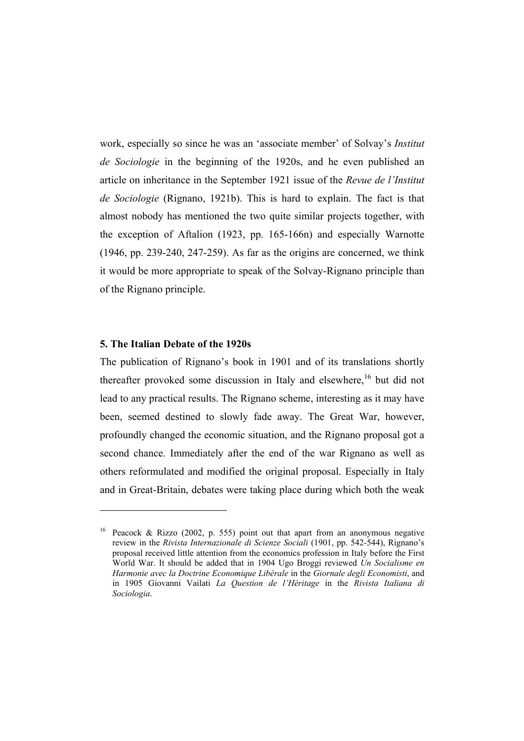work, especially so since he was an 'associate member' of Solvay's *Institut de Sociologie* in the beginning of the 1920s, and he even published an article on inheritance in the September 1921 issue of the *Revue de l'Institut de Sociologie* (Rignano, 1921b). This is hard to explain. The fact is that almost nobody has mentioned the two quite similar projects together, with the exception of Aftalion (1923, pp. 165-166n) and especially Warnotte (1946, pp. 239-240, 247-259). As far as the origins are concerned, we think it would be more appropriate to speak of the Solvay-Rignano principle than of the Rignano principle.

## 5. The Italian Debate of the 1920s

The publication of Rignano's book in 1901 and of its translations shortly thereafter provoked some discussion in Italy and elsewhere,[16] but did not lead to any practical results. The Rignano scheme, interesting as it may have been, seemed destined to slowly fade away. The Great War, however, profoundly changed the economic situation, and the Rignano proposal got a second chance. Immediately after the end of the war Rignano as well as others reformulated and modified the original proposal. Especially in Italy and in Great-Britain, debates were taking place during which both the weak

[16] Peacock & Rizzo (2002, p. 555) point out that apart from an anonymous negative review in the *Rivista Internazionale di Scienze Sociali* (1901, pp. 542-544), Rignano's proposal received little attention from the economics profession in Italy before the First World War. It should be added that in 1904 Ugo Broggi reviewed *Un Socialisme en Harmonie avec la Doctrine Economique Libérale* in the *Giornale degli Economisti*, and in 1905 Giovanni Vailati *La Question de l'Héritage* in the *Rivista Italiana di Sociologia*.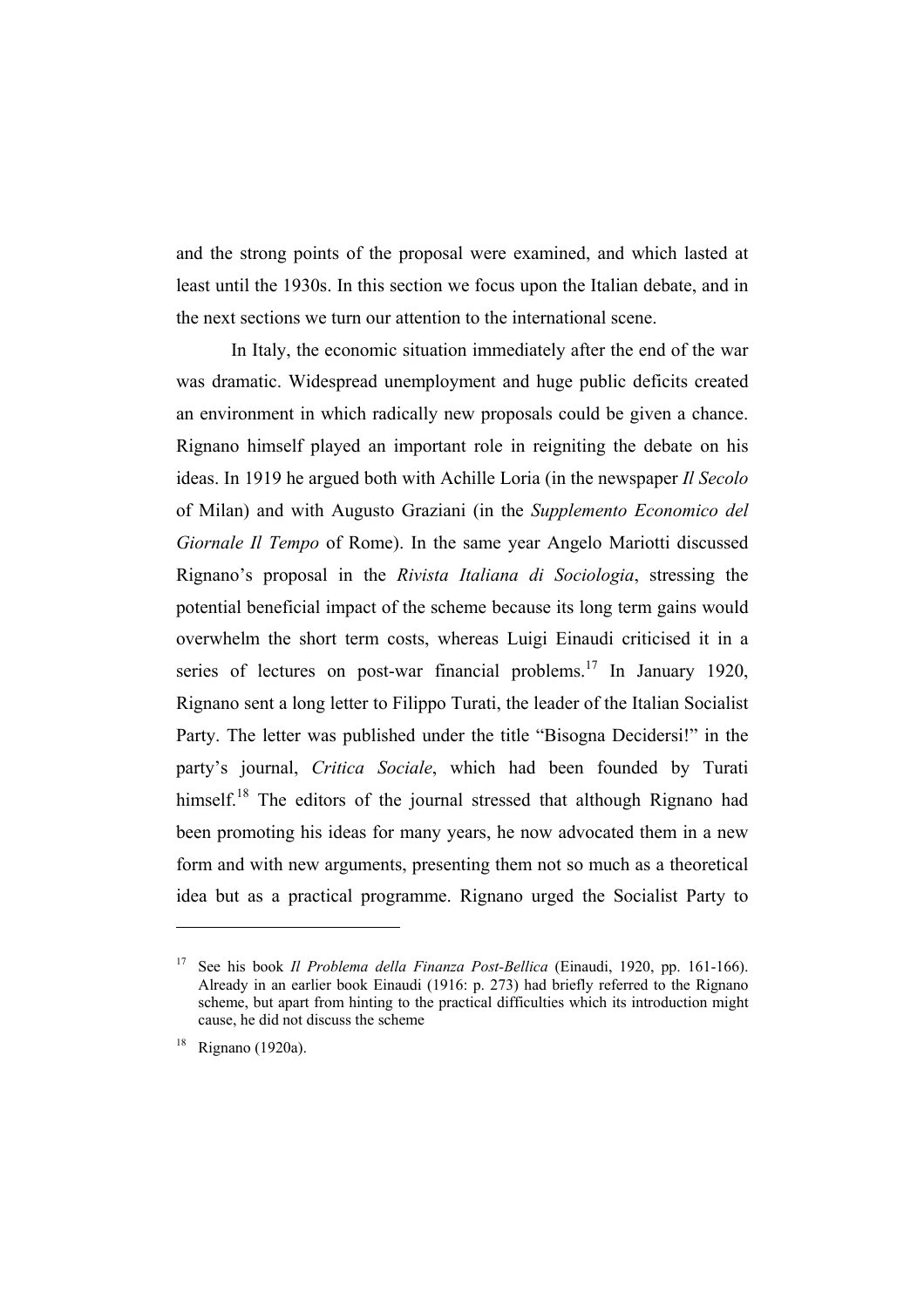and the strong points of the proposal were examined, and which lasted at least until the 1930s. In this section we focus upon the Italian debate, and in the next sections we turn our attention to the international scene.

In Italy, the economic situation immediately after the end of the war was dramatic. Widespread unemployment and huge public deficits created an environment in which radically new proposals could be given a chance. Rignano himself played an important role in reigniting the debate on his ideas. In 1919 he argued both with Achille Loria (in the newspaper *Il Secolo* of Milan) and with Augusto Graziani (in the *Supplemento Economico del Giornale Il Tempo* of Rome). In the same year Angelo Mariotti discussed Rignano's proposal in the *Rivista Italiana di Sociologia*, stressing the potential beneficial impact of the scheme because its long term gains would overwhelm the short term costs, whereas Luigi Einaudi criticised it in a series of lectures on post-war financial problems.[17] In January 1920, Rignano sent a long letter to Filippo Turati, the leader of the Italian Socialist Party. The letter was published under the title "Bisogna Decidersi!" in the party's journal, *Critica Sociale*, which had been founded by Turati himself.[18] The editors of the journal stressed that although Rignano had been promoting his ideas for many years, he now advocated them in a new form and with new arguments, presenting them not so much as a theoretical idea but as a practical programme. Rignano urged the Socialist Party to

---

[17] See his book *Il Problema della Finanza Post-Bellica* (Einaudi, 1920, pp. 161-166). Already in an earlier book Einaudi (1916: p. 273) had briefly referred to the Rignano scheme, but apart from hinting to the practical difficulties which its introduction might cause, he did not discuss the scheme

[18] Rignano (1920a).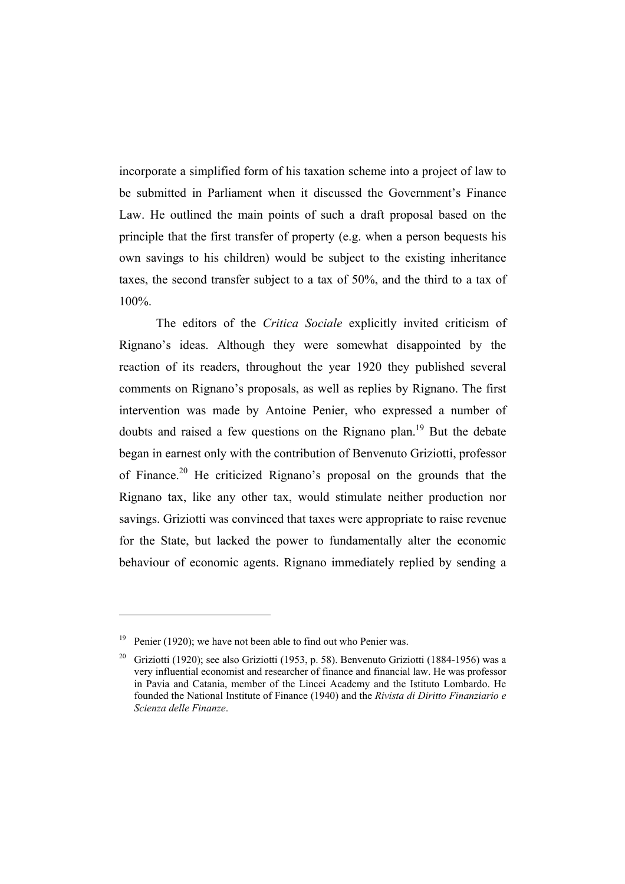incorporate a simplified form of his taxation scheme into a project of law to be submitted in Parliament when it discussed the Government's Finance Law. He outlined the main points of such a draft proposal based on the principle that the first transfer of property (e.g. when a person bequests his own savings to his children) would be subject to the existing inheritance taxes, the second transfer subject to a tax of 50%, and the third to a tax of 100%.

The editors of the *Critica Sociale* explicitly invited criticism of Rignano's ideas. Although they were somewhat disappointed by the reaction of its readers, throughout the year 1920 they published several comments on Rignano's proposals, as well as replies by Rignano. The first intervention was made by Antoine Penier, who expressed a number of doubts and raised a few questions on the Rignano plan.[19] But the debate began in earnest only with the contribution of Benvenuto Griziotti, professor of Finance.[20] He criticized Rignano's proposal on the grounds that the Rignano tax, like any other tax, would stimulate neither production nor savings. Griziotti was convinced that taxes were appropriate to raise revenue for the State, but lacked the power to fundamentally alter the economic behaviour of economic agents. Rignano immediately replied by sending a

---

[19] Penier (1920); we have not been able to find out who Penier was.

[20] Griziotti (1920); see also Griziotti (1953, p. 58). Benvenuto Griziotti (1884-1956) was a very influential economist and researcher of finance and financial law. He was professor in Pavia and Catania, member of the Lincei Academy and the Istituto Lombardo. He founded the National Institute of Finance (1940) and the *Rivista di Diritto Finanziario e Scienza delle Finanze*.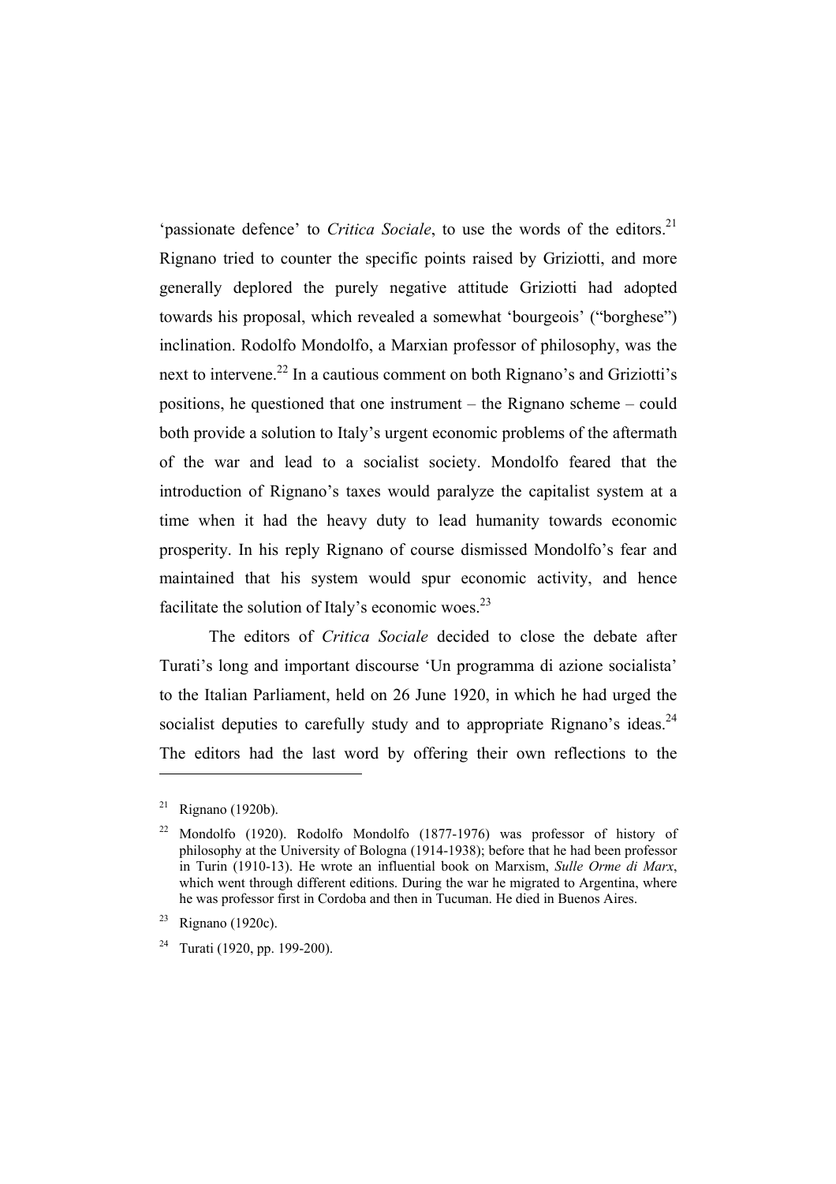‘passionate defence’ to *Critica Sociale*, to use the words of the editors.[21] Rignano tried to counter the specific points raised by Griziotti, and more generally deplored the purely negative attitude Griziotti had adopted towards his proposal, which revealed a somewhat ‘bourgeois’ (“borghese”) inclination. Rodolfo Mondolfo, a Marxian professor of philosophy, was the next to intervene.[22] In a cautious comment on both Rignano’s and Griziotti’s positions, he questioned that one instrument – the Rignano scheme – could both provide a solution to Italy’s urgent economic problems of the aftermath of the war and lead to a socialist society. Mondolfo feared that the introduction of Rignano’s taxes would paralyze the capitalist system at a time when it had the heavy duty to lead humanity towards economic prosperity. In his reply Rignano of course dismissed Mondolfo’s fear and maintained that his system would spur economic activity, and hence facilitate the solution of Italy’s economic woes.[23]

The editors of *Critica Sociale* decided to close the debate after Turati’s long and important discourse ‘Un programma di azione socialista’ to the Italian Parliament, held on 26 June 1920, in which he had urged the socialist deputies to carefully study and to appropriate Rignano’s ideas.[24] The editors had the last word by offering their own reflections to the

---

[21] Rignano (1920b).

[22] Mondolfo (1920). Rodolfo Mondolfo (1877-1976) was professor of history of philosophy at the University of Bologna (1914-1938); before that he had been professor in Turin (1910-13). He wrote an influential book on Marxism, *Sulle Orme di Marx*, which went through different editions. During the war he migrated to Argentina, where he was professor first in Cordoba and then in Tucuman. He died in Buenos Aires.

[23] Rignano (1920c).

[24] Turati (1920, pp. 199-200).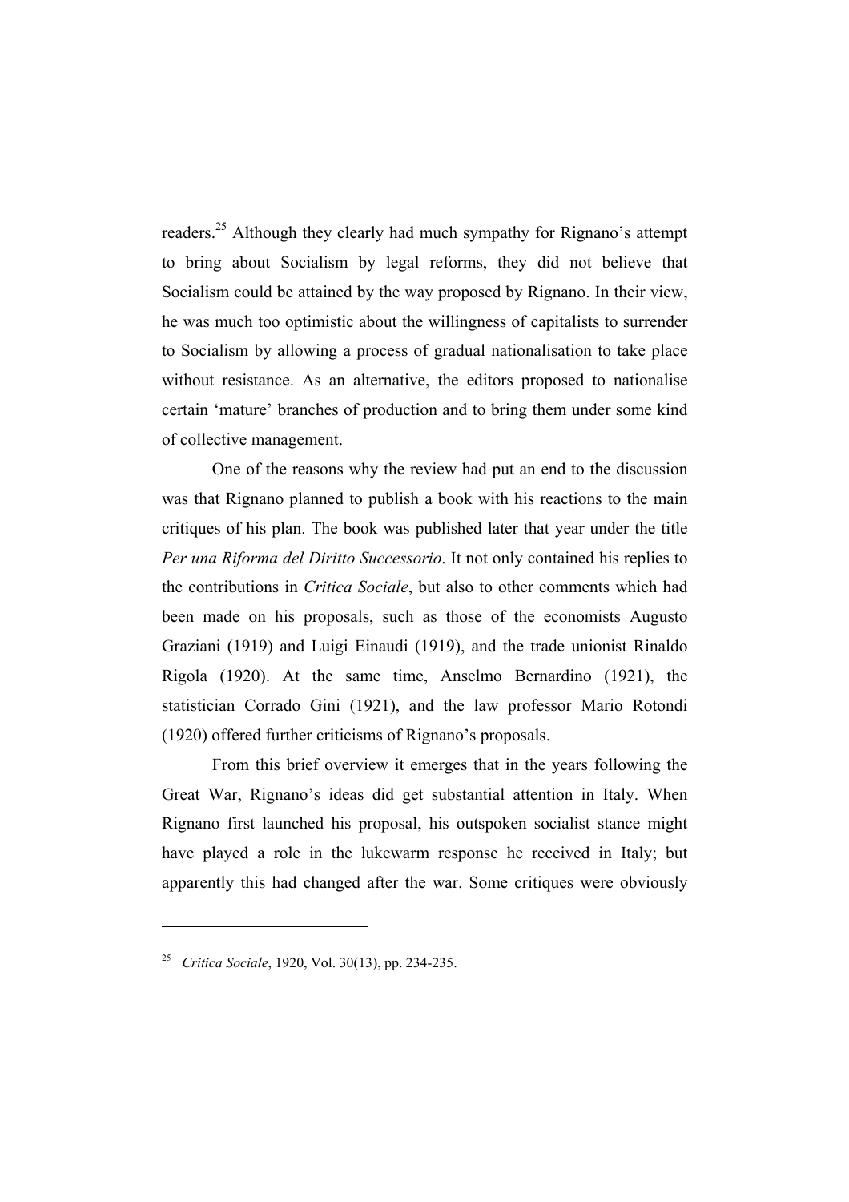readers.[25] Although they clearly had much sympathy for Rignano's attempt to bring about Socialism by legal reforms, they did not believe that Socialism could be attained by the way proposed by Rignano. In their view, he was much too optimistic about the willingness of capitalists to surrender to Socialism by allowing a process of gradual nationalisation to take place without resistance. As an alternative, the editors proposed to nationalise certain 'mature' branches of production and to bring them under some kind of collective management.

One of the reasons why the review had put an end to the discussion was that Rignano planned to publish a book with his reactions to the main critiques of his plan. The book was published later that year under the title *Per una Riforma del Diritto Successorio*. It not only contained his replies to the contributions in *Critica Sociale*, but also to other comments which had been made on his proposals, such as those of the economists Augusto Graziani (1919) and Luigi Einaudi (1919), and the trade unionist Rinaldo Rigola (1920). At the same time, Anselmo Bernardino (1921), the statistician Corrado Gini (1921), and the law professor Mario Rotondi (1920) offered further criticisms of Rignano's proposals.

From this brief overview it emerges that in the years following the Great War, Rignano's ideas did get substantial attention in Italy. When Rignano first launched his proposal, his outspoken socialist stance might have played a role in the lukewarm response he received in Italy; but apparently this had changed after the war. Some critiques were obviously

[25] *Critica Sociale*, 1920, Vol. 30(13), pp. 234-235.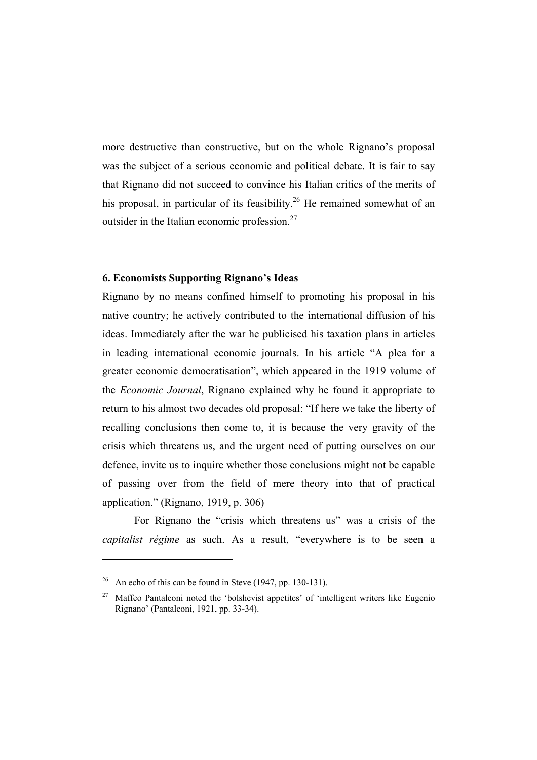more destructive than constructive, but on the whole Rignano's proposal was the subject of a serious economic and political debate. It is fair to say that Rignano did not succeed to convince his Italian critics of the merits of his proposal, in particular of its feasibility.[26] He remained somewhat of an outsider in the Italian economic profession.[27]

### 6. Economists Supporting Rignano's Ideas

Rignano by no means confined himself to promoting his proposal in his native country; he actively contributed to the international diffusion of his ideas. Immediately after the war he publicised his taxation plans in articles in leading international economic journals. In his article "A plea for a greater economic democratisation", which appeared in the 1919 volume of the *Economic Journal*, Rignano explained why he found it appropriate to return to his almost two decades old proposal: "If here we take the liberty of recalling conclusions then come to, it is because the very gravity of the crisis which threatens us, and the urgent need of putting ourselves on our defence, invite us to inquire whether those conclusions might not be capable of passing over from the field of mere theory into that of practical application." (Rignano, 1919, p. 306)

For Rignano the "crisis which threatens us" was a crisis of the *capitalist régime* as such. As a result, "everywhere is to be seen a

[26] An echo of this can be found in Steve (1947, pp. 130-131).

[27] Maffeo Pantaleoni noted the 'bolshevist appetites' of 'intelligent writers like Eugenio Rignano' (Pantaleoni, 1921, pp. 33-34).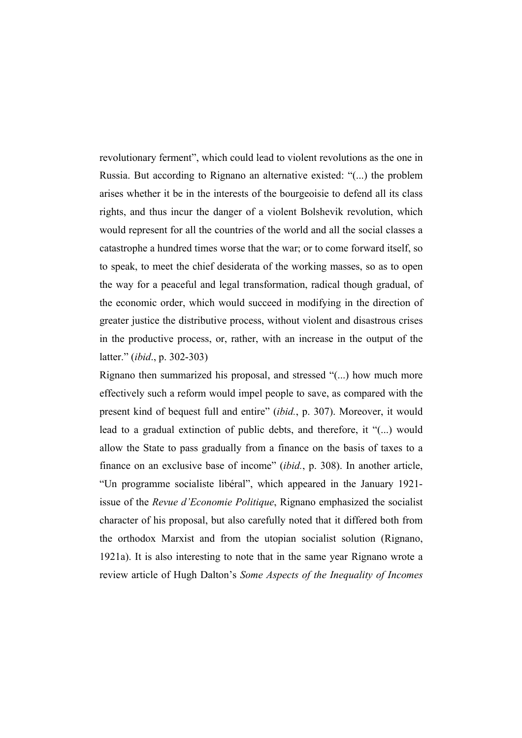revolutionary ferment", which could lead to violent revolutions as the one in Russia. But according to Rignano an alternative existed: "(...) the problem arises whether it be in the interests of the bourgeoisie to defend all its class rights, and thus incur the danger of a violent Bolshevik revolution, which would represent for all the countries of the world and all the social classes a catastrophe a hundred times worse that the war; or to come forward itself, so to speak, to meet the chief desiderata of the working masses, so as to open the way for a peaceful and legal transformation, radical though gradual, of the economic order, which would succeed in modifying in the direction of greater justice the distributive process, without violent and disastrous crises in the productive process, or, rather, with an increase in the output of the latter." (*ibid*., p. 302-303)

Rignano then summarized his proposal, and stressed "(...) how much more effectively such a reform would impel people to save, as compared with the present kind of bequest full and entire" (*ibid.*, p. 307). Moreover, it would lead to a gradual extinction of public debts, and therefore, it "(...) would allow the State to pass gradually from a finance on the basis of taxes to a finance on an exclusive base of income" (*ibid.*, p. 308). In another article, "Un programme socialiste libéral", which appeared in the January 1921-issue of the *Revue d'Economie Politique*, Rignano emphasized the socialist character of his proposal, but also carefully noted that it differed both from the orthodox Marxist and from the utopian socialist solution (Rignano, 1921a). It is also interesting to note that in the same year Rignano wrote a review article of Hugh Dalton's *Some Aspects of the Inequality of Incomes*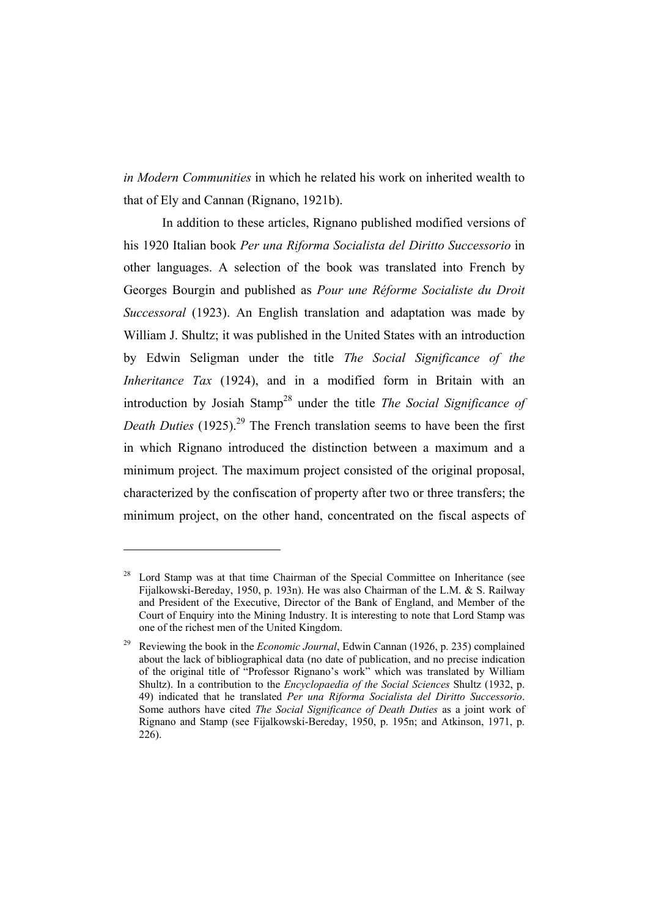*in Modern Communities* in which he related his work on inherited wealth to that of Ely and Cannan (Rignano, 1921b).

In addition to these articles, Rignano published modified versions of his 1920 Italian book *Per una Riforma Socialista del Diritto Successorio* in other languages. A selection of the book was translated into French by Georges Bourgin and published as *Pour une Réforme Socialiste du Droit Successoral* (1923). An English translation and adaptation was made by William J. Shultz; it was published in the United States with an introduction by Edwin Seligman under the title *The Social Significance of the Inheritance Tax* (1924), and in a modified form in Britain with an introduction by Josiah Stamp[28] under the title *The Social Significance of Death Duties* (1925).[29] The French translation seems to have been the first in which Rignano introduced the distinction between a maximum and a minimum project. The maximum project consisted of the original proposal, characterized by the confiscation of property after two or three transfers; the minimum project, on the other hand, concentrated on the fiscal aspects of

---

[28] Lord Stamp was at that time Chairman of the Special Committee on Inheritance (see Fijalkowski-Bereday, 1950, p. 193n). He was also Chairman of the L.M. & S. Railway and President of the Executive, Director of the Bank of England, and Member of the Court of Enquiry into the Mining Industry. It is interesting to note that Lord Stamp was one of the richest men of the United Kingdom.

[29] Reviewing the book in the *Economic Journal*, Edwin Cannan (1926, p. 235) complained about the lack of bibliographical data (no date of publication, and no precise indication of the original title of "Professor Rignano's work" which was translated by William Shultz). In a contribution to the *Encyclopaedia of the Social Sciences* Shultz (1932, p. 49) indicated that he translated *Per una Riforma Socialista del Diritto Successorio*. Some authors have cited *The Social Significance of Death Duties* as a joint work of Rignano and Stamp (see Fijalkowski-Bereday, 1950, p. 195n; and Atkinson, 1971, p. 226).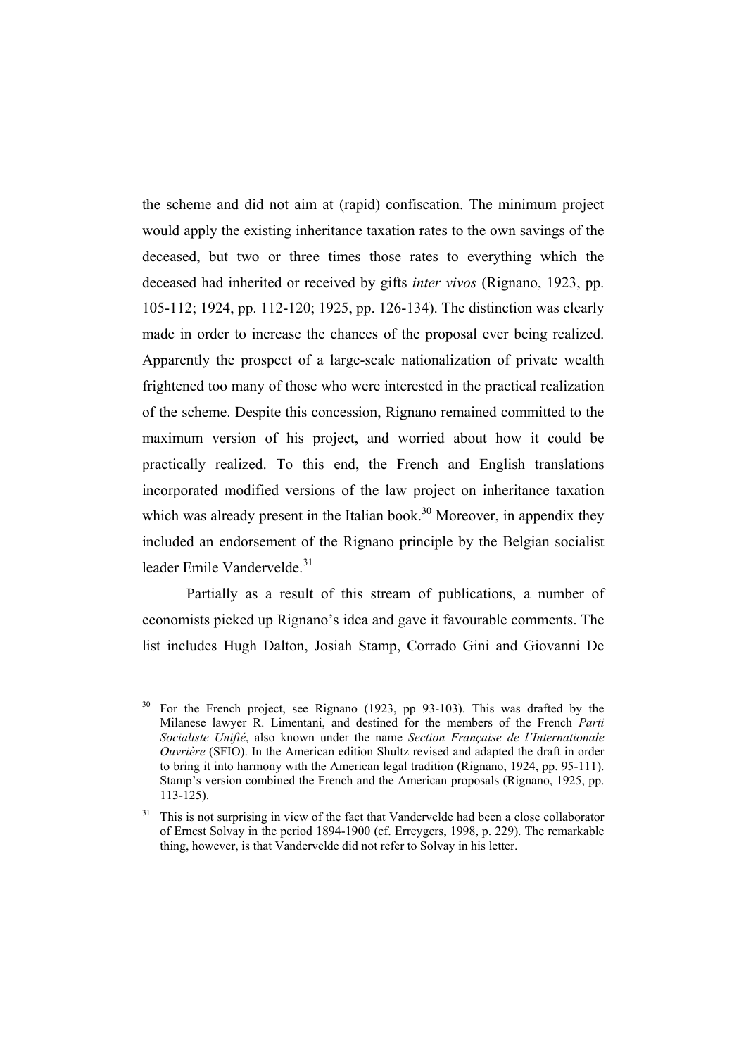the scheme and did not aim at (rapid) confiscation. The minimum project would apply the existing inheritance taxation rates to the own savings of the deceased, but two or three times those rates to everything which the deceased had inherited or received by gifts *inter vivos* (Rignano, 1923, pp. 105-112; 1924, pp. 112-120; 1925, pp. 126-134). The distinction was clearly made in order to increase the chances of the proposal ever being realized. Apparently the prospect of a large-scale nationalization of private wealth frightened too many of those who were interested in the practical realization of the scheme. Despite this concession, Rignano remained committed to the maximum version of his project, and worried about how it could be practically realized. To this end, the French and English translations incorporated modified versions of the law project on inheritance taxation which was already present in the Italian book.[30] Moreover, in appendix they included an endorsement of the Rignano principle by the Belgian socialist leader Emile Vandervelde.[31]

Partially as a result of this stream of publications, a number of economists picked up Rignano's idea and gave it favourable comments. The list includes Hugh Dalton, Josiah Stamp, Corrado Gini and Giovanni De

---

[30] For the French project, see Rignano (1923, pp 93-103). This was drafted by the Milanese lawyer R. Limentani, and destined for the members of the French *Parti Socialiste Unifié*, also known under the name *Section Française de l'Internationale Ouvrière* (SFIO). In the American edition Shultz revised and adapted the draft in order to bring it into harmony with the American legal tradition (Rignano, 1924, pp. 95-111). Stamp's version combined the French and the American proposals (Rignano, 1925, pp. 113-125).

[31] This is not surprising in view of the fact that Vandervelde had been a close collaborator of Ernest Solvay in the period 1894-1900 (cf. Erreygers, 1998, p. 229). The remarkable thing, however, is that Vandervelde did not refer to Solvay in his letter.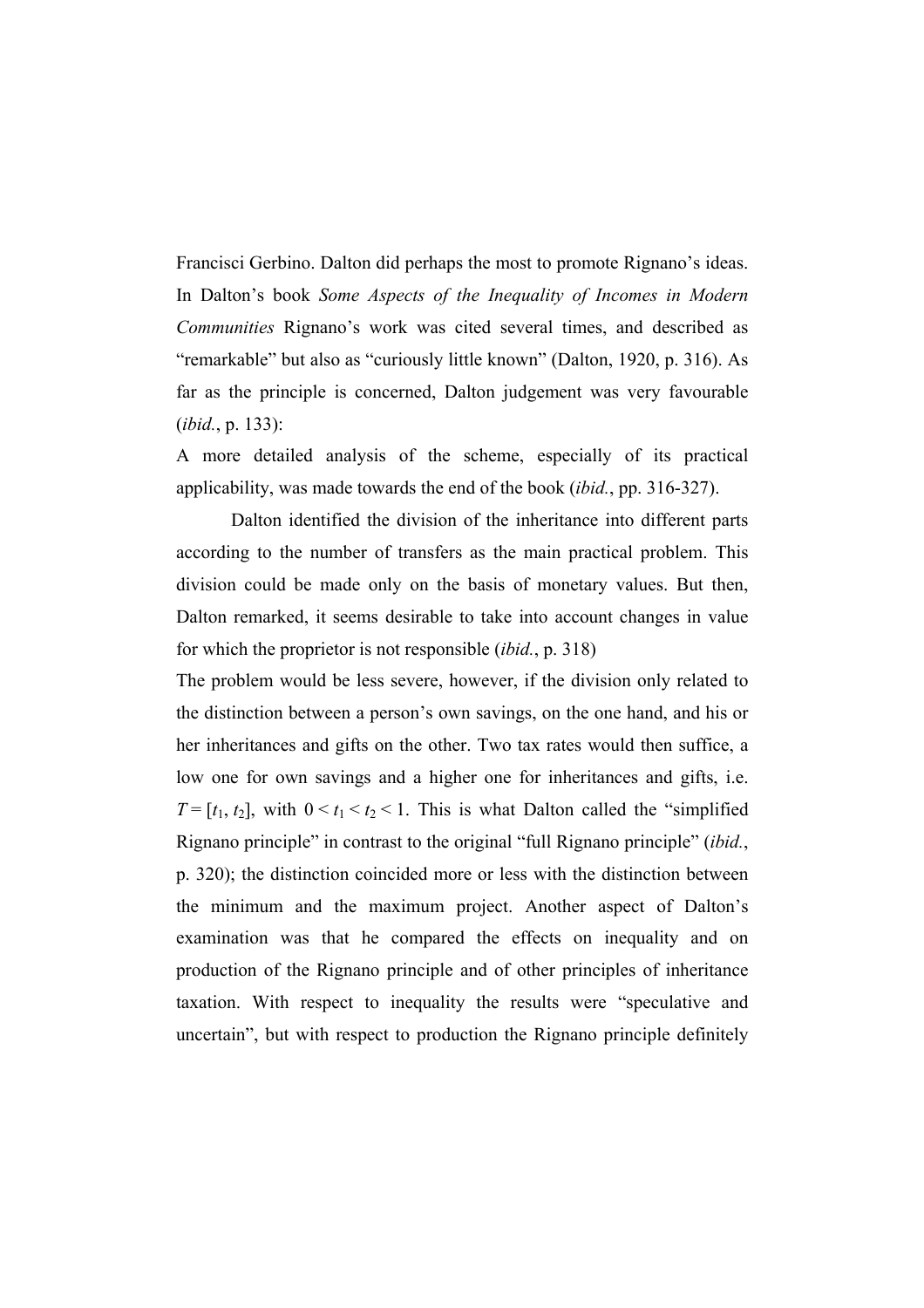Francisci Gerbino. Dalton did perhaps the most to promote Rignano's ideas. In Dalton's book *Some Aspects of the Inequality of Incomes in Modern Communities* Rignano's work was cited several times, and described as "remarkable" but also as "curiously little known" (Dalton, 1920, p. 316). As far as the principle is concerned, Dalton judgement was very favourable (*ibid.*, p. 133):

A more detailed analysis of the scheme, especially of its practical applicability, was made towards the end of the book (*ibid.*, pp. 316-327).

Dalton identified the division of the inheritance into different parts according to the number of transfers as the main practical problem. This division could be made only on the basis of monetary values. But then, Dalton remarked, it seems desirable to take into account changes in value for which the proprietor is not responsible (*ibid.*, p. 318)

The problem would be less severe, however, if the division only related to the distinction between a person's own savings, on the one hand, and his or her inheritances and gifts on the other. Two tax rates would then suffice, a low one for own savings and a higher one for inheritances and gifts, i.e. $T = [t_1, t_2]$, with $0 < t_1 < t_2 < 1$. This is what Dalton called the "simplified Rignano principle" in contrast to the original "full Rignano principle" (*ibid.*, p. 320); the distinction coincided more or less with the distinction between the minimum and the maximum project. Another aspect of Dalton's examination was that he compared the effects on inequality and on production of the Rignano principle and of other principles of inheritance taxation. With respect to inequality the results were "speculative and uncertain", but with respect to production the Rignano principle definitely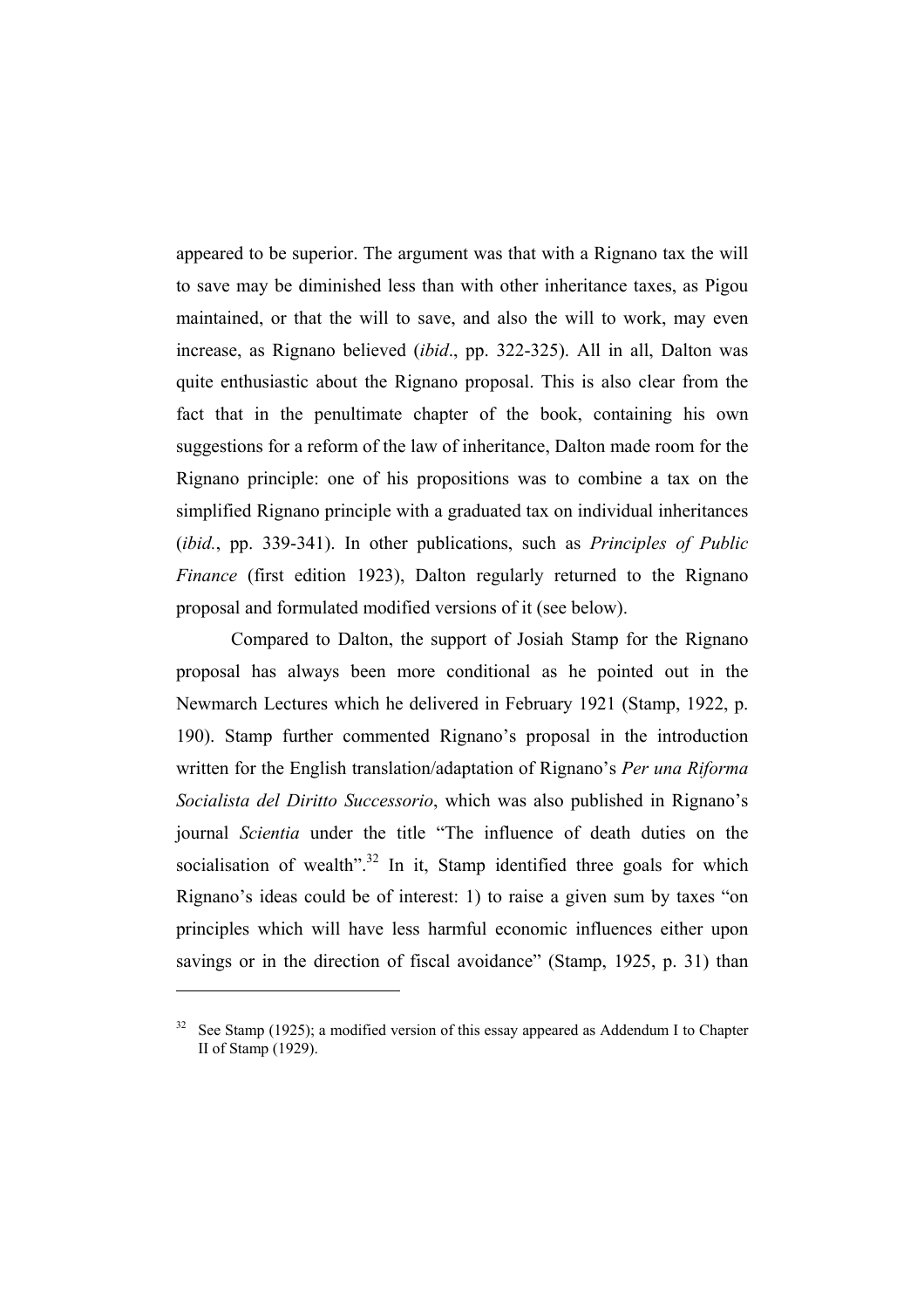appeared to be superior. The argument was that with a Rignano tax the will to save may be diminished less than with other inheritance taxes, as Pigou maintained, or that the will to save, and also the will to work, may even increase, as Rignano believed (*ibid*., pp. 322-325). All in all, Dalton was quite enthusiastic about the Rignano proposal. This is also clear from the fact that in the penultimate chapter of the book, containing his own suggestions for a reform of the law of inheritance, Dalton made room for the Rignano principle: one of his propositions was to combine a tax on the simplified Rignano principle with a graduated tax on individual inheritances (*ibid.*, pp. 339-341). In other publications, such as *Principles of Public Finance* (first edition 1923), Dalton regularly returned to the Rignano proposal and formulated modified versions of it (see below).

Compared to Dalton, the support of Josiah Stamp for the Rignano proposal has always been more conditional as he pointed out in the Newmarch Lectures which he delivered in February 1921 (Stamp, 1922, p. 190). Stamp further commented Rignano's proposal in the introduction written for the English translation/adaptation of Rignano's *Per una Riforma Socialista del Diritto Successorio*, which was also published in Rignano's journal *Scientia* under the title "The influence of death duties on the socialisation of wealth".[32] In it, Stamp identified three goals for which Rignano's ideas could be of interest: 1) to raise a given sum by taxes "on principles which will have less harmful economic influences either upon savings or in the direction of fiscal avoidance" (Stamp, 1925, p. 31) than

[32] See Stamp (1925); a modified version of this essay appeared as Addendum I to Chapter II of Stamp (1929).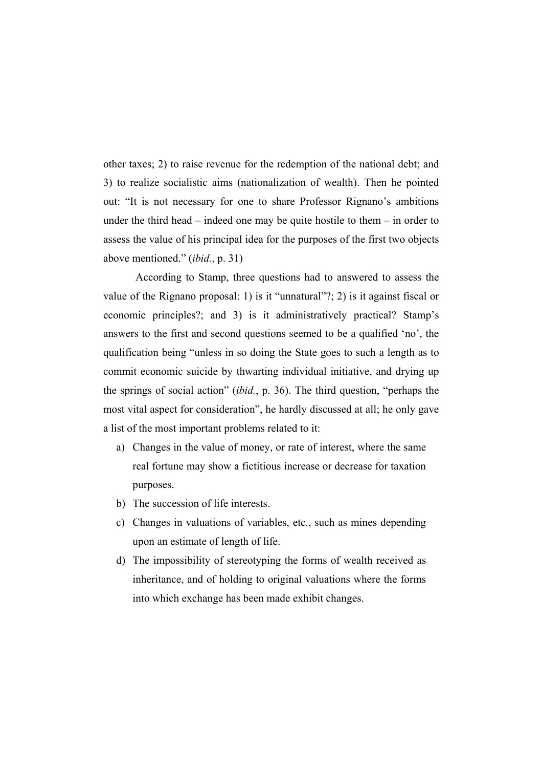other taxes; 2) to raise revenue for the redemption of the national debt; and 3) to realize socialistic aims (nationalization of wealth). Then he pointed out: “It is not necessary for one to share Professor Rignano’s ambitions under the third head – indeed one may be quite hostile to them – in order to assess the value of his principal idea for the purposes of the first two objects above mentioned.” (*ibid.*, p. 31)

According to Stamp, three questions had to answered to assess the value of the Rignano proposal: 1) is it “unnatural”?; 2) is it against fiscal or economic principles?; and 3) is it administratively practical? Stamp’s answers to the first and second questions seemed to be a qualified ‘no’, the qualification being “unless in so doing the State goes to such a length as to commit economic suicide by thwarting individual initiative, and drying up the springs of social action” (*ibid.*, p. 36). The third question, “perhaps the most vital aspect for consideration”, he hardly discussed at all; he only gave a list of the most important problems related to it:

a) Changes in the value of money, or rate of interest, where the same real fortune may show a fictitious increase or decrease for taxation purposes.
b) The succession of life interests.
c) Changes in valuations of variables, etc., such as mines depending upon an estimate of length of life.
d) The impossibility of stereotyping the forms of wealth received as inheritance, and of holding to original valuations where the forms into which exchange has been made exhibit changes.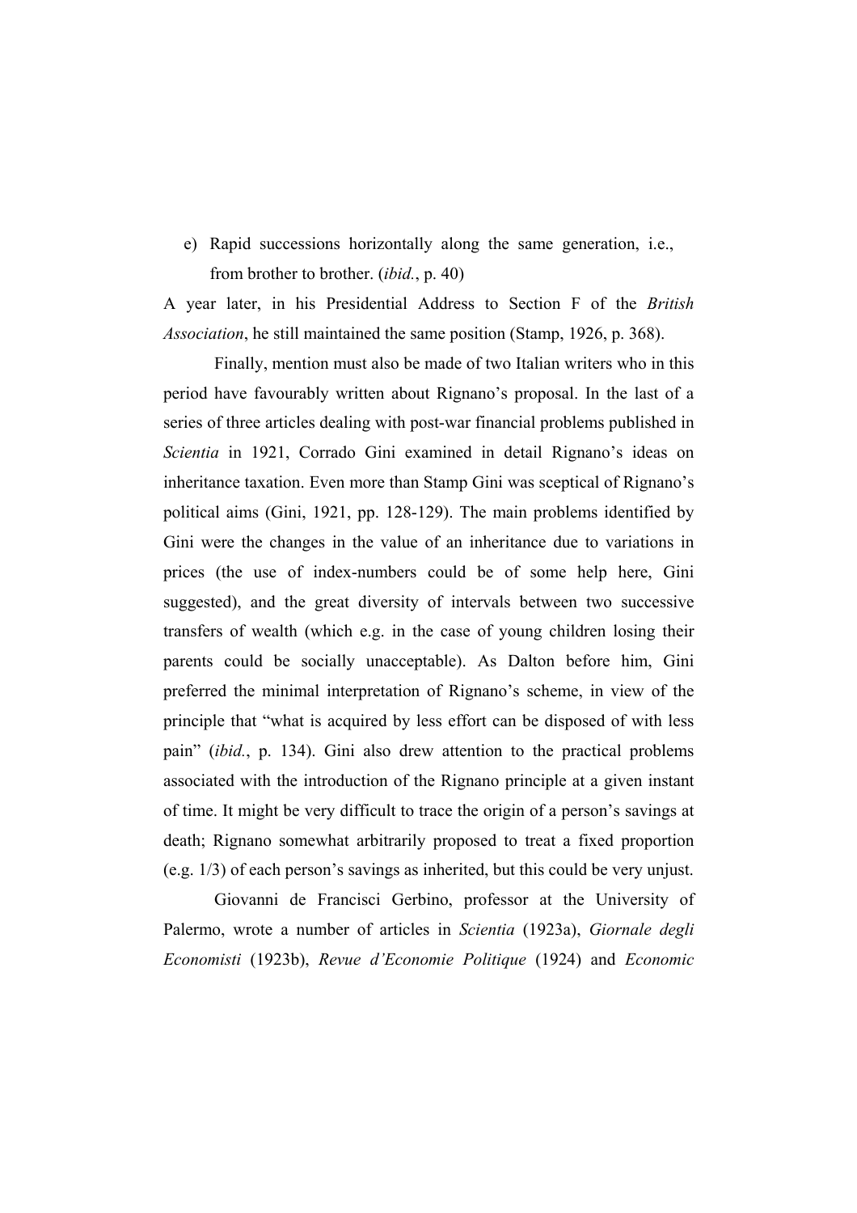e) Rapid successions horizontally along the same generation, i.e., from brother to brother. (*ibid.*, p. 40)

A year later, in his Presidential Address to Section F of the *British Association*, he still maintained the same position (Stamp, 1926, p. 368).

Finally, mention must also be made of two Italian writers who in this period have favourably written about Rignano's proposal. In the last of a series of three articles dealing with post-war financial problems published in *Scientia* in 1921, Corrado Gini examined in detail Rignano's ideas on inheritance taxation. Even more than Stamp Gini was sceptical of Rignano's political aims (Gini, 1921, pp. 128-129). The main problems identified by Gini were the changes in the value of an inheritance due to variations in prices (the use of index-numbers could be of some help here, Gini suggested), and the great diversity of intervals between two successive transfers of wealth (which e.g. in the case of young children losing their parents could be socially unacceptable). As Dalton before him, Gini preferred the minimal interpretation of Rignano's scheme, in view of the principle that "what is acquired by less effort can be disposed of with less pain" (*ibid.*, p. 134). Gini also drew attention to the practical problems associated with the introduction of the Rignano principle at a given instant of time. It might be very difficult to trace the origin of a person's savings at death; Rignano somewhat arbitrarily proposed to treat a fixed proportion (e.g. 1/3) of each person's savings as inherited, but this could be very unjust.

Giovanni de Francisci Gerbino, professor at the University of Palermo, wrote a number of articles in *Scientia* (1923a), *Giornale degli Economisti* (1923b), *Revue d'Economie Politique* (1924) and *Economic*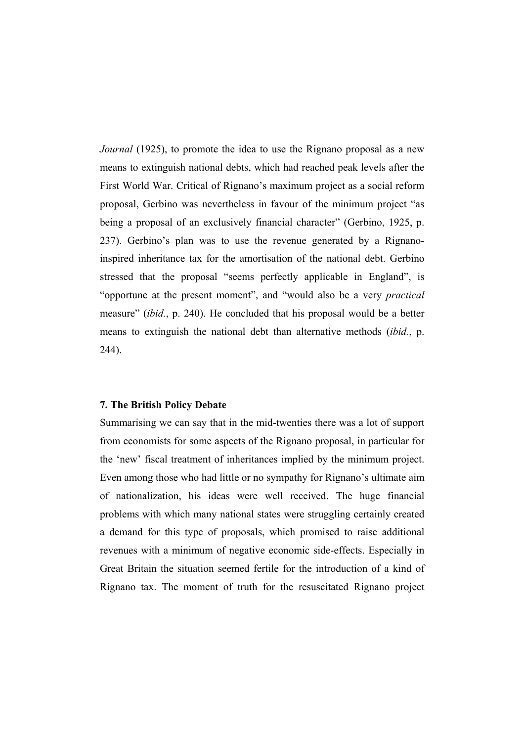*Journal* (1925), to promote the idea to use the Rignano proposal as a new means to extinguish national debts, which had reached peak levels after the First World War. Critical of Rignano's maximum project as a social reform proposal, Gerbino was nevertheless in favour of the minimum project "as being a proposal of an exclusively financial character" (Gerbino, 1925, p. 237). Gerbino's plan was to use the revenue generated by a Rignano-inspired inheritance tax for the amortisation of the national debt. Gerbino stressed that the proposal "seems perfectly applicable in England", is "opportune at the present moment", and "would also be a very *practical* measure" (*ibid.*, p. 240). He concluded that his proposal would be a better means to extinguish the national debt than alternative methods (*ibid.*, p. 244).

### 7. The British Policy Debate

Summarising we can say that in the mid-twenties there was a lot of support from economists for some aspects of the Rignano proposal, in particular for the 'new' fiscal treatment of inheritances implied by the minimum project. Even among those who had little or no sympathy for Rignano's ultimate aim of nationalization, his ideas were well received. The huge financial problems with which many national states were struggling certainly created a demand for this type of proposals, which promised to raise additional revenues with a minimum of negative economic side-effects. Especially in Great Britain the situation seemed fertile for the introduction of a kind of Rignano tax. The moment of truth for the resuscitated Rignano project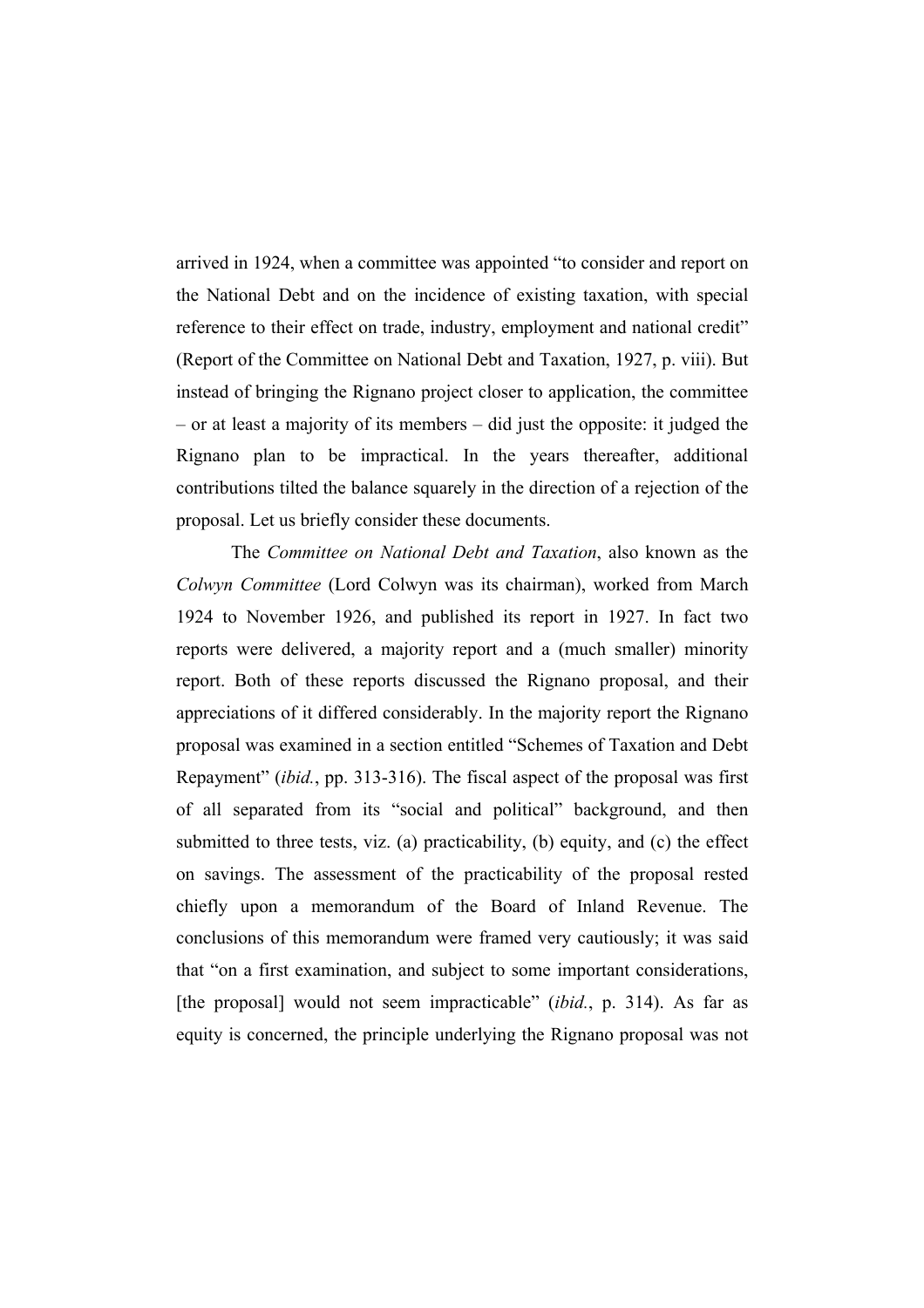arrived in 1924, when a committee was appointed "to consider and report on the National Debt and on the incidence of existing taxation, with special reference to their effect on trade, industry, employment and national credit" (Report of the Committee on National Debt and Taxation, 1927, p. viii). But instead of bringing the Rignano project closer to application, the committee – or at least a majority of its members – did just the opposite: it judged the Rignano plan to be impractical. In the years thereafter, additional contributions tilted the balance squarely in the direction of a rejection of the proposal. Let us briefly consider these documents.

The *Committee on National Debt and Taxation*, also known as the *Colwyn Committee* (Lord Colwyn was its chairman), worked from March 1924 to November 1926, and published its report in 1927. In fact two reports were delivered, a majority report and a (much smaller) minority report. Both of these reports discussed the Rignano proposal, and their appreciations of it differed considerably. In the majority report the Rignano proposal was examined in a section entitled "Schemes of Taxation and Debt Repayment" (*ibid.*, pp. 313-316). The fiscal aspect of the proposal was first of all separated from its "social and political" background, and then submitted to three tests, viz. (a) practicability, (b) equity, and (c) the effect on savings. The assessment of the practicability of the proposal rested chiefly upon a memorandum of the Board of Inland Revenue. The conclusions of this memorandum were framed very cautiously; it was said that "on a first examination, and subject to some important considerations, [the proposal] would not seem impracticable" (*ibid.*, p. 314). As far as equity is concerned, the principle underlying the Rignano proposal was not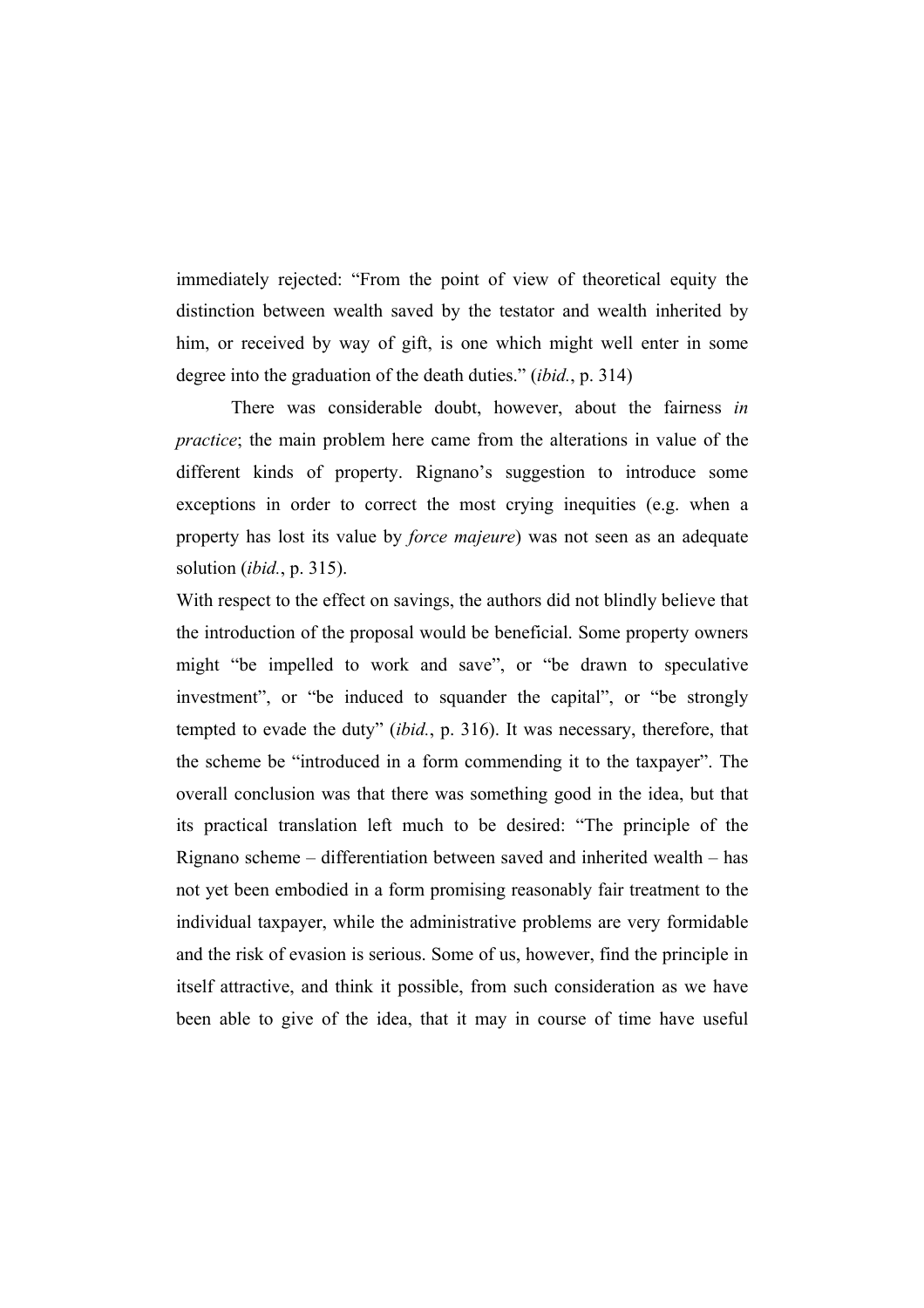immediately rejected: “From the point of view of theoretical equity the distinction between wealth saved by the testator and wealth inherited by him, or received by way of gift, is one which might well enter in some degree into the graduation of the death duties.” (*ibid.*, p. 314)

There was considerable doubt, however, about the fairness *in practice*; the main problem here came from the alterations in value of the different kinds of property. Rignano’s suggestion to introduce some exceptions in order to correct the most crying inequities (e.g. when a property has lost its value by *force majeure*) was not seen as an adequate solution (*ibid.*, p. 315).

With respect to the effect on savings, the authors did not blindly believe that the introduction of the proposal would be beneficial. Some property owners might “be impelled to work and save”, or “be drawn to speculative investment”, or “be induced to squander the capital”, or “be strongly tempted to evade the duty” (*ibid.*, p. 316). It was necessary, therefore, that the scheme be “introduced in a form commending it to the taxpayer”. The overall conclusion was that there was something good in the idea, but that its practical translation left much to be desired: “The principle of the Rignano scheme – differentiation between saved and inherited wealth – has not yet been embodied in a form promising reasonably fair treatment to the individual taxpayer, while the administrative problems are very formidable and the risk of evasion is serious. Some of us, however, find the principle in itself attractive, and think it possible, from such consideration as we have been able to give of the idea, that it may in course of time have useful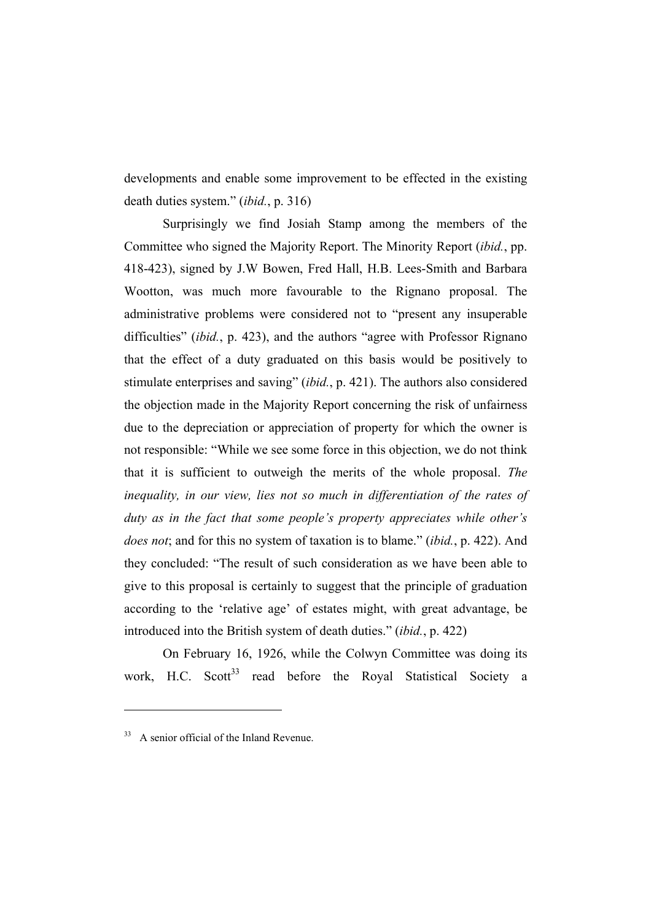developments and enable some improvement to be effected in the existing death duties system." (*ibid.*, p. 316)

Surprisingly we find Josiah Stamp among the members of the Committee who signed the Majority Report. The Minority Report (*ibid.*, pp. 418-423), signed by J.W Bowen, Fred Hall, H.B. Lees-Smith and Barbara Wootton, was much more favourable to the Rignano proposal. The administrative problems were considered not to "present any insuperable difficulties" (*ibid.*, p. 423), and the authors "agree with Professor Rignano that the effect of a duty graduated on this basis would be positively to stimulate enterprises and saving" (*ibid.*, p. 421). The authors also considered the objection made in the Majority Report concerning the risk of unfairness due to the depreciation or appreciation of property for which the owner is not responsible: "While we see some force in this objection, we do not think that it is sufficient to outweigh the merits of the whole proposal. *The inequality, in our view, lies not so much in differentiation of the rates of duty as in the fact that some people's property appreciates while other's does not*; and for this no system of taxation is to blame." (*ibid.*, p. 422). And they concluded: "The result of such consideration as we have been able to give to this proposal is certainly to suggest that the principle of graduation according to the 'relative age' of estates might, with great advantage, be introduced into the British system of death duties." (*ibid.*, p. 422)

On February 16, 1926, while the Colwyn Committee was doing its work, H.C. Scott[33] read before the Royal Statistical Society a

[33] A senior official of the Inland Revenue.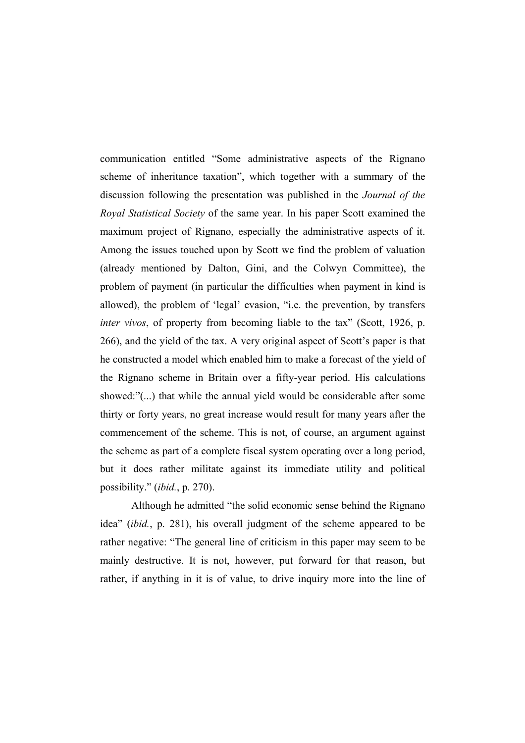communication entitled “Some administrative aspects of the Rignano scheme of inheritance taxation”, which together with a summary of the discussion following the presentation was published in the *Journal of the Royal Statistical Society* of the same year. In his paper Scott examined the maximum project of Rignano, especially the administrative aspects of it. Among the issues touched upon by Scott we find the problem of valuation (already mentioned by Dalton, Gini, and the Colwyn Committee), the problem of payment (in particular the difficulties when payment in kind is allowed), the problem of ‘legal’ evasion, “i.e. the prevention, by transfers *inter vivos*, of property from becoming liable to the tax” (Scott, 1926, p. 266), and the yield of the tax. A very original aspect of Scott’s paper is that he constructed a model which enabled him to make a forecast of the yield of the Rignano scheme in Britain over a fifty-year period. His calculations showed:”(...) that while the annual yield would be considerable after some thirty or forty years, no great increase would result for many years after the commencement of the scheme. This is not, of course, an argument against the scheme as part of a complete fiscal system operating over a long period, but it does rather militate against its immediate utility and political possibility.” (*ibid.*, p. 270).

Although he admitted “the solid economic sense behind the Rignano idea” (*ibid.*, p. 281), his overall judgment of the scheme appeared to be rather negative: “The general line of criticism in this paper may seem to be mainly destructive. It is not, however, put forward for that reason, but rather, if anything in it is of value, to drive inquiry more into the line of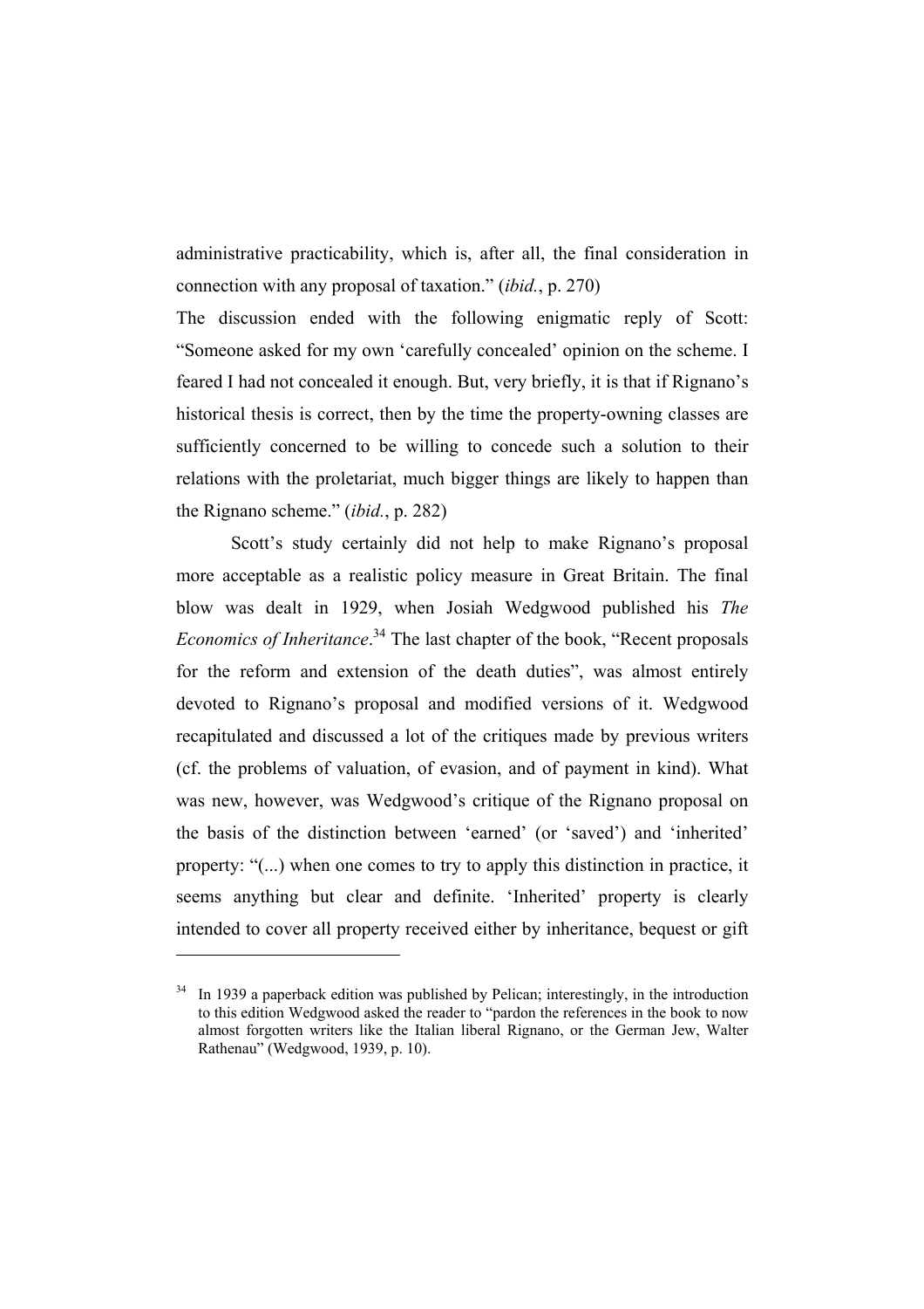administrative practicability, which is, after all, the final consideration in connection with any proposal of taxation." (*ibid.*, p. 270)

The discussion ended with the following enigmatic reply of Scott: "Someone asked for my own 'carefully concealed' opinion on the scheme. I feared I had not concealed it enough. But, very briefly, it is that if Rignano's historical thesis is correct, then by the time the property-owning classes are sufficiently concerned to be willing to concede such a solution to their relations with the proletariat, much bigger things are likely to happen than the Rignano scheme." (*ibid.*, p. 282)

Scott's study certainly did not help to make Rignano's proposal more acceptable as a realistic policy measure in Great Britain. The final blow was dealt in 1929, when Josiah Wedgwood published his *The Economics of Inheritance*.[34] The last chapter of the book, "Recent proposals for the reform and extension of the death duties", was almost entirely devoted to Rignano's proposal and modified versions of it. Wedgwood recapitulated and discussed a lot of the critiques made by previous writers (cf. the problems of valuation, of evasion, and of payment in kind). What was new, however, was Wedgwood's critique of the Rignano proposal on the basis of the distinction between 'earned' (or 'saved') and 'inherited' property: "(...) when one comes to try to apply this distinction in practice, it seems anything but clear and definite. 'Inherited' property is clearly intended to cover all property received either by inheritance, bequest or gift

---

[34] In 1939 a paperback edition was published by Pelican; interestingly, in the introduction to this edition Wedgwood asked the reader to "pardon the references in the book to now almost forgotten writers like the Italian liberal Rignano, or the German Jew, Walter Rathenau" (Wedgwood, 1939, p. 10).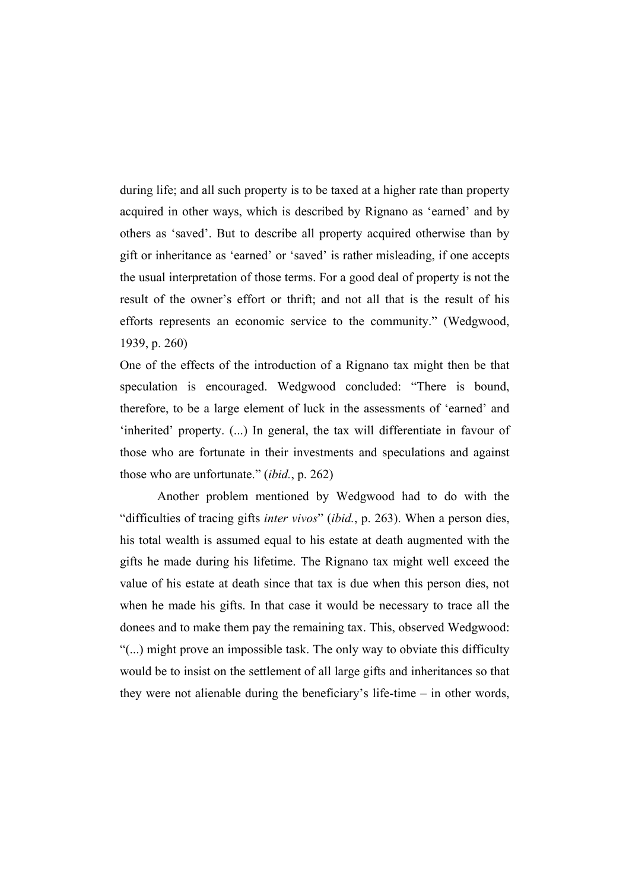during life; and all such property is to be taxed at a higher rate than property acquired in other ways, which is described by Rignano as 'earned' and by others as 'saved'. But to describe all property acquired otherwise than by gift or inheritance as 'earned' or 'saved' is rather misleading, if one accepts the usual interpretation of those terms. For a good deal of property is not the result of the owner's effort or thrift; and not all that is the result of his efforts represents an economic service to the community." (Wedgwood, 1939, p. 260)

One of the effects of the introduction of a Rignano tax might then be that speculation is encouraged. Wedgwood concluded: "There is bound, therefore, to be a large element of luck in the assessments of 'earned' and 'inherited' property. (...) In general, the tax will differentiate in favour of those who are fortunate in their investments and speculations and against those who are unfortunate." (*ibid.*, p. 262)

Another problem mentioned by Wedgwood had to do with the "difficulties of tracing gifts *inter vivos*" (*ibid.*, p. 263). When a person dies, his total wealth is assumed equal to his estate at death augmented with the gifts he made during his lifetime. The Rignano tax might well exceed the value of his estate at death since that tax is due when this person dies, not when he made his gifts. In that case it would be necessary to trace all the donees and to make them pay the remaining tax. This, observed Wedgwood: "(...) might prove an impossible task. The only way to obviate this difficulty would be to insist on the settlement of all large gifts and inheritances so that they were not alienable during the beneficiary's life-time – in other words,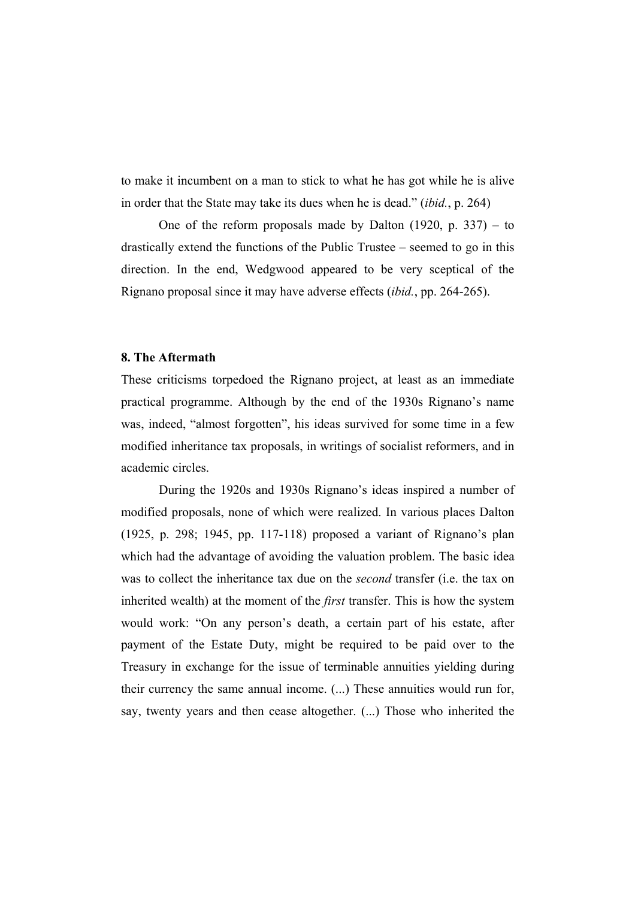to make it incumbent on a man to stick to what he has got while he is alive in order that the State may take its dues when he is dead." (*ibid.*, p. 264)

One of the reform proposals made by Dalton (1920, p. 337) – to drastically extend the functions of the Public Trustee – seemed to go in this direction. In the end, Wedgwood appeared to be very sceptical of the Rignano proposal since it may have adverse effects (*ibid.*, pp. 264-265).

## 8. The Aftermath

These criticisms torpedoed the Rignano project, at least as an immediate practical programme. Although by the end of the 1930s Rignano's name was, indeed, "almost forgotten", his ideas survived for some time in a few modified inheritance tax proposals, in writings of socialist reformers, and in academic circles.

During the 1920s and 1930s Rignano's ideas inspired a number of modified proposals, none of which were realized. In various places Dalton (1925, p. 298; 1945, pp. 117-118) proposed a variant of Rignano's plan which had the advantage of avoiding the valuation problem. The basic idea was to collect the inheritance tax due on the *second* transfer (i.e. the tax on inherited wealth) at the moment of the *first* transfer. This is how the system would work: "On any person's death, a certain part of his estate, after payment of the Estate Duty, might be required to be paid over to the Treasury in exchange for the issue of terminable annuities yielding during their currency the same annual income. (...) These annuities would run for, say, twenty years and then cease altogether. (...) Those who inherited the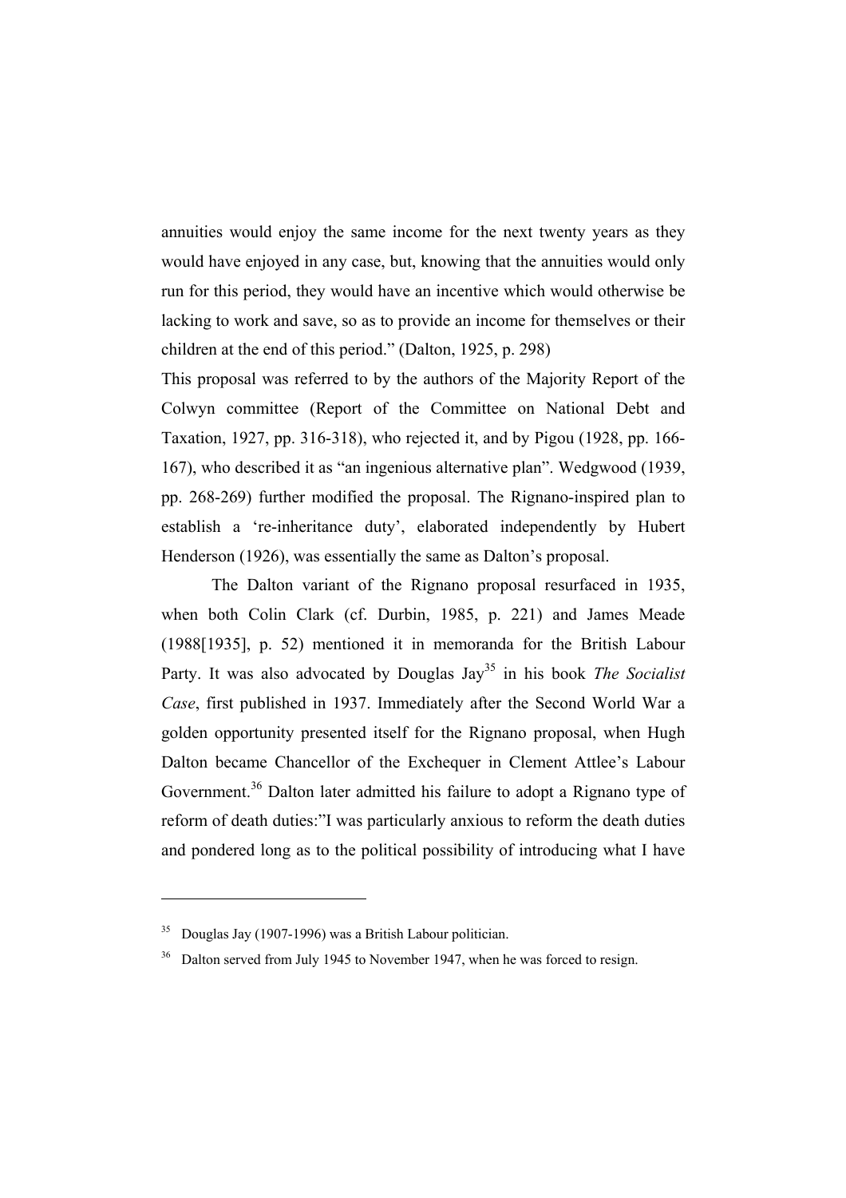annuities would enjoy the same income for the next twenty years as they would have enjoyed in any case, but, knowing that the annuities would only run for this period, they would have an incentive which would otherwise be lacking to work and save, so as to provide an income for themselves or their children at the end of this period." (Dalton, 1925, p. 298)

This proposal was referred to by the authors of the Majority Report of the Colwyn committee (Report of the Committee on National Debt and Taxation, 1927, pp. 316-318), who rejected it, and by Pigou (1928, pp. 166-167), who described it as "an ingenious alternative plan". Wedgwood (1939, pp. 268-269) further modified the proposal. The Rignano-inspired plan to establish a 're-inheritance duty', elaborated independently by Hubert Henderson (1926), was essentially the same as Dalton's proposal.

The Dalton variant of the Rignano proposal resurfaced in 1935, when both Colin Clark (cf. Durbin, 1985, p. 221) and James Meade (1988[1935], p. 52) mentioned it in memoranda for the British Labour Party. It was also advocated by Douglas Jay[35] in his book *The Socialist Case*, first published in 1937. Immediately after the Second World War a golden opportunity presented itself for the Rignano proposal, when Hugh Dalton became Chancellor of the Exchequer in Clement Attlee's Labour Government.[36] Dalton later admitted his failure to adopt a Rignano type of reform of death duties:"I was particularly anxious to reform the death duties and pondered long as to the political possibility of introducing what I have

---

[35] Douglas Jay (1907-1996) was a British Labour politician.

[36] Dalton served from July 1945 to November 1947, when he was forced to resign.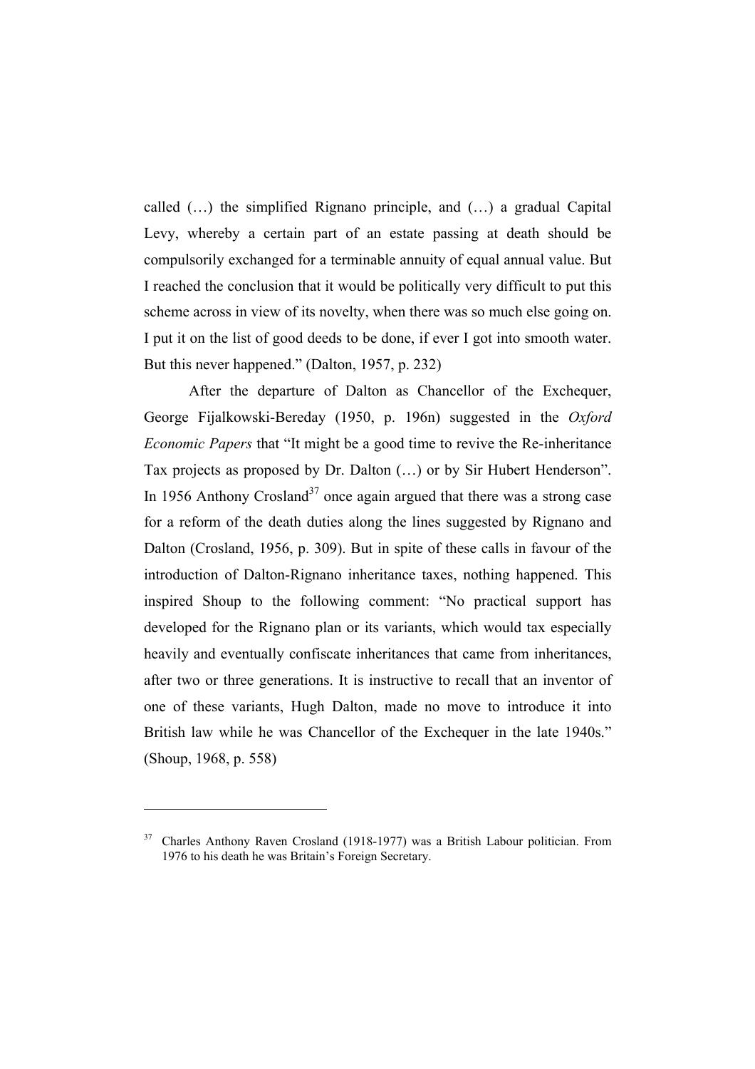called (…) the simplified Rignano principle, and (…) a gradual Capital Levy, whereby a certain part of an estate passing at death should be compulsorily exchanged for a terminable annuity of equal annual value. But I reached the conclusion that it would be politically very difficult to put this scheme across in view of its novelty, when there was so much else going on. I put it on the list of good deeds to be done, if ever I got into smooth water. But this never happened." (Dalton, 1957, p. 232)

After the departure of Dalton as Chancellor of the Exchequer, George Fijalkowski-Bereday (1950, p. 196n) suggested in the *Oxford Economic Papers* that "It might be a good time to revive the Re-inheritance Tax projects as proposed by Dr. Dalton (…) or by Sir Hubert Henderson". In 1956 Anthony Crosland[37] once again argued that there was a strong case for a reform of the death duties along the lines suggested by Rignano and Dalton (Crosland, 1956, p. 309). But in spite of these calls in favour of the introduction of Dalton-Rignano inheritance taxes, nothing happened. This inspired Shoup to the following comment: "No practical support has developed for the Rignano plan or its variants, which would tax especially heavily and eventually confiscate inheritances that came from inheritances, after two or three generations. It is instructive to recall that an inventor of one of these variants, Hugh Dalton, made no move to introduce it into British law while he was Chancellor of the Exchequer in the late 1940s." (Shoup, 1968, p. 558)

---

[37] Charles Anthony Raven Crosland (1918-1977) was a British Labour politician. From 1976 to his death he was Britain's Foreign Secretary.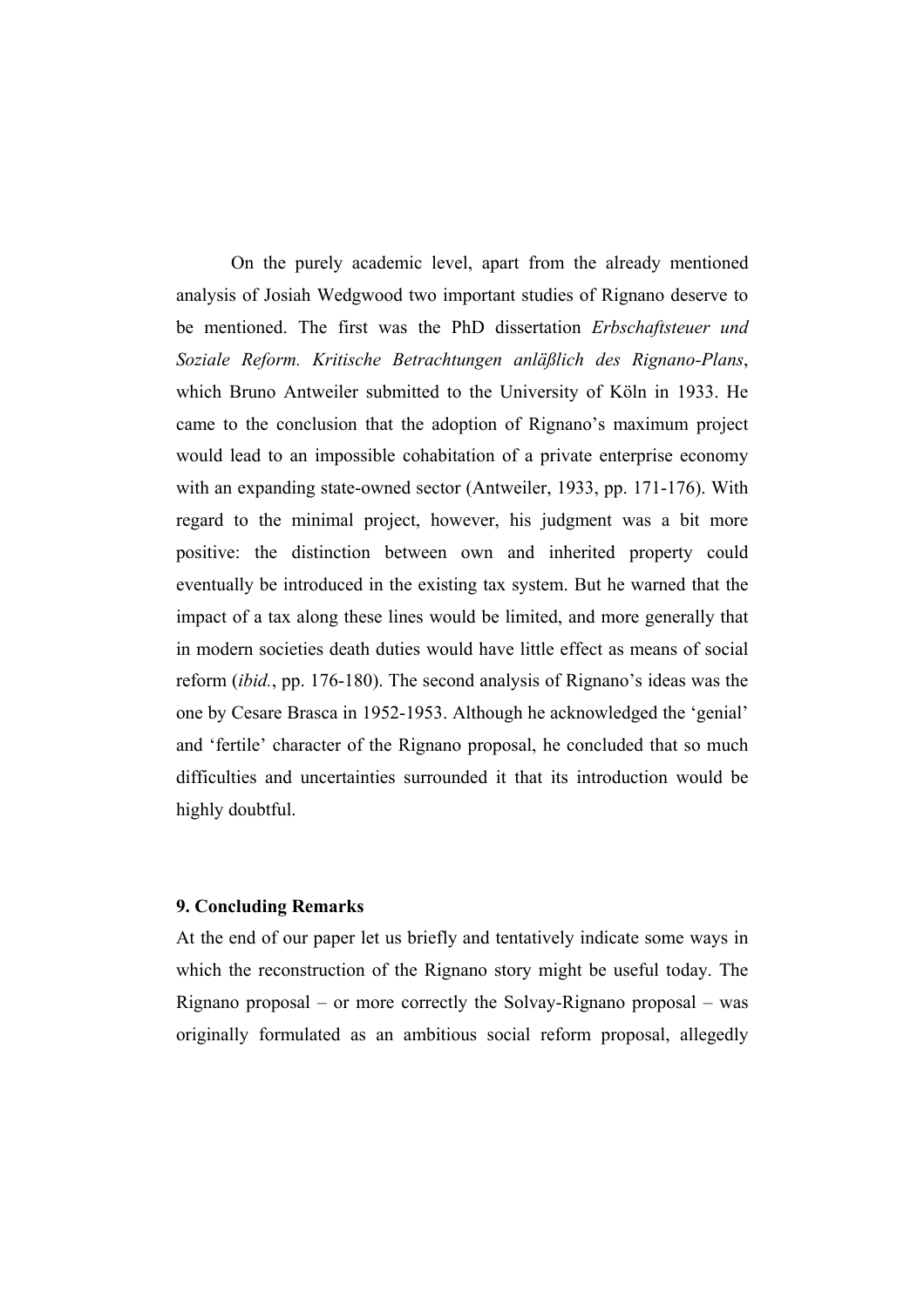On the purely academic level, apart from the already mentioned analysis of Josiah Wedgwood two important studies of Rignano deserve to be mentioned. The first was the PhD dissertation *Erbschaftsteuer und Soziale Reform. Kritische Betrachtungen anläßlich des Rignano-Plans*, which Bruno Antweiler submitted to the University of Köln in 1933. He came to the conclusion that the adoption of Rignano's maximum project would lead to an impossible cohabitation of a private enterprise economy with an expanding state-owned sector (Antweiler, 1933, pp. 171-176). With regard to the minimal project, however, his judgment was a bit more positive: the distinction between own and inherited property could eventually be introduced in the existing tax system. But he warned that the impact of a tax along these lines would be limited, and more generally that in modern societies death duties would have little effect as means of social reform (*ibid.*, pp. 176-180). The second analysis of Rignano's ideas was the one by Cesare Brasca in 1952-1953. Although he acknowledged the 'genial' and 'fertile' character of the Rignano proposal, he concluded that so much difficulties and uncertainties surrounded it that its introduction would be highly doubtful.

## 9. Concluding Remarks

At the end of our paper let us briefly and tentatively indicate some ways in which the reconstruction of the Rignano story might be useful today. The Rignano proposal – or more correctly the Solvay-Rignano proposal – was originally formulated as an ambitious social reform proposal, allegedly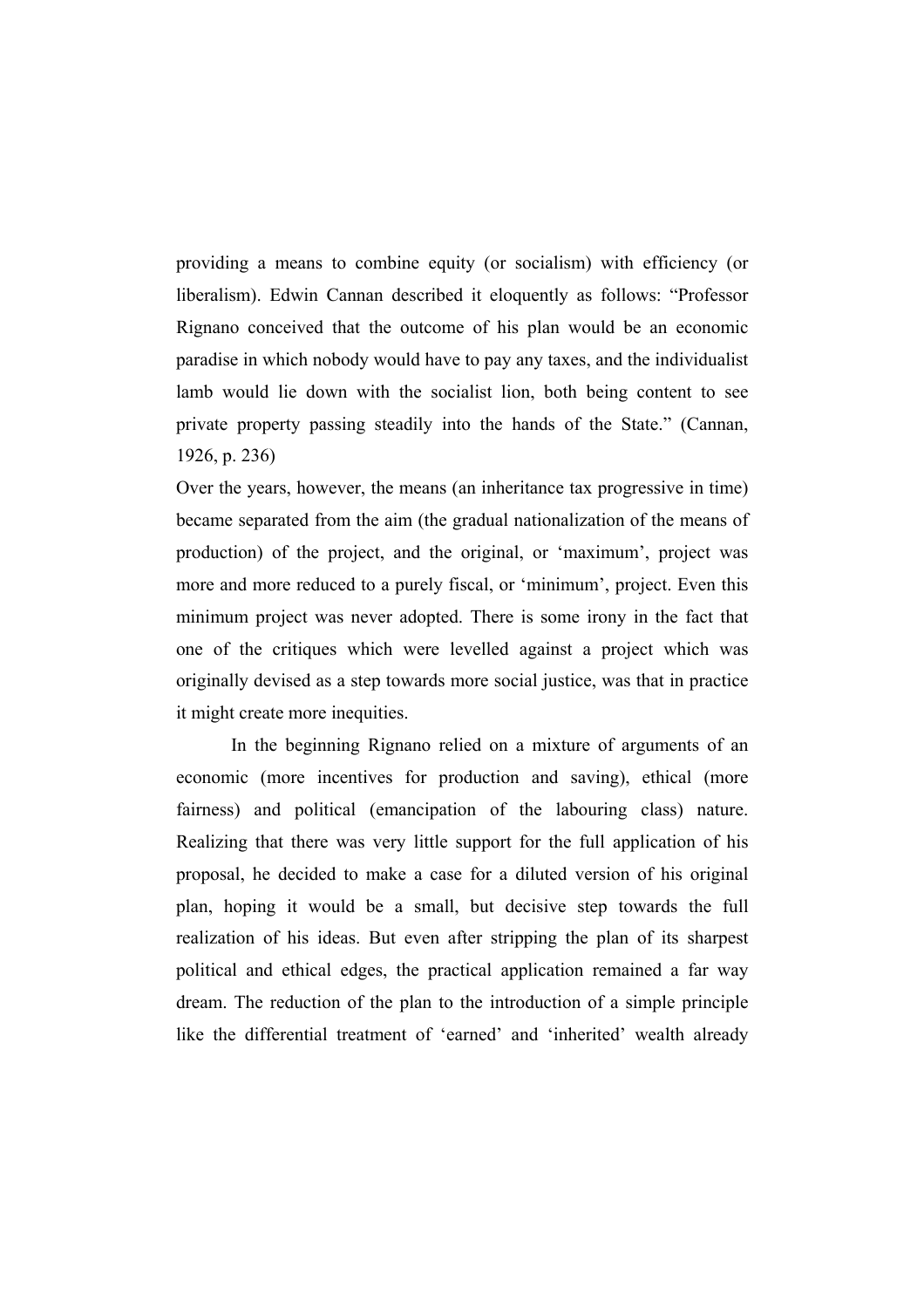providing a means to combine equity (or socialism) with efficiency (or liberalism). Edwin Cannan described it eloquently as follows: "Professor Rignano conceived that the outcome of his plan would be an economic paradise in which nobody would have to pay any taxes, and the individualist lamb would lie down with the socialist lion, both being content to see private property passing steadily into the hands of the State." (Cannan, 1926, p. 236)

Over the years, however, the means (an inheritance tax progressive in time) became separated from the aim (the gradual nationalization of the means of production) of the project, and the original, or 'maximum', project was more and more reduced to a purely fiscal, or 'minimum', project. Even this minimum project was never adopted. There is some irony in the fact that one of the critiques which were levelled against a project which was originally devised as a step towards more social justice, was that in practice it might create more inequities.

In the beginning Rignano relied on a mixture of arguments of an economic (more incentives for production and saving), ethical (more fairness) and political (emancipation of the labouring class) nature. Realizing that there was very little support for the full application of his proposal, he decided to make a case for a diluted version of his original plan, hoping it would be a small, but decisive step towards the full realization of his ideas. But even after stripping the plan of its sharpest political and ethical edges, the practical application remained a far way dream. The reduction of the plan to the introduction of a simple principle like the differential treatment of 'earned' and 'inherited' wealth already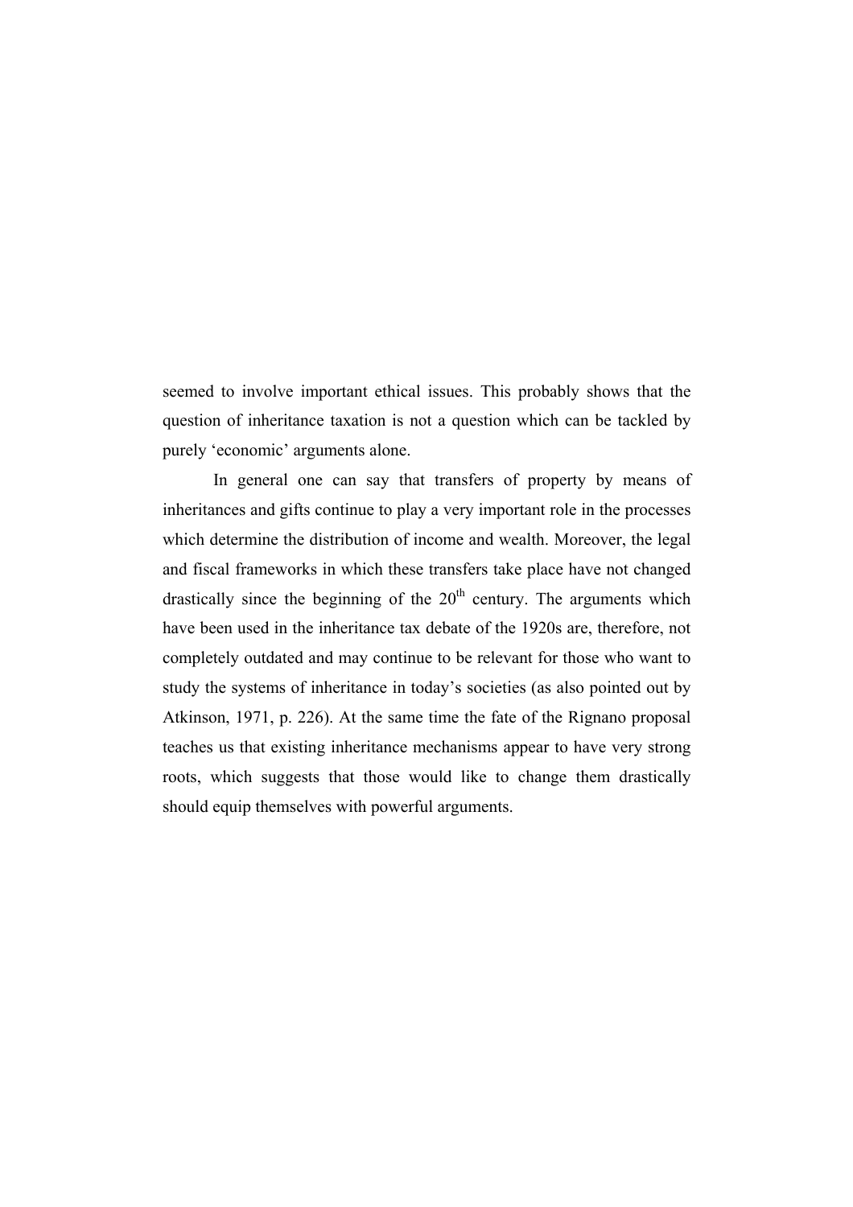seemed to involve important ethical issues. This probably shows that the question of inheritance taxation is not a question which can be tackled by purely ‘economic’ arguments alone.

In general one can say that transfers of property by means of inheritances and gifts continue to play a very important role in the processes which determine the distribution of income and wealth. Moreover, the legal and fiscal frameworks in which these transfers take place have not changed drastically since the beginning of the 20th century. The arguments which have been used in the inheritance tax debate of the 1920s are, therefore, not completely outdated and may continue to be relevant for those who want to study the systems of inheritance in today’s societies (as also pointed out by Atkinson, 1971, p. 226). At the same time the fate of the Rignano proposal teaches us that existing inheritance mechanisms appear to have very strong roots, which suggests that those would like to change them drastically should equip themselves with powerful arguments.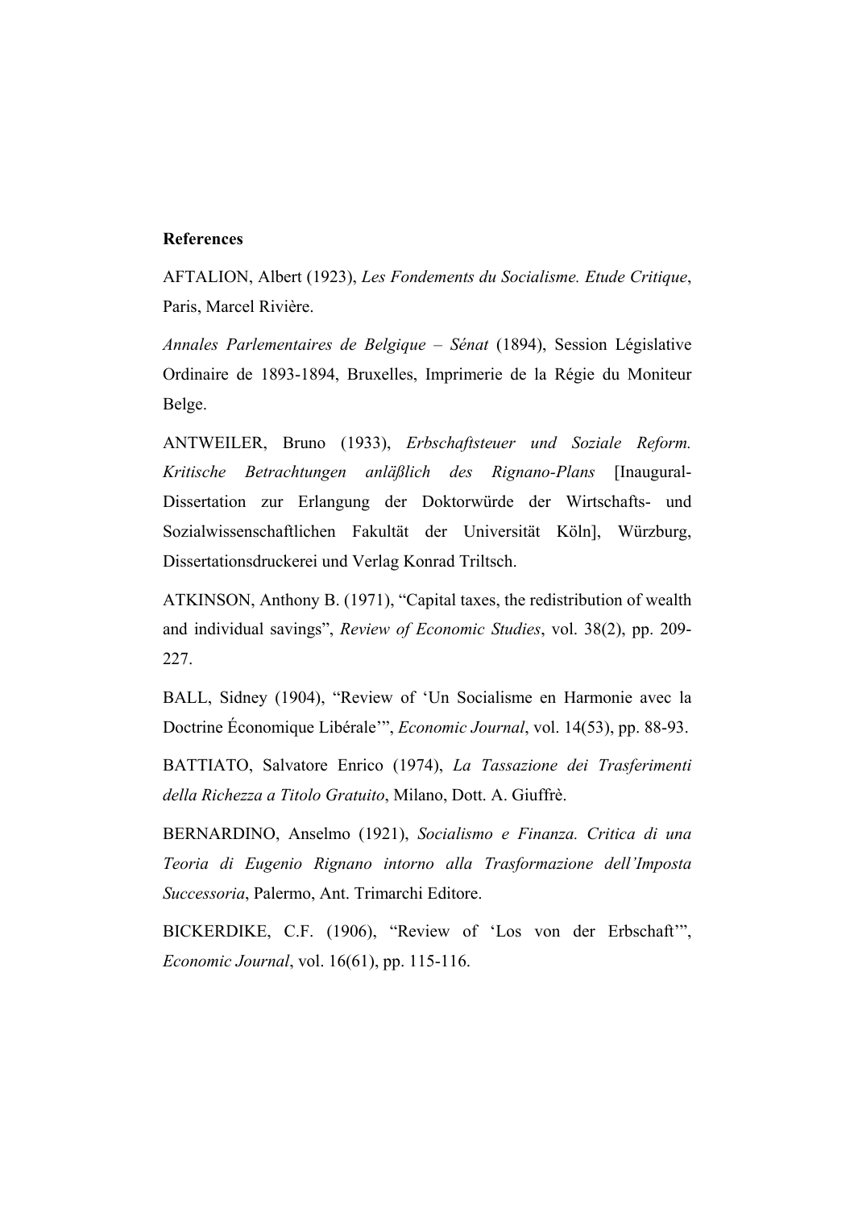**References**

AFTALION, Albert (1923), *Les Fondements du Socialisme. Etude Critique*, Paris, Marcel Rivière.

*Annales Parlementaires de Belgique – Sénat* (1894), Session Législative Ordinaire de 1893-1894, Bruxelles, Imprimerie de la Régie du Moniteur Belge.

ANTWEILER, Bruno (1933), *Erbschaftsteuer und Soziale Reform. Kritische Betrachtungen anläßlich des Rignano-Plans* [Inaugural-Dissertation zur Erlangung der Doktorwürde der Wirtschafts- und Sozialwissenschaftlichen Fakultät der Universität Köln], Würzburg, Dissertationsdruckerei und Verlag Konrad Triltsch.

ATKINSON, Anthony B. (1971), "Capital taxes, the redistribution of wealth and individual savings", *Review of Economic Studies*, vol. 38(2), pp. 209-227.

BALL, Sidney (1904), "Review of 'Un Socialisme en Harmonie avec la Doctrine Économique Libérale'", *Economic Journal*, vol. 14(53), pp. 88-93.

BATTIATO, Salvatore Enrico (1974), *La Tassazione dei Trasferimenti della Richezza a Titolo Gratuito*, Milano, Dott. A. Giuffrè.

BERNARDINO, Anselmo (1921), *Socialismo e Finanza. Critica di una Teoria di Eugenio Rignano intorno alla Trasformazione dell'Imposta Successoria*, Palermo, Ant. Trimarchi Editore.

BICKERDIKE, C.F. (1906), "Review of 'Los von der Erbschaft'", *Economic Journal*, vol. 16(61), pp. 115-116.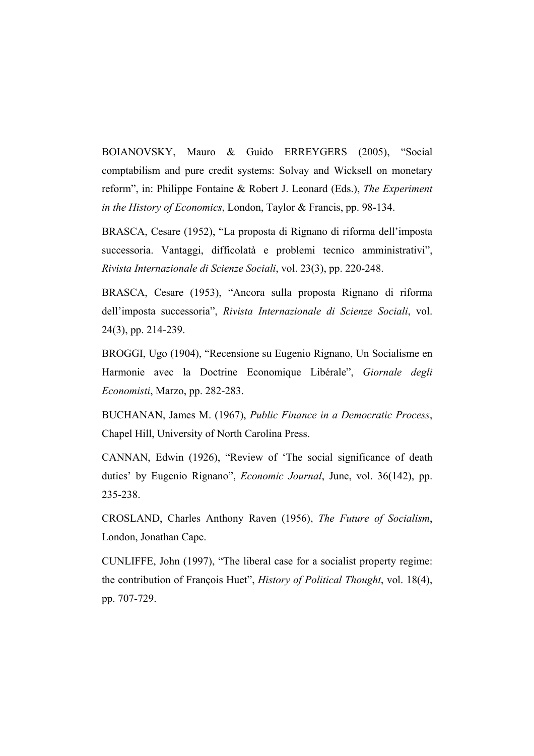BOIANOVSKY, Mauro & Guido ERREYGERS (2005), "Social comptabilism and pure credit systems: Solvay and Wicksell on monetary reform", in: Philippe Fontaine & Robert J. Leonard (Eds.), *The Experiment in the History of Economics*, London, Taylor & Francis, pp. 98-134.

BRASCA, Cesare (1952), "La proposta di Rignano di riforma dell'imposta successoria. Vantaggi, difficolatà e problemi tecnico amministrativi", *Rivista Internazionale di Scienze Sociali*, vol. 23(3), pp. 220-248.

BRASCA, Cesare (1953), "Ancora sulla proposta Rignano di riforma dell'imposta successoria", *Rivista Internazionale di Scienze Sociali*, vol. 24(3), pp. 214-239.

BROGGI, Ugo (1904), "Recensione su Eugenio Rignano, Un Socialisme en Harmonie avec la Doctrine Economique Libérale", *Giornale degli Economisti*, Marzo, pp. 282-283.

BUCHANAN, James M. (1967), *Public Finance in a Democratic Process*, Chapel Hill, University of North Carolina Press.

CANNAN, Edwin (1926), "Review of 'The social significance of death duties' by Eugenio Rignano", *Economic Journal*, June, vol. 36(142), pp. 235-238.

CROSLAND, Charles Anthony Raven (1956), *The Future of Socialism*, London, Jonathan Cape.

CUNLIFFE, John (1997), "The liberal case for a socialist property regime: the contribution of François Huet", *History of Political Thought*, vol. 18(4), pp. 707-729.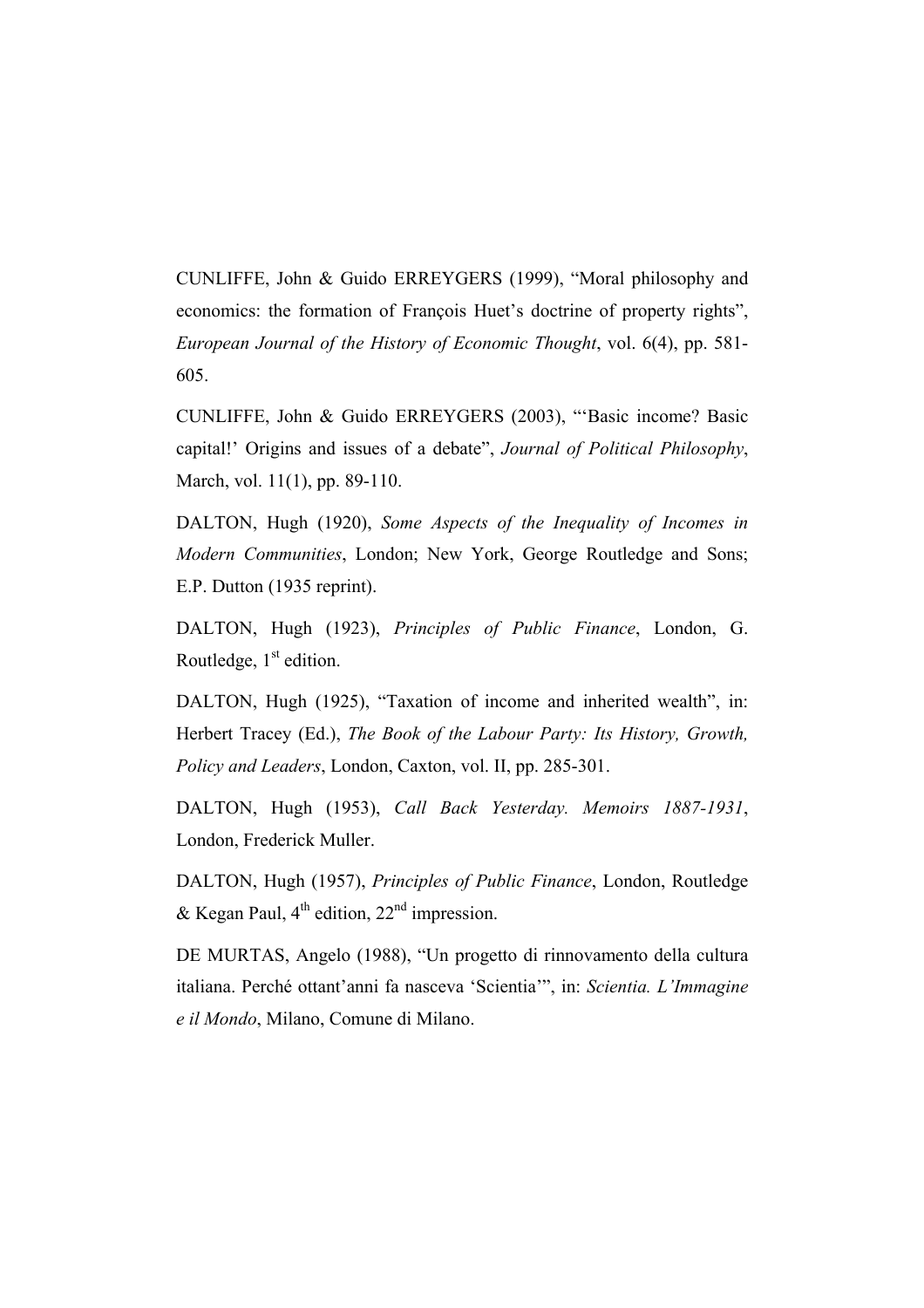CUNLIFFE, John & Guido ERREYGERS (1999), "Moral philosophy and economics: the formation of François Huet's doctrine of property rights", *European Journal of the History of Economic Thought*, vol. 6(4), pp. 581-605.

CUNLIFFE, John & Guido ERREYGERS (2003), "'Basic income? Basic capital!' Origins and issues of a debate", *Journal of Political Philosophy*, March, vol. 11(1), pp. 89-110.

DALTON, Hugh (1920), *Some Aspects of the Inequality of Incomes in Modern Communities*, London; New York, George Routledge and Sons; E.P. Dutton (1935 reprint).

DALTON, Hugh (1923), *Principles of Public Finance*, London, G. Routledge, 1st edition.

DALTON, Hugh (1925), "Taxation of income and inherited wealth", in: Herbert Tracey (Ed.), *The Book of the Labour Party: Its History, Growth, Policy and Leaders*, London, Caxton, vol. II, pp. 285-301.

DALTON, Hugh (1953), *Call Back Yesterday. Memoirs 1887-1931*, London, Frederick Muller.

DALTON, Hugh (1957), *Principles of Public Finance*, London, Routledge & Kegan Paul, 4th edition, 22nd impression.

DE MURTAS, Angelo (1988), "Un progetto di rinnovamento della cultura italiana. Perché ottant'anni fa nasceva 'Scientia'", in: *Scientia. L'Immagine e il Mondo*, Milano, Comune di Milano.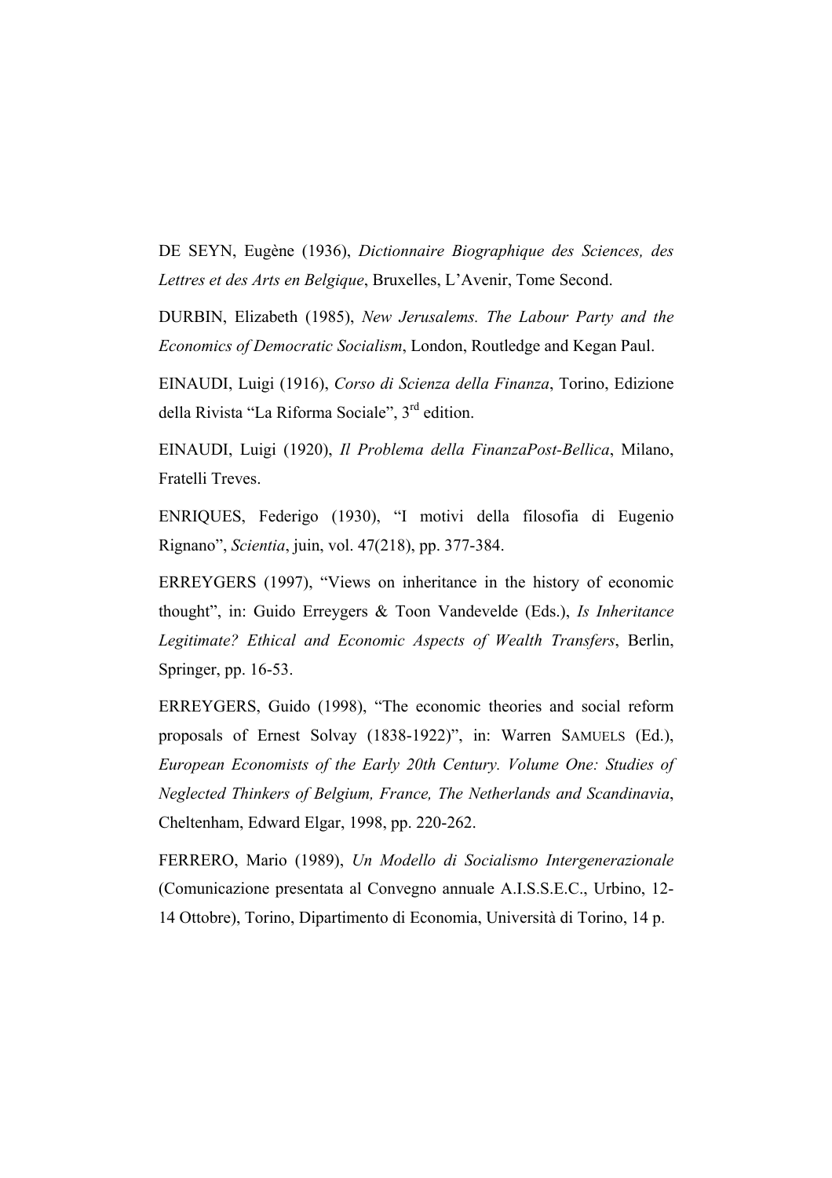DE SEYN, Eugène (1936), *Dictionnaire Biographique des Sciences, des Lettres et des Arts en Belgique*, Bruxelles, L'Avenir, Tome Second.

DURBIN, Elizabeth (1985), *New Jerusalems. The Labour Party and the Economics of Democratic Socialism*, London, Routledge and Kegan Paul.

EINAUDI, Luigi (1916), *Corso di Scienza della Finanza*, Torino, Edizione della Rivista "La Riforma Sociale", 3rd edition.

EINAUDI, Luigi (1920), *Il Problema della FinanzaPost-Bellica*, Milano, Fratelli Treves.

ENRIQUES, Federigo (1930), "I motivi della filosofia di Eugenio Rignano", *Scientia*, juin, vol. 47(218), pp. 377-384.

ERREYGERS (1997), "Views on inheritance in the history of economic thought", in: Guido Erreygers & Toon Vandevelde (Eds.), *Is Inheritance Legitimate? Ethical and Economic Aspects of Wealth Transfers*, Berlin, Springer, pp. 16-53.

ERREYGERS, Guido (1998), "The economic theories and social reform proposals of Ernest Solvay (1838-1922)", in: Warren SAMUELS (Ed.), *European Economists of the Early 20th Century. Volume One: Studies of Neglected Thinkers of Belgium, France, The Netherlands and Scandinavia*, Cheltenham, Edward Elgar, 1998, pp. 220-262.

FERRERO, Mario (1989), *Un Modello di Socialismo Intergenerazionale* (Comunicazione presentata al Convegno annuale A.I.S.S.E.C., Urbino, 12-14 Ottobre), Torino, Dipartimento di Economia, Università di Torino, 14 p.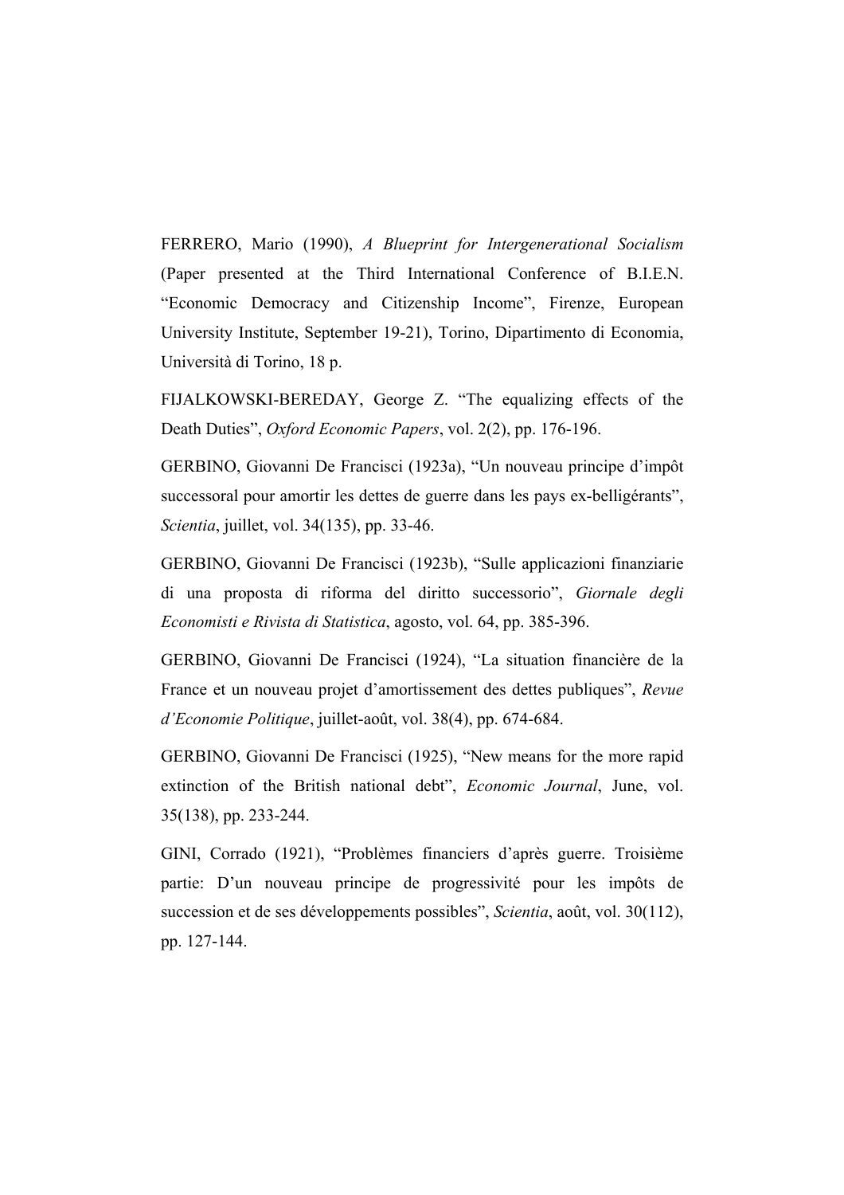FERRERO, Mario (1990), *A Blueprint for Intergenerational Socialism* (Paper presented at the Third International Conference of B.I.E.N. "Economic Democracy and Citizenship Income", Firenze, European University Institute, September 19-21), Torino, Dipartimento di Economia, Università di Torino, 18 p.

FIJALKOWSKI-BEREDAY, George Z. "The equalizing effects of the Death Duties", *Oxford Economic Papers*, vol. 2(2), pp. 176-196.

GERBINO, Giovanni De Francisci (1923a), "Un nouveau principe d'impôt successoral pour amortir les dettes de guerre dans les pays ex-belligérants", *Scientia*, juillet, vol. 34(135), pp. 33-46.

GERBINO, Giovanni De Francisci (1923b), "Sulle applicazioni finanziarie di una proposta di riforma del diritto successorio", *Giornale degli Economisti e Rivista di Statistica*, agosto, vol. 64, pp. 385-396.

GERBINO, Giovanni De Francisci (1924), "La situation financière de la France et un nouveau projet d'amortissement des dettes publiques", *Revue d'Economie Politique*, juillet-août, vol. 38(4), pp. 674-684.

GERBINO, Giovanni De Francisci (1925), "New means for the more rapid extinction of the British national debt", *Economic Journal*, June, vol. 35(138), pp. 233-244.

GINI, Corrado (1921), "Problèmes financiers d'après guerre. Troisième partie: D'un nouveau principe de progressivité pour les impôts de succession et de ses développements possibles", *Scientia*, août, vol. 30(112), pp. 127-144.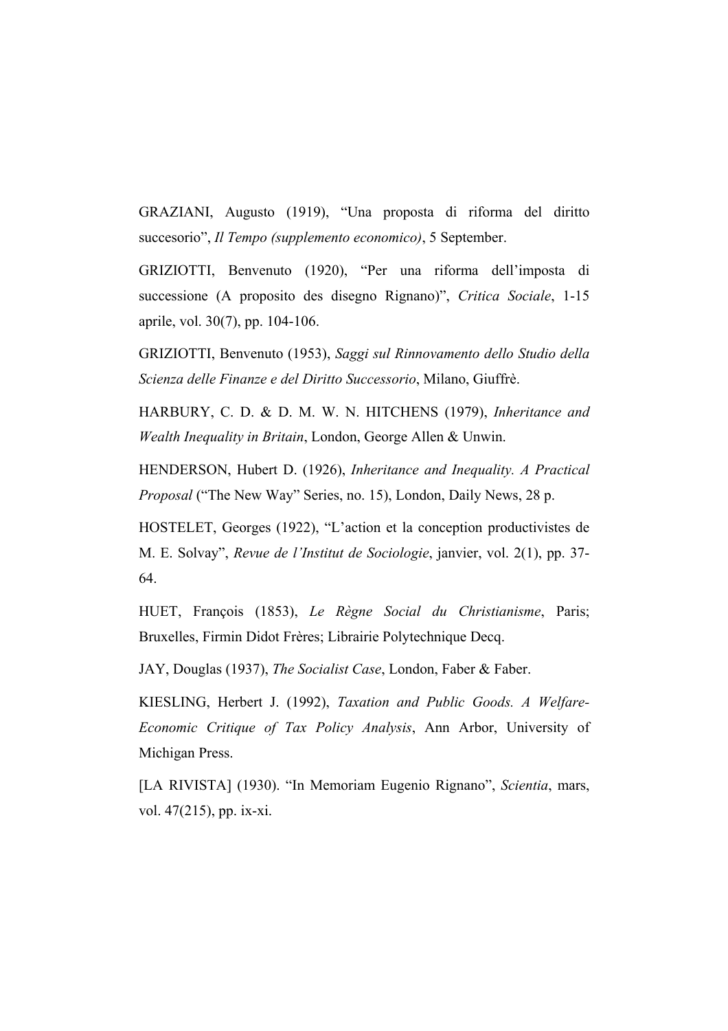GRAZIANI, Augusto (1919), "Una proposta di riforma del diritto succesorio", *Il Tempo (supplemento economico)*, 5 September.

GRIZIOTTI, Benvenuto (1920), "Per una riforma dell'imposta di successione (A proposito des disegno Rignano)", *Critica Sociale*, 1-15 aprile, vol. 30(7), pp. 104-106.

GRIZIOTTI, Benvenuto (1953), *Saggi sul Rinnovamento dello Studio della Scienza delle Finanze e del Diritto Successorio*, Milano, Giuffrè.

HARBURY, C. D. & D. M. W. N. HITCHENS (1979), *Inheritance and Wealth Inequality in Britain*, London, George Allen & Unwin.

HENDERSON, Hubert D. (1926), *Inheritance and Inequality. A Practical Proposal* ("The New Way" Series, no. 15), London, Daily News, 28 p.

HOSTELET, Georges (1922), "L'action et la conception productivistes de M. E. Solvay", *Revue de l'Institut de Sociologie*, janvier, vol. 2(1), pp. 37-64.

HUET, François (1853), *Le Règne Social du Christianisme*, Paris; Bruxelles, Firmin Didot Frères; Librairie Polytechnique Decq.

JAY, Douglas (1937), *The Socialist Case*, London, Faber & Faber.

KIESLING, Herbert J. (1992), *Taxation and Public Goods. A Welfare-Economic Critique of Tax Policy Analysis*, Ann Arbor, University of Michigan Press.

[LA RIVISTA] (1930). "In Memoriam Eugenio Rignano", *Scientia*, mars, vol. 47(215), pp. ix-xi.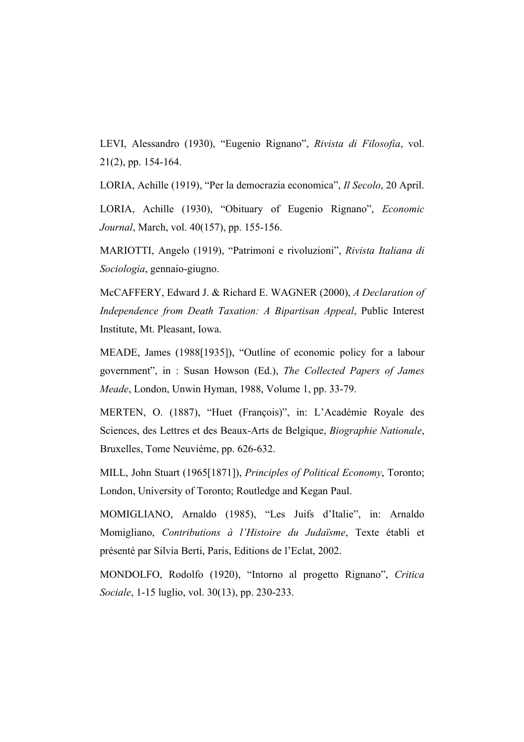LEVI, Alessandro (1930), "Eugenio Rignano", *Rivista di Filosofia*, vol. 21(2), pp. 154-164.

LORIA, Achille (1919), "Per la democrazia economica", *Il Secolo*, 20 April.

LORIA, Achille (1930), "Obituary of Eugenio Rignano", *Economic Journal*, March, vol. 40(157), pp. 155-156.

MARIOTTI, Angelo (1919), "Patrimoni e rivoluzioni", *Rivista Italiana di Sociologia*, gennaio-giugno.

McCAFFERY, Edward J. & Richard E. WAGNER (2000), *A Declaration of Independence from Death Taxation: A Bipartisan Appeal*, Public Interest Institute, Mt. Pleasant, Iowa.

MEADE, James (1988[1935]), "Outline of economic policy for a labour government", in : Susan Howson (Ed.), *The Collected Papers of James Meade*, London, Unwin Hyman, 1988, Volume 1, pp. 33-79.

MERTEN, O. (1887), "Huet (François)", in: L'Académie Royale des Sciences, des Lettres et des Beaux-Arts de Belgique, *Biographie Nationale*, Bruxelles, Tome Neuvième, pp. 626-632.

MILL, John Stuart (1965[1871]), *Principles of Political Economy*, Toronto; London, University of Toronto; Routledge and Kegan Paul.

MOMIGLIANO, Arnaldo (1985), "Les Juifs d'Italie", in: Arnaldo Momigliano, *Contributions à l'Histoire du Judaïsme*, Texte établi et présenté par Silvia Berti, Paris, Editions de l'Eclat, 2002.

MONDOLFO, Rodolfo (1920), "Intorno al progetto Rignano", *Critica Sociale*, 1-15 luglio, vol. 30(13), pp. 230-233.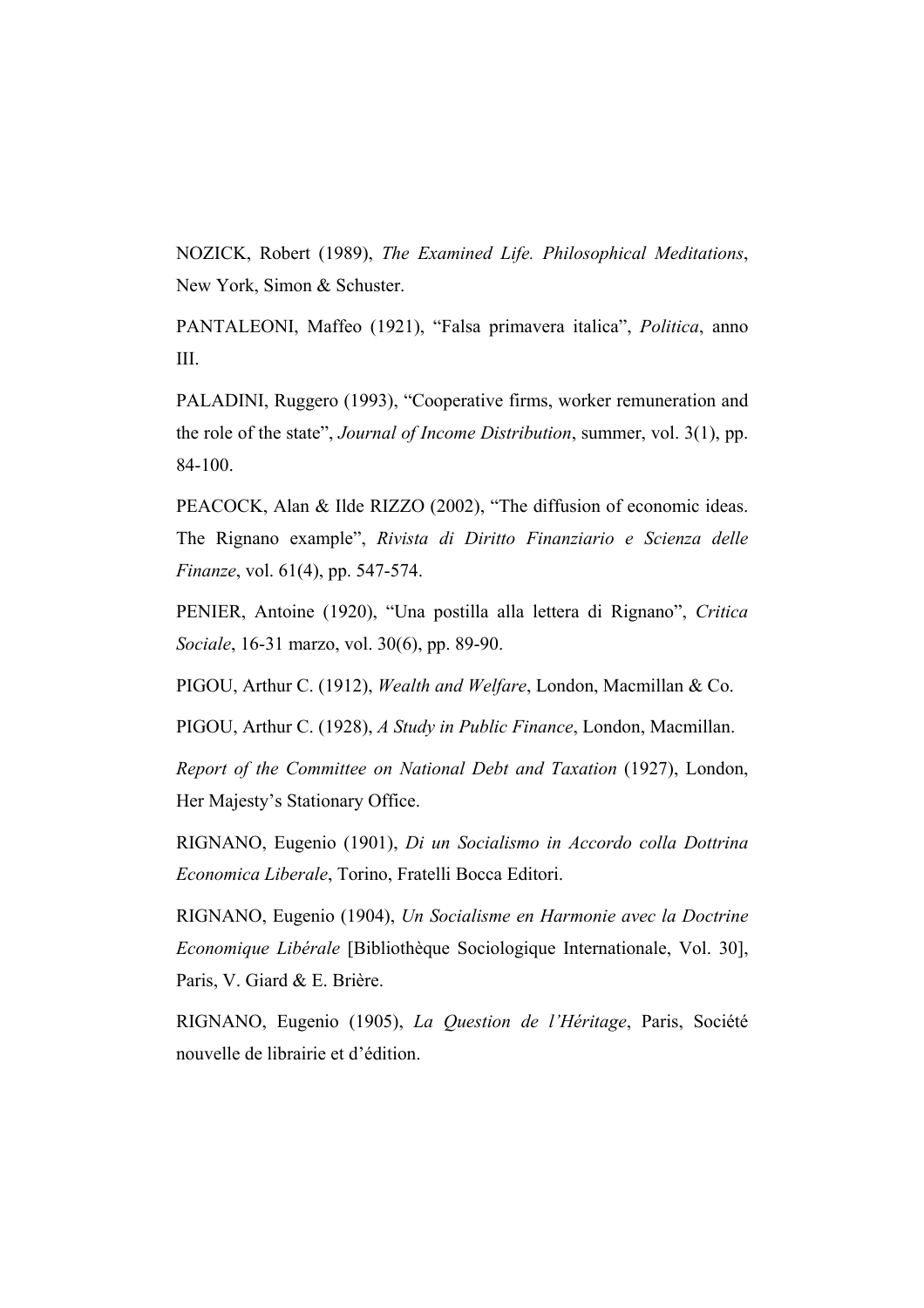NOZICK, Robert (1989), *The Examined Life. Philosophical Meditations*, New York, Simon & Schuster.

PANTALEONI, Maffeo (1921), "Falsa primavera italica", *Politica*, anno III.

PALADINI, Ruggero (1993), "Cooperative firms, worker remuneration and the role of the state", *Journal of Income Distribution*, summer, vol. 3(1), pp. 84-100.

PEACOCK, Alan & Ilde RIZZO (2002), "The diffusion of economic ideas. The Rignano example", *Rivista di Diritto Finanziario e Scienza delle Finanze*, vol. 61(4), pp. 547-574.

PENIER, Antoine (1920), "Una postilla alla lettera di Rignano", *Critica Sociale*, 16-31 marzo, vol. 30(6), pp. 89-90.

PIGOU, Arthur C. (1912), *Wealth and Welfare*, London, Macmillan & Co.

PIGOU, Arthur C. (1928), *A Study in Public Finance*, London, Macmillan.

*Report of the Committee on National Debt and Taxation* (1927), London, Her Majesty's Stationary Office.

RIGNANO, Eugenio (1901), *Di un Socialismo in Accordo colla Dottrina Economica Liberale*, Torino, Fratelli Bocca Editori.

RIGNANO, Eugenio (1904), *Un Socialisme en Harmonie avec la Doctrine Economique Libérale* [Bibliothèque Sociologique Internationale, Vol. 30], Paris, V. Giard & E. Brière.

RIGNANO, Eugenio (1905), *La Question de l'Héritage*, Paris, Société nouvelle de librairie et d'édition.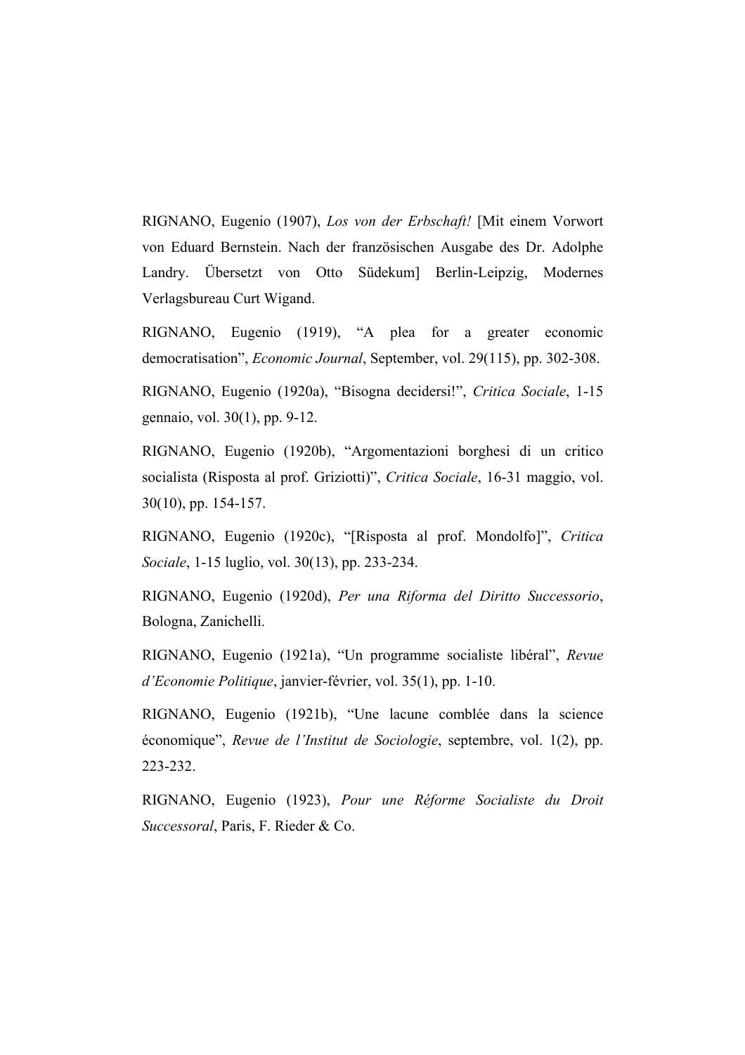RIGNANO, Eugenio (1907), *Los von der Erbschaft!* [Mit einem Vorwort von Eduard Bernstein. Nach der französischen Ausgabe des Dr. Adolphe Landry. Übersetzt von Otto Südekum] Berlin-Leipzig, Modernes Verlagsbureau Curt Wigand.

RIGNANO, Eugenio (1919), "A plea for a greater economic democratisation", *Economic Journal*, September, vol. 29(115), pp. 302-308.

RIGNANO, Eugenio (1920a), "Bisogna decidersi!", *Critica Sociale*, 1-15 gennaio, vol. 30(1), pp. 9-12.

RIGNANO, Eugenio (1920b), "Argomentazioni borghesi di un critico socialista (Risposta al prof. Griziotti)", *Critica Sociale*, 16-31 maggio, vol. 30(10), pp. 154-157.

RIGNANO, Eugenio (1920c), "[Risposta al prof. Mondolfo]", *Critica Sociale*, 1-15 luglio, vol. 30(13), pp. 233-234.

RIGNANO, Eugenio (1920d), *Per una Riforma del Diritto Successorio*, Bologna, Zanichelli.

RIGNANO, Eugenio (1921a), "Un programme socialiste libéral", *Revue d'Economie Politique*, janvier-février, vol. 35(1), pp. 1-10.

RIGNANO, Eugenio (1921b), "Une lacune comblée dans la science économique", *Revue de l'Institut de Sociologie*, septembre, vol. 1(2), pp. 223-232.

RIGNANO, Eugenio (1923), *Pour une Réforme Socialiste du Droit Successoral*, Paris, F. Rieder & Co.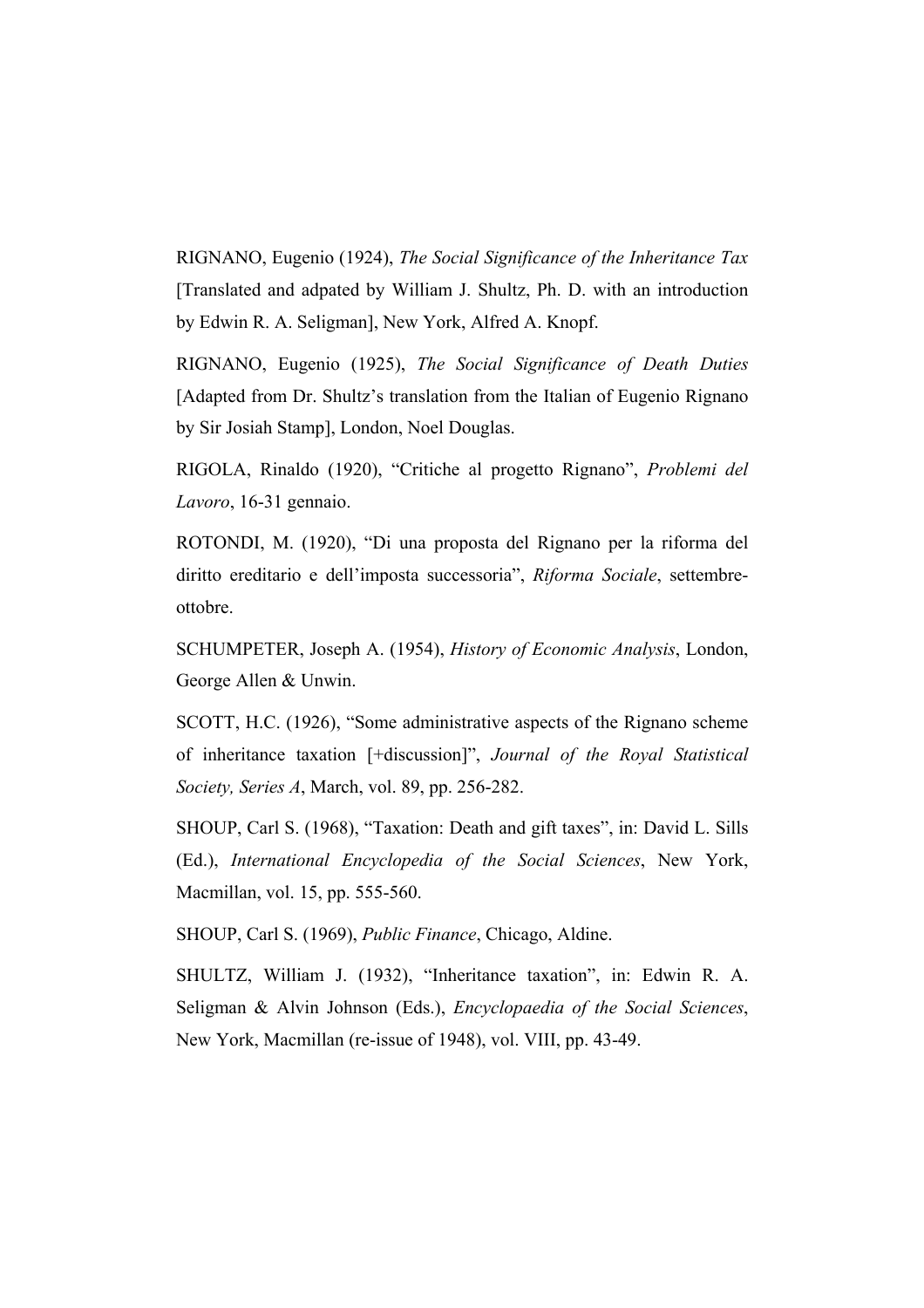RIGNANO, Eugenio (1924), *The Social Significance of the Inheritance Tax* [Translated and adpated by William J. Shultz, Ph. D. with an introduction by Edwin R. A. Seligman], New York, Alfred A. Knopf.

RIGNANO, Eugenio (1925), *The Social Significance of Death Duties* [Adapted from Dr. Shultz's translation from the Italian of Eugenio Rignano by Sir Josiah Stamp], London, Noel Douglas.

RIGOLA, Rinaldo (1920), "Critiche al progetto Rignano", *Problemi del Lavoro*, 16-31 gennaio.

ROTONDI, M. (1920), "Di una proposta del Rignano per la riforma del diritto ereditario e dell'imposta successoria", *Riforma Sociale*, settembre-ottobre.

SCHUMPETER, Joseph A. (1954), *History of Economic Analysis*, London, George Allen & Unwin.

SCOTT, H.C. (1926), "Some administrative aspects of the Rignano scheme of inheritance taxation [+discussion]", *Journal of the Royal Statistical Society, Series A*, March, vol. 89, pp. 256-282.

SHOUP, Carl S. (1968), "Taxation: Death and gift taxes", in: David L. Sills (Ed.), *International Encyclopedia of the Social Sciences*, New York, Macmillan, vol. 15, pp. 555-560.

SHOUP, Carl S. (1969), *Public Finance*, Chicago, Aldine.

SHULTZ, William J. (1932), "Inheritance taxation", in: Edwin R. A. Seligman & Alvin Johnson (Eds.), *Encyclopaedia of the Social Sciences*, New York, Macmillan (re-issue of 1948), vol. VIII, pp. 43-49.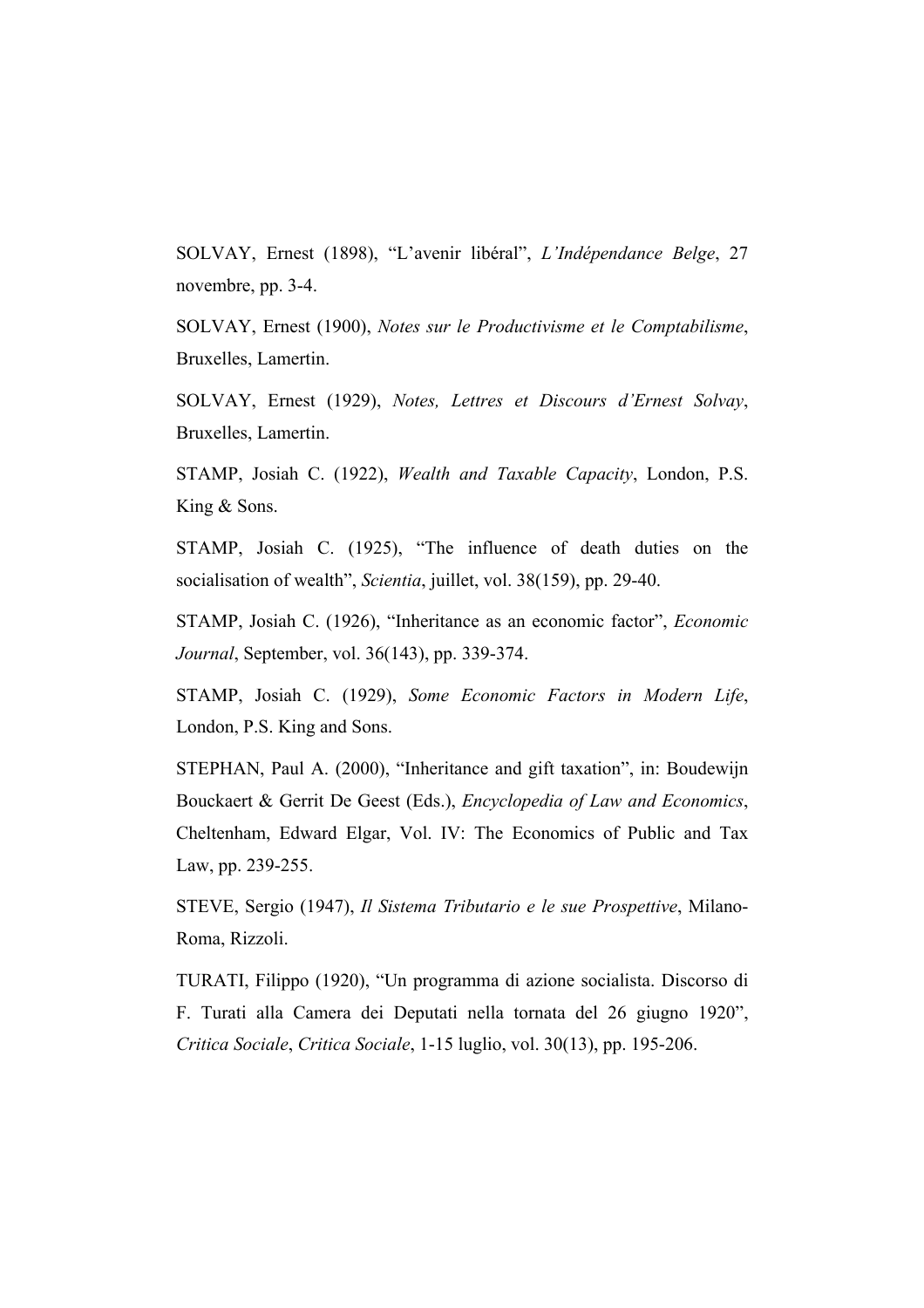SOLVAY, Ernest (1898), "L'avenir libéral", *L'Indépendance Belge*, 27 novembre, pp. 3-4.

SOLVAY, Ernest (1900), *Notes sur le Productivisme et le Comptabilisme*, Bruxelles, Lamertin.

SOLVAY, Ernest (1929), *Notes, Lettres et Discours d'Ernest Solvay*, Bruxelles, Lamertin.

STAMP, Josiah C. (1922), *Wealth and Taxable Capacity*, London, P.S. King & Sons.

STAMP, Josiah C. (1925), "The influence of death duties on the socialisation of wealth", *Scientia*, juillet, vol. 38(159), pp. 29-40.

STAMP, Josiah C. (1926), "Inheritance as an economic factor", *Economic Journal*, September, vol. 36(143), pp. 339-374.

STAMP, Josiah C. (1929), *Some Economic Factors in Modern Life*, London, P.S. King and Sons.

STEPHAN, Paul A. (2000), "Inheritance and gift taxation", in: Boudewijn Bouckaert & Gerrit De Geest (Eds.), *Encyclopedia of Law and Economics*, Cheltenham, Edward Elgar, Vol. IV: The Economics of Public and Tax Law, pp. 239-255.

STEVE, Sergio (1947), *Il Sistema Tributario e le sue Prospettive*, Milano-Roma, Rizzoli.

TURATI, Filippo (1920), "Un programma di azione socialista. Discorso di F. Turati alla Camera dei Deputati nella tornata del 26 giugno 1920", *Critica Sociale*, *Critica Sociale*, 1-15 luglio, vol. 30(13), pp. 195-206.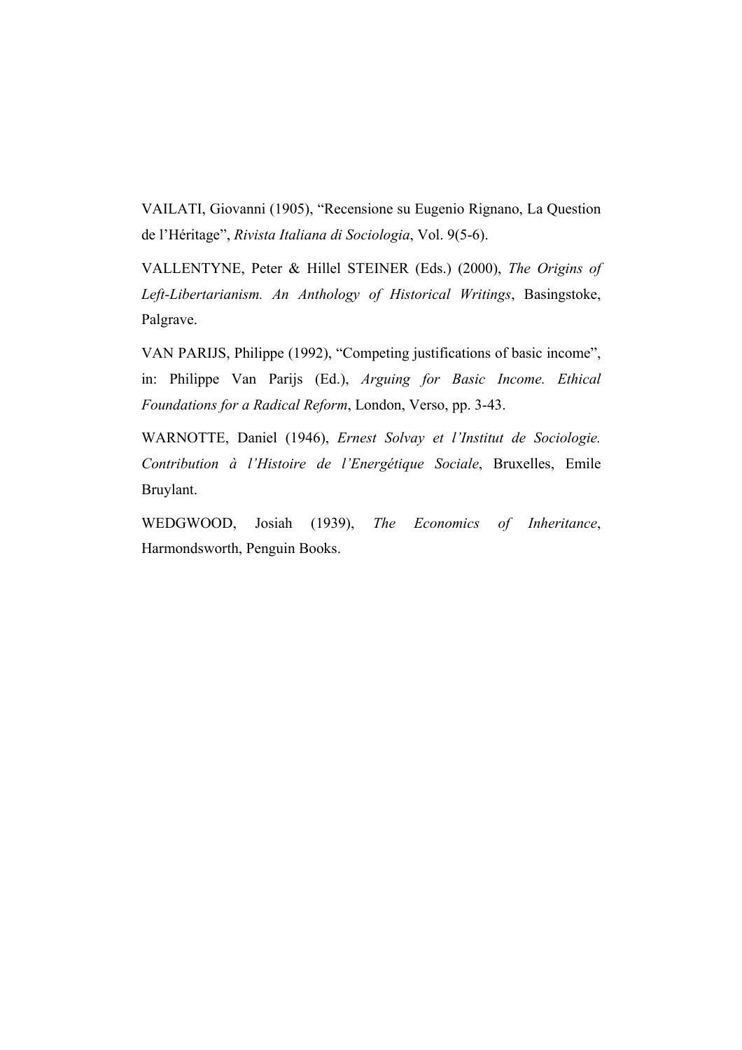VAILATI, Giovanni (1905), “Recensione su Eugenio Rignano, La Question de l’Héritage”, *Rivista Italiana di Sociologia*, Vol. 9(5-6).

VALLENTYNE, Peter & Hillel STEINER (Eds.) (2000), *The Origins of Left-Libertarianism. An Anthology of Historical Writings*, Basingstoke, Palgrave.

VAN PARIJS, Philippe (1992), “Competing justifications of basic income”, in: Philippe Van Parijs (Ed.), *Arguing for Basic Income. Ethical Foundations for a Radical Reform*, London, Verso, pp. 3-43.

WARNOTTE, Daniel (1946), *Ernest Solvay et l’Institut de Sociologie. Contribution à l’Histoire de l’Energétique Sociale*, Bruxelles, Emile Bruylant.

WEDGWOOD, Josiah (1939), *The Economics of Inheritance*, Harmondsworth, Penguin Books.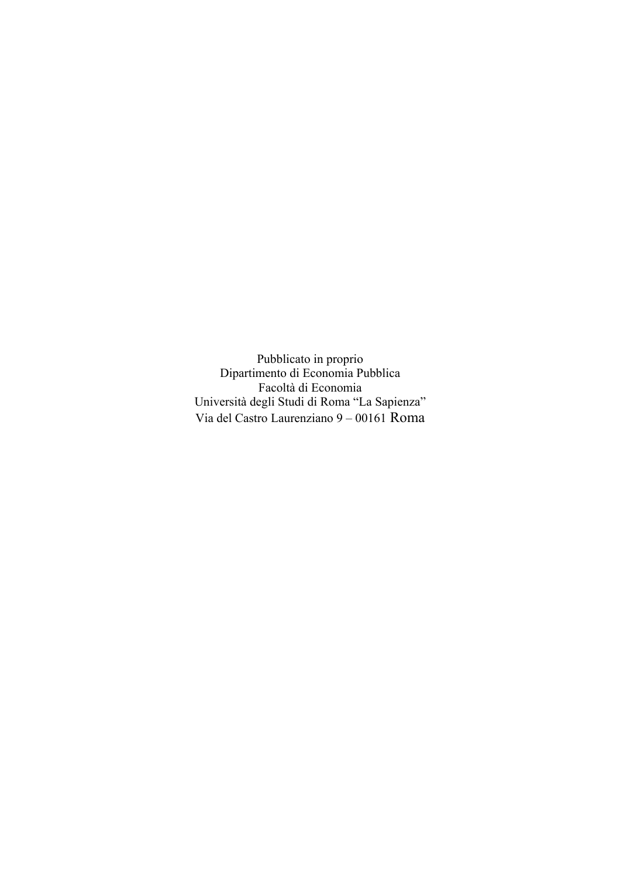Pubblicato in proprio
Dipartimento di Economia Pubblica
Facoltà di Economia
Università degli Studi di Roma "La Sapienza"
Via del Castro Laurenziano 9 – 00161 Roma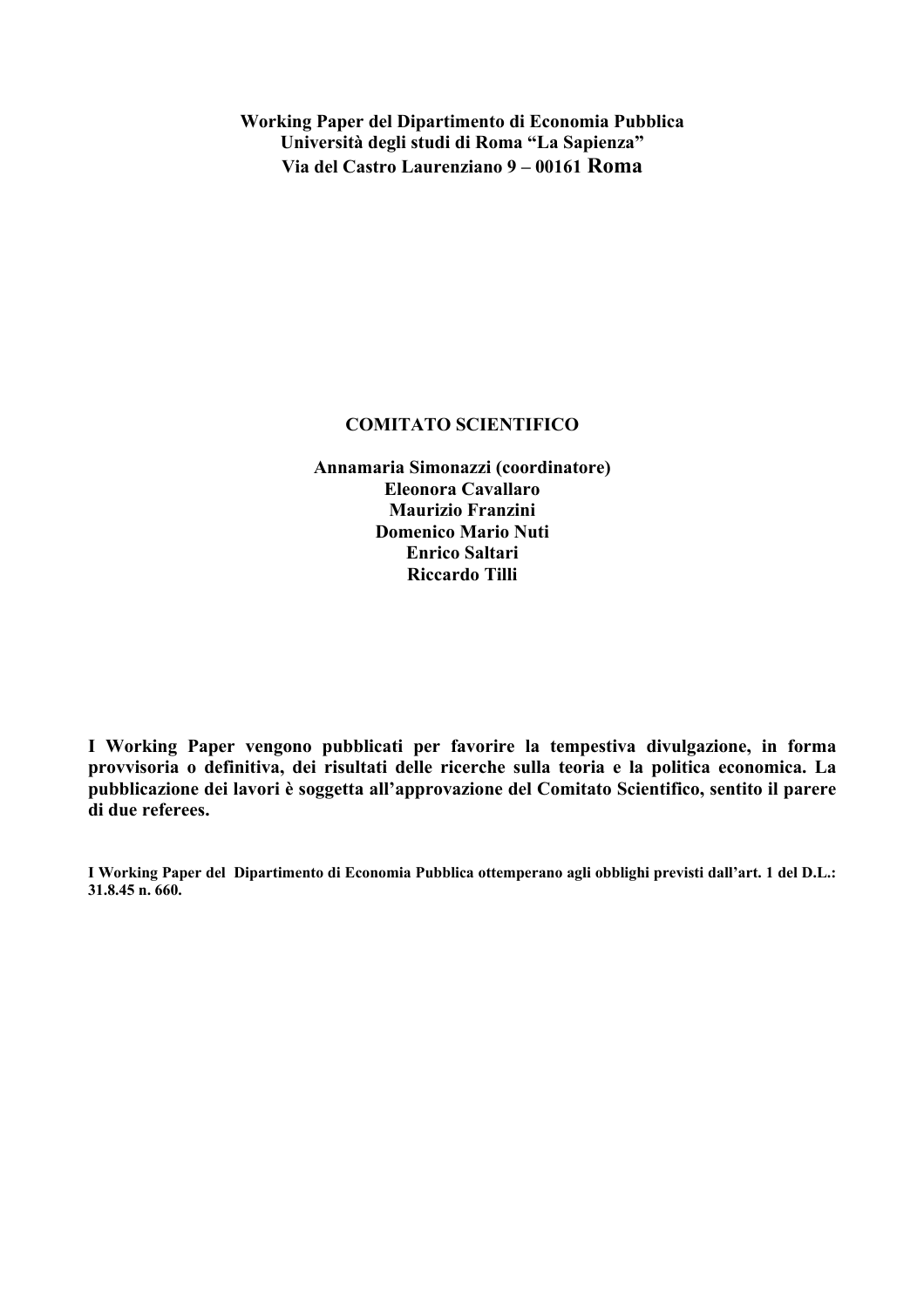**Working Paper del Dipartimento di Economia Pubblica**
**Università degli studi di Roma "La Sapienza"**
**Via del Castro Laurenziano 9 – 00161 Roma**

**COMITATO SCIENTIFICO**

**Annamaria Simonazzi (coordinatore)**
**Eleonora Cavallaro**
**Maurizio Franzini**
**Domenico Mario Nuti**
**Enrico Saltari**
**Riccardo Tilli**

**I Working Paper vengono pubblicati per favorire la tempestiva divulgazione, in forma provvisoria o definitiva, dei risultati delle ricerche sulla teoria e la politica economica. La pubblicazione dei lavori è soggetta all'approvazione del Comitato Scientifico, sentito il parere di due referees.**

**I Working Paper del Dipartimento di Economia Pubblica ottemperano agli obblighi previsti dall'art. 1 del D.L.: 31.8.45 n. 660.**